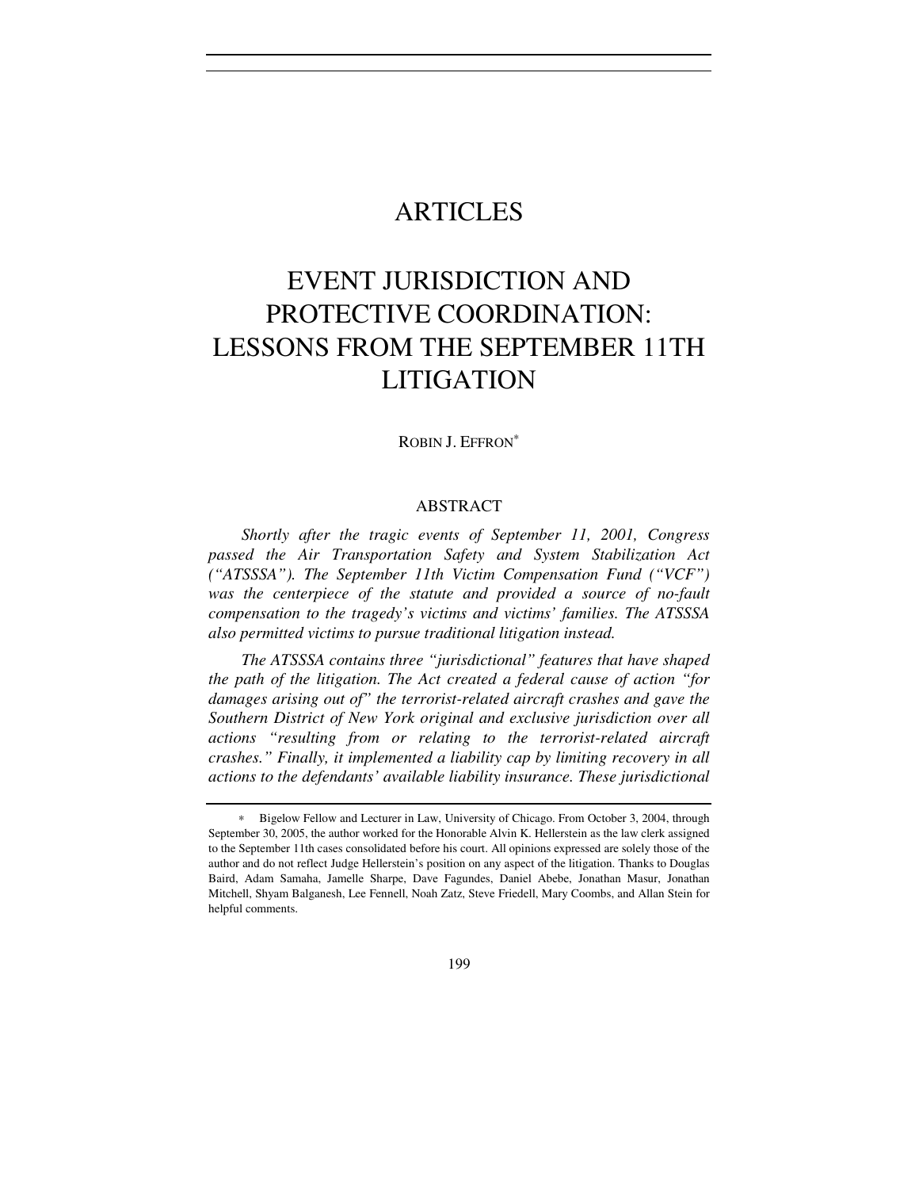# ARTICLES

# EVENT JURISDICTION AND PROTECTIVE COORDINATION: LESSONS FROM THE SEPTEMBER 11TH LITIGATION

ROBIN J. EFFRON[*]

## ABSTRACT

*Shortly after the tragic events of September 11, 2001, Congress passed the Air Transportation Safety and System Stabilization Act ("ATSSSA"). The September 11th Victim Compensation Fund ("VCF") was the centerpiece of the statute and provided a source of no-fault compensation to the tragedy's victims and victims' families. The ATSSSA also permitted victims to pursue traditional litigation instead.*

*The ATSSSA contains three "jurisdictional" features that have shaped the path of the litigation. The Act created a federal cause of action "for damages arising out of" the terrorist-related aircraft crashes and gave the Southern District of New York original and exclusive jurisdiction over all actions "resulting from or relating to the terrorist-related aircraft crashes." Finally, it implemented a liability cap by limiting recovery in all actions to the defendants' available liability insurance. These jurisdictional*

---

[*] Bigelow Fellow and Lecturer in Law, University of Chicago. From October 3, 2004, through September 30, 2005, the author worked for the Honorable Alvin K. Hellerstein as the law clerk assigned to the September 11th cases consolidated before his court. All opinions expressed are solely those of the author and do not reflect Judge Hellerstein's position on any aspect of the litigation. Thanks to Douglas Baird, Adam Samaha, Jamelle Sharpe, Dave Fagundes, Daniel Abebe, Jonathan Masur, Jonathan Mitchell, Shyam Balganesh, Lee Fennell, Noah Zatz, Steve Friedell, Mary Coombs, and Allan Stein for helpful comments.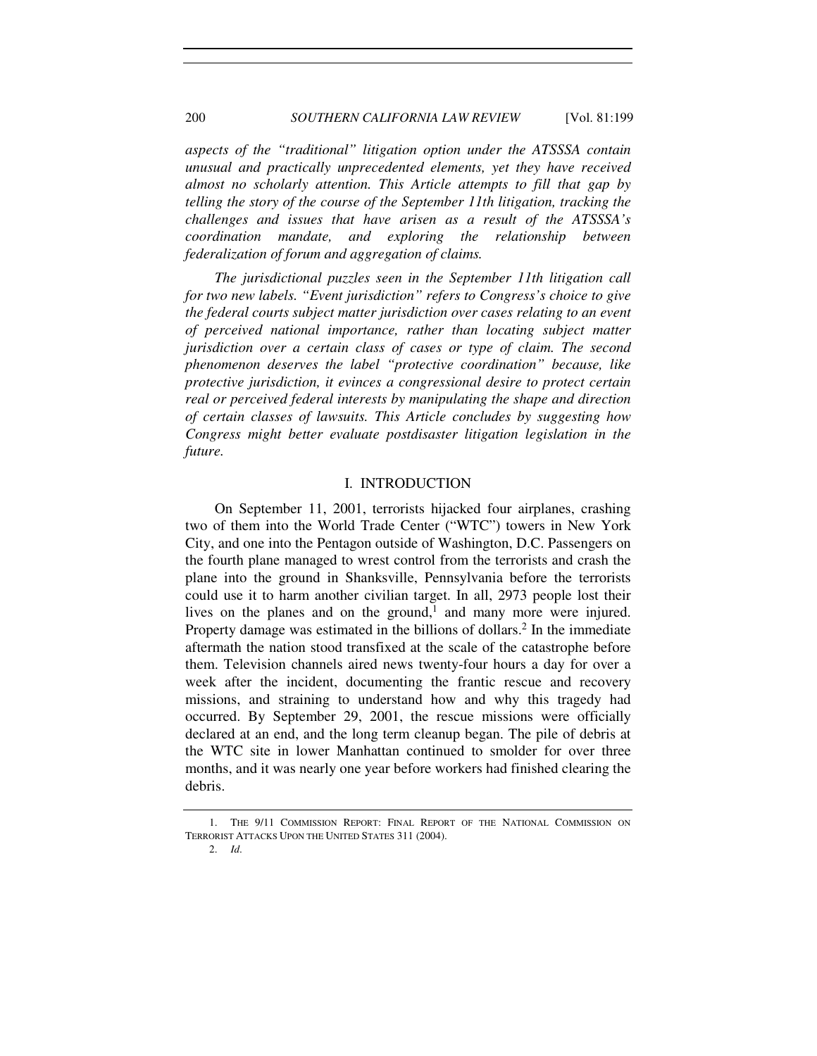*aspects of the "traditional" litigation option under the ATSSSA contain unusual and practically unprecedented elements, yet they have received almost no scholarly attention. This Article attempts to fill that gap by telling the story of the course of the September 11th litigation, tracking the challenges and issues that have arisen as a result of the ATSSSA's coordination mandate, and exploring the relationship between federalization of forum and aggregation of claims.*

*The jurisdictional puzzles seen in the September 11th litigation call for two new labels. "Event jurisdiction" refers to Congress's choice to give the federal courts subject matter jurisdiction over cases relating to an event of perceived national importance, rather than locating subject matter jurisdiction over a certain class of cases or type of claim. The second phenomenon deserves the label "protective coordination" because, like protective jurisdiction, it evinces a congressional desire to protect certain real or perceived federal interests by manipulating the shape and direction of certain classes of lawsuits. This Article concludes by suggesting how Congress might better evaluate postdisaster litigation legislation in the future.*

## I. INTRODUCTION

On September 11, 2001, terrorists hijacked four airplanes, crashing two of them into the World Trade Center ("WTC") towers in New York City, and one into the Pentagon outside of Washington, D.C. Passengers on the fourth plane managed to wrest control from the terrorists and crash the plane into the ground in Shanksville, Pennsylvania before the terrorists could use it to harm another civilian target. In all, 2973 people lost their lives on the planes and on the ground,[1] and many more were injured. Property damage was estimated in the billions of dollars.[2] In the immediate aftermath the nation stood transfixed at the scale of the catastrophe before them. Television channels aired news twenty-four hours a day for over a week after the incident, documenting the frantic rescue and recovery missions, and straining to understand how and why this tragedy had occurred. By September 29, 2001, the rescue missions were officially declared at an end, and the long term cleanup began. The pile of debris at the WTC site in lower Manhattan continued to smolder for over three months, and it was nearly one year before workers had finished clearing the debris.

---

1. THE 9/11 COMMISSION REPORT: FINAL REPORT OF THE NATIONAL COMMISSION ON TERRORIST ATTACKS UPON THE UNITED STATES 311 (2004).

2. *Id.*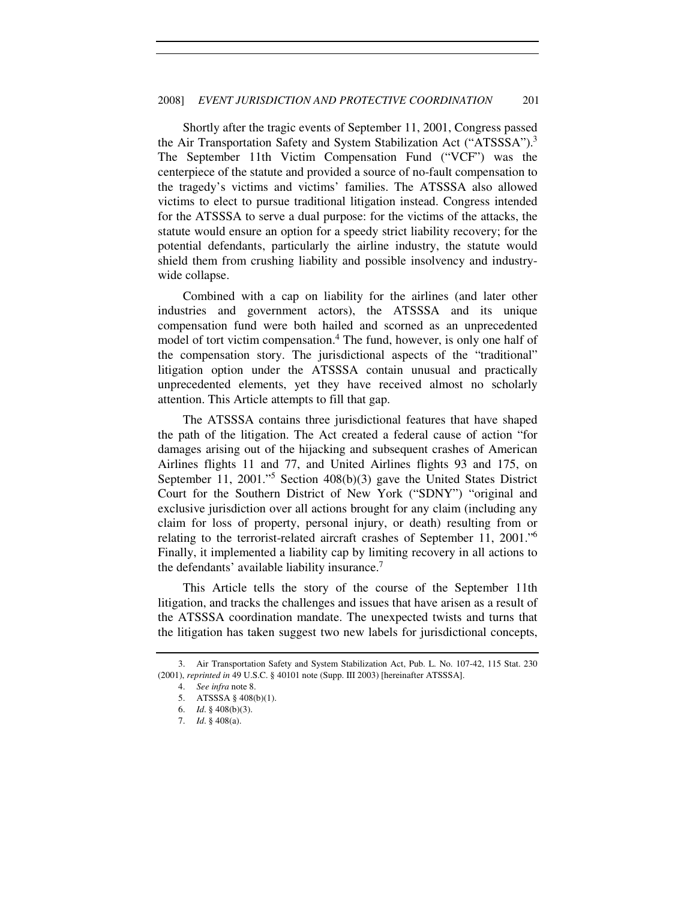Shortly after the tragic events of September 11, 2001, Congress passed the Air Transportation Safety and System Stabilization Act ("ATSSSA").[3] The September 11th Victim Compensation Fund ("VCF") was the centerpiece of the statute and provided a source of no-fault compensation to the tragedy's victims and victims' families. The ATSSSA also allowed victims to elect to pursue traditional litigation instead. Congress intended for the ATSSSA to serve a dual purpose: for the victims of the attacks, the statute would ensure an option for a speedy strict liability recovery; for the potential defendants, particularly the airline industry, the statute would shield them from crushing liability and possible insolvency and industry-wide collapse.

Combined with a cap on liability for the airlines (and later other industries and government actors), the ATSSSA and its unique compensation fund were both hailed and scorned as an unprecedented model of tort victim compensation.[4] The fund, however, is only one half of the compensation story. The jurisdictional aspects of the "traditional" litigation option under the ATSSSA contain unusual and practically unprecedented elements, yet they have received almost no scholarly attention. This Article attempts to fill that gap.

The ATSSSA contains three jurisdictional features that have shaped the path of the litigation. The Act created a federal cause of action "for damages arising out of the hijacking and subsequent crashes of American Airlines flights 11 and 77, and United Airlines flights 93 and 175, on September 11, 2001."[5] Section 408(b)(3) gave the United States District Court for the Southern District of New York ("SDNY") "original and exclusive jurisdiction over all actions brought for any claim (including any claim for loss of property, personal injury, or death) resulting from or relating to the terrorist-related aircraft crashes of September 11, 2001."[6] Finally, it implemented a liability cap by limiting recovery in all actions to the defendants' available liability insurance.[7]

This Article tells the story of the course of the September 11th litigation, and tracks the challenges and issues that have arisen as a result of the ATSSSA coordination mandate. The unexpected twists and turns that the litigation has taken suggest two new labels for jurisdictional concepts,

---

3. Air Transportation Safety and System Stabilization Act, Pub. L. No. 107-42, 115 Stat. 230 (2001), *reprinted in* 49 U.S.C. § 40101 note (Supp. III 2003) [hereinafter ATSSSA].

4. *See infra* note 8.

5. ATSSSA § 408(b)(1).

6. *Id*. § 408(b)(3).

7. *Id*. § 408(a).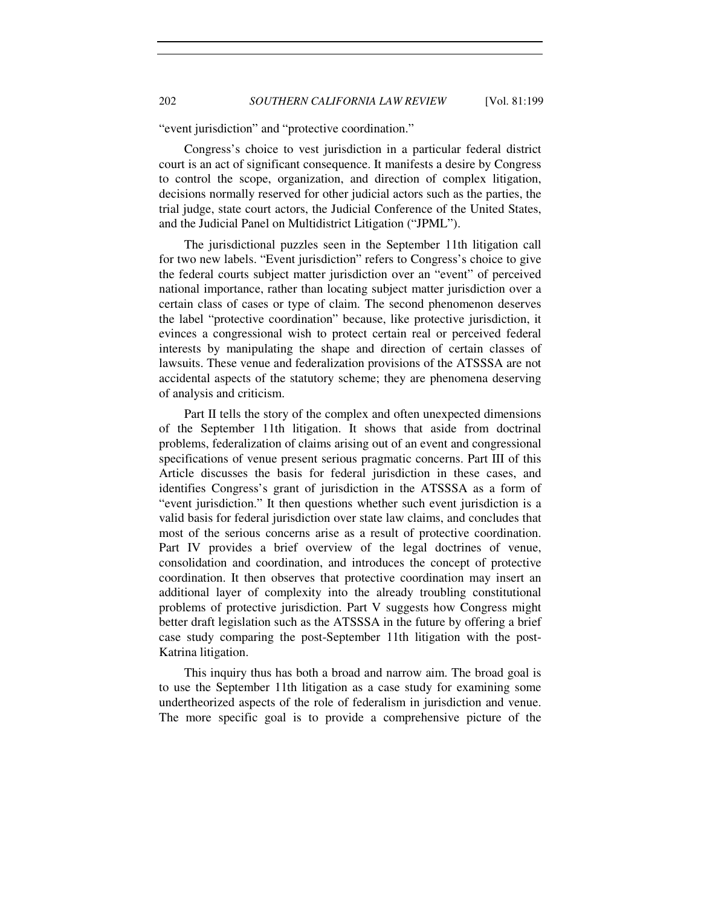"event jurisdiction" and "protective coordination."

Congress's choice to vest jurisdiction in a particular federal district court is an act of significant consequence. It manifests a desire by Congress to control the scope, organization, and direction of complex litigation, decisions normally reserved for other judicial actors such as the parties, the trial judge, state court actors, the Judicial Conference of the United States, and the Judicial Panel on Multidistrict Litigation ("JPML").

The jurisdictional puzzles seen in the September 11th litigation call for two new labels. "Event jurisdiction" refers to Congress's choice to give the federal courts subject matter jurisdiction over an "event" of perceived national importance, rather than locating subject matter jurisdiction over a certain class of cases or type of claim. The second phenomenon deserves the label "protective coordination" because, like protective jurisdiction, it evinces a congressional wish to protect certain real or perceived federal interests by manipulating the shape and direction of certain classes of lawsuits. These venue and federalization provisions of the ATSSSA are not accidental aspects of the statutory scheme; they are phenomena deserving of analysis and criticism.

Part II tells the story of the complex and often unexpected dimensions of the September 11th litigation. It shows that aside from doctrinal problems, federalization of claims arising out of an event and congressional specifications of venue present serious pragmatic concerns. Part III of this Article discusses the basis for federal jurisdiction in these cases, and identifies Congress's grant of jurisdiction in the ATSSSA as a form of "event jurisdiction." It then questions whether such event jurisdiction is a valid basis for federal jurisdiction over state law claims, and concludes that most of the serious concerns arise as a result of protective coordination. Part IV provides a brief overview of the legal doctrines of venue, consolidation and coordination, and introduces the concept of protective coordination. It then observes that protective coordination may insert an additional layer of complexity into the already troubling constitutional problems of protective jurisdiction. Part V suggests how Congress might better draft legislation such as the ATSSSA in the future by offering a brief case study comparing the post-September 11th litigation with the post-Katrina litigation.

This inquiry thus has both a broad and narrow aim. The broad goal is to use the September 11th litigation as a case study for examining some undertheorized aspects of the role of federalism in jurisdiction and venue. The more specific goal is to provide a comprehensive picture of the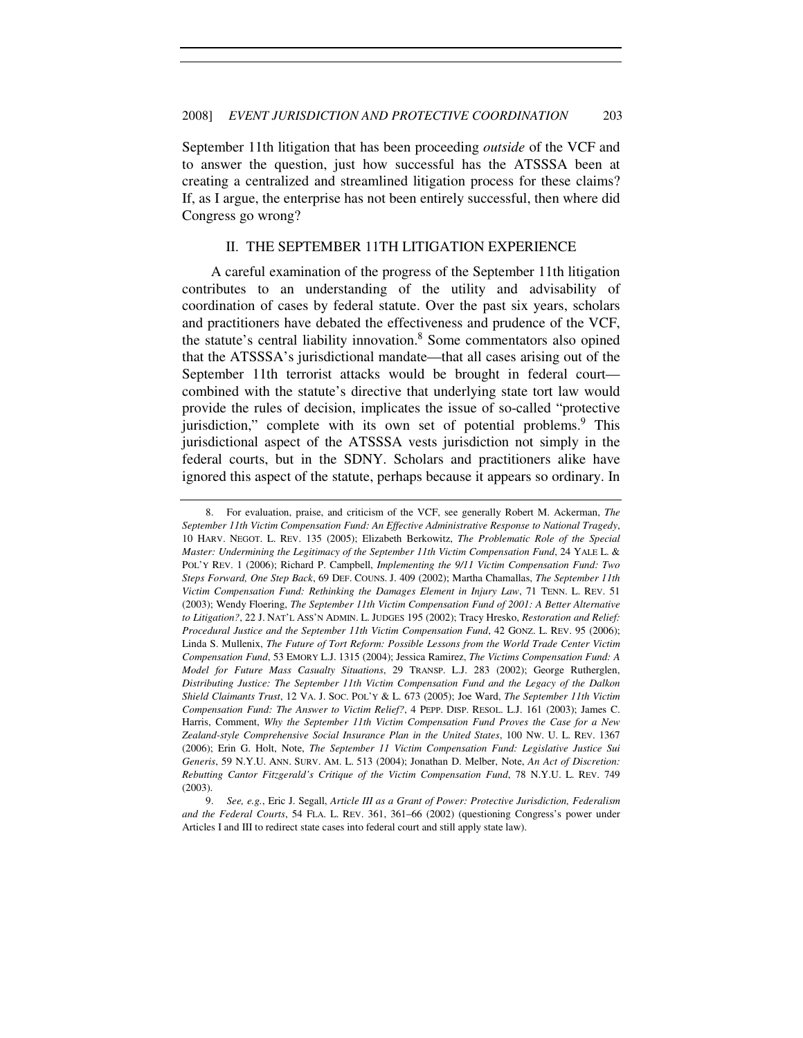September 11th litigation that has been proceeding *outside* of the VCF and to answer the question, just how successful has the ATSSSA been at creating a centralized and streamlined litigation process for these claims? If, as I argue, the enterprise has not been entirely successful, then where did Congress go wrong?

## II. THE SEPTEMBER 11TH LITIGATION EXPERIENCE

A careful examination of the progress of the September 11th litigation contributes to an understanding of the utility and advisability of coordination of cases by federal statute. Over the past six years, scholars and practitioners have debated the effectiveness and prudence of the VCF, the statute's central liability innovation.[8] Some commentators also opined that the ATSSSA's jurisdictional mandate—that all cases arising out of the September 11th terrorist attacks would be brought in federal court—combined with the statute's directive that underlying state tort law would provide the rules of decision, implicates the issue of so-called "protective jurisdiction," complete with its own set of potential problems.[9] This jurisdictional aspect of the ATSSSA vests jurisdiction not simply in the federal courts, but in the SDNY. Scholars and practitioners alike have ignored this aspect of the statute, perhaps because it appears so ordinary. In

---

8. For evaluation, praise, and criticism of the VCF, see generally Robert M. Ackerman, *The September 11th Victim Compensation Fund: An Effective Administrative Response to National Tragedy*, 10 HARV. NEGOT. L. REV. 135 (2005); Elizabeth Berkowitz, *The Problematic Role of the Special Master: Undermining the Legitimacy of the September 11th Victim Compensation Fund*, 24 YALE L. & POL'Y REV. 1 (2006); Richard P. Campbell, *Implementing the 9/11 Victim Compensation Fund: Two Steps Forward, One Step Back*, 69 DEF. COUNS. J. 409 (2002); Martha Chamallas, *The September 11th Victim Compensation Fund: Rethinking the Damages Element in Injury Law*, 71 TENN. L. REV. 51 (2003); Wendy Floering, *The September 11th Victim Compensation Fund of 2001: A Better Alternative to Litigation?*, 22 J. NAT'L ASS'N ADMIN. L. JUDGES 195 (2002); Tracy Hresko, *Restoration and Relief: Procedural Justice and the September 11th Victim Compensation Fund*, 42 GONZ. L. REV. 95 (2006); Linda S. Mullenix, *The Future of Tort Reform: Possible Lessons from the World Trade Center Victim Compensation Fund*, 53 EMORY L.J. 1315 (2004); Jessica Ramirez, *The Victims Compensation Fund: A Model for Future Mass Casualty Situations*, 29 TRANSP. L.J. 283 (2002); George Rutherglen, *Distributing Justice: The September 11th Victim Compensation Fund and the Legacy of the Dalkon Shield Claimants Trust*, 12 VA. J. SOC. POL'Y & L. 673 (2005); Joe Ward, *The September 11th Victim Compensation Fund: The Answer to Victim Relief?*, 4 PEPP. DISP. RESOL. L.J. 161 (2003); James C. Harris, Comment, *Why the September 11th Victim Compensation Fund Proves the Case for a New Zealand-style Comprehensive Social Insurance Plan in the United States*, 100 NW. U. L. REV. 1367 (2006); Erin G. Holt, Note, *The September 11 Victim Compensation Fund: Legislative Justice Sui Generis*, 59 N.Y.U. ANN. SURV. AM. L. 513 (2004); Jonathan D. Melber, Note, *An Act of Discretion: Rebutting Cantor Fitzgerald's Critique of the Victim Compensation Fund*, 78 N.Y.U. L. REV. 749 (2003).

9. *See, e.g.*, Eric J. Segall, *Article III as a Grant of Power: Protective Jurisdiction, Federalism and the Federal Courts*, 54 FLA. L. REV. 361, 361–66 (2002) (questioning Congress's power under Articles I and III to redirect state cases into federal court and still apply state law).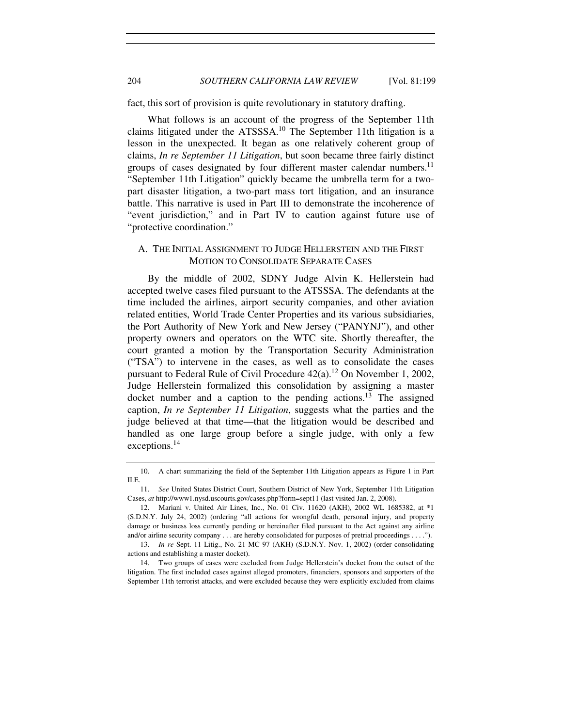fact, this sort of provision is quite revolutionary in statutory drafting.

What follows is an account of the progress of the September 11th claims litigated under the ATSSSA.[10] The September 11th litigation is a lesson in the unexpected. It began as one relatively coherent group of claims, *In re September 11 Litigation*, but soon became three fairly distinct groups of cases designated by four different master calendar numbers.[11] "September 11th Litigation" quickly became the umbrella term for a two-part disaster litigation, a two-part mass tort litigation, and an insurance battle. This narrative is used in Part III to demonstrate the incoherence of "event jurisdiction," and in Part IV to caution against future use of "protective coordination."

### A. The Initial Assignment to Judge Hellerstein and the First Motion to Consolidate Separate Cases

By the middle of 2002, SDNY Judge Alvin K. Hellerstein had accepted twelve cases filed pursuant to the ATSSSA. The defendants at the time included the airlines, airport security companies, and other aviation related entities, World Trade Center Properties and its various subsidiaries, the Port Authority of New York and New Jersey ("PANYNJ"), and other property owners and operators on the WTC site. Shortly thereafter, the court granted a motion by the Transportation Security Administration ("TSA") to intervene in the cases, as well as to consolidate the cases pursuant to Federal Rule of Civil Procedure 42(a).[12] On November 1, 2002, Judge Hellerstein formalized this consolidation by assigning a master docket number and a caption to the pending actions.[13] The assigned caption, *In re September 11 Litigation*, suggests what the parties and the judge believed at that time—that the litigation would be described and handled as one large group before a single judge, with only a few exceptions.[14]

---

10. A chart summarizing the field of the September 11th Litigation appears as Figure 1 in Part II.E.

11. *See* United States District Court, Southern District of New York, September 11th Litigation Cases, *at* http://www1.nysd.uscourts.gov/cases.php?form=sept11 (last visited Jan. 2, 2008).

12. Mariani v. United Air Lines, Inc., No. 01 Civ. 11620 (AKH), 2002 WL 1685382, at *1 (S.D.N.Y. July 24, 2002) (ordering "all actions for wrongful death, personal injury, and property damage or business loss currently pending or hereinafter filed pursuant to the Act against any airline and/or airline security company . . . are hereby consolidated for purposes of pretrial proceedings . . . .").

13. *In re* Sept. 11 Litig., No. 21 MC 97 (AKH) (S.D.N.Y. Nov. 1, 2002) (order consolidating actions and establishing a master docket).

14. Two groups of cases were excluded from Judge Hellerstein's docket from the outset of the litigation. The first included cases against alleged promoters, financiers, sponsors and supporters of the September 11th terrorist attacks, and were excluded because they were explicitly excluded from claims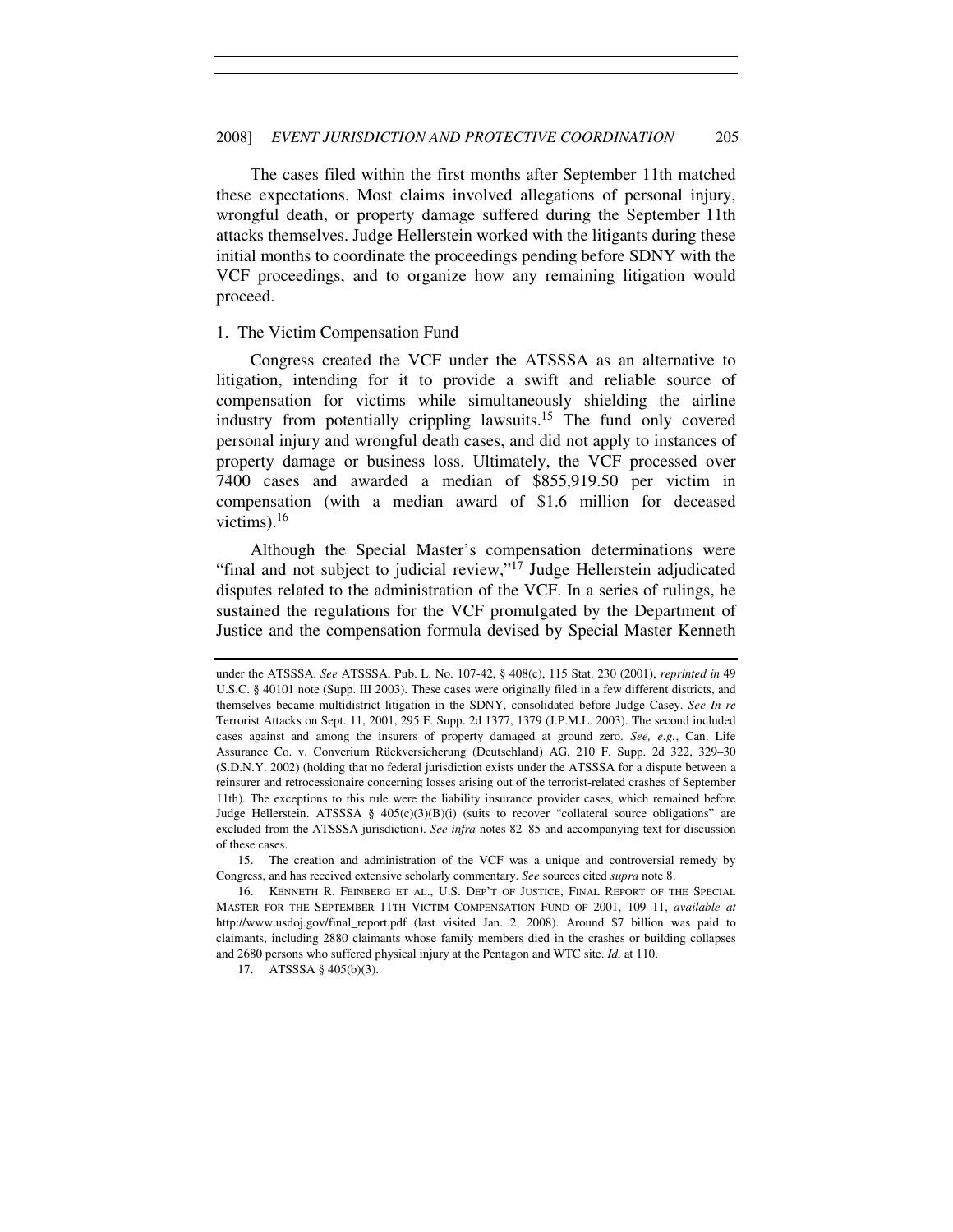The cases filed within the first months after September 11th matched these expectations. Most claims involved allegations of personal injury, wrongful death, or property damage suffered during the September 11th attacks themselves. Judge Hellerstein worked with the litigants during these initial months to coordinate the proceedings pending before SDNY with the VCF proceedings, and to organize how any remaining litigation would proceed.

### 1. The Victim Compensation Fund

Congress created the VCF under the ATSSSA as an alternative to litigation, intending for it to provide a swift and reliable source of compensation for victims while simultaneously shielding the airline industry from potentially crippling lawsuits.[15] The fund only covered personal injury and wrongful death cases, and did not apply to instances of property damage or business loss. Ultimately, the VCF processed over 7400 cases and awarded a median of $855,919.50 per victim in compensation (with a median award of $1.6 million for deceased victims).[16]

Although the Special Master's compensation determinations were "final and not subject to judicial review,"[17] Judge Hellerstein adjudicated disputes related to the administration of the VCF. In a series of rulings, he sustained the regulations for the VCF promulgated by the Department of Justice and the compensation formula devised by Special Master Kenneth

---

under the ATSSSA. *See* ATSSSA, Pub. L. No. 107-42, § 408(c), 115 Stat. 230 (2001), *reprinted in* 49 U.S.C. § 40101 note (Supp. III 2003). These cases were originally filed in a few different districts, and themselves became multidistrict litigation in the SDNY, consolidated before Judge Casey. *See In re* Terrorist Attacks on Sept. 11, 2001, 295 F. Supp. 2d 1377, 1379 (J.P.M.L. 2003). The second included cases against and among the insurers of property damaged at ground zero. *See, e.g.*, Can. Life Assurance Co. v. Converium Rückversicherung (Deutschland) AG, 210 F. Supp. 2d 322, 329–30 (S.D.N.Y. 2002) (holding that no federal jurisdiction exists under the ATSSSA for a dispute between a reinsurer and retrocessionaire concerning losses arising out of the terrorist-related crashes of September 11th). The exceptions to this rule were the liability insurance provider cases, which remained before Judge Hellerstein. ATSSSA § 405(c)(3)(B)(i) (suits to recover "collateral source obligations" are excluded from the ATSSSA jurisdiction). *See infra* notes 82–85 and accompanying text for discussion of these cases.

15. The creation and administration of the VCF was a unique and controversial remedy by Congress, and has received extensive scholarly commentary. *See* sources cited *supra* note 8.

16. KENNETH R. FEINBERG ET AL., U.S. DEP'T OF JUSTICE, FINAL REPORT OF THE SPECIAL MASTER FOR THE SEPTEMBER 11TH VICTIM COMPENSATION FUND OF 2001, 109–11, *available at* http://www.usdoj.gov/final_report.pdf (last visited Jan. 2, 2008). Around $7 billion was paid to claimants, including 2880 claimants whose family members died in the crashes or building collapses and 2680 persons who suffered physical injury at the Pentagon and WTC site. *Id.* at 110.

17. ATSSSA § 405(b)(3).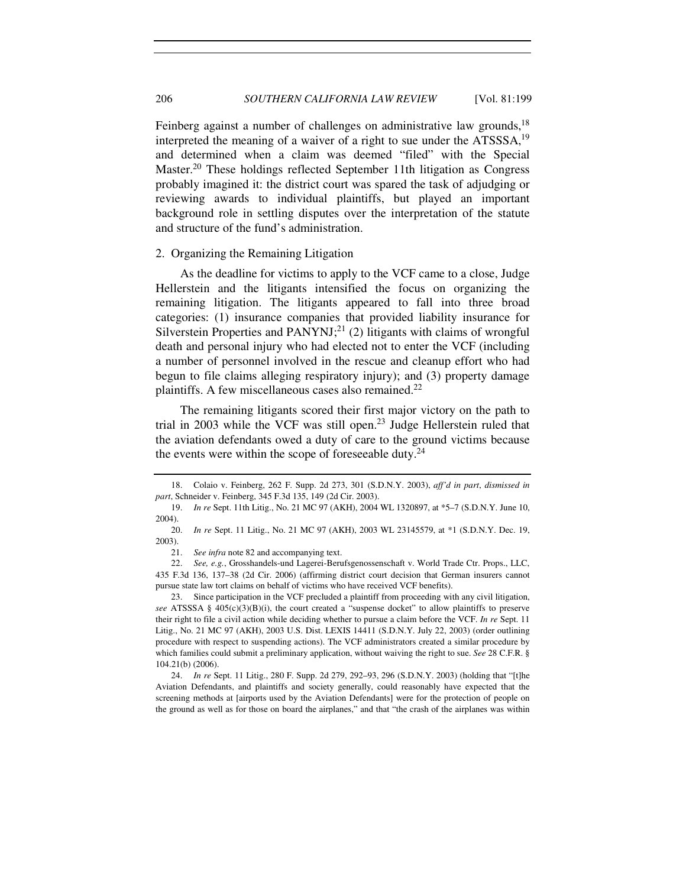Feinberg against a number of challenges on administrative law grounds,[18] interpreted the meaning of a waiver of a right to sue under the ATSSSA,[19] and determined when a claim was deemed "filed" with the Special Master.[20] These holdings reflected September 11th litigation as Congress probably imagined it: the district court was spared the task of adjudging or reviewing awards to individual plaintiffs, but played an important background role in settling disputes over the interpretation of the statute and structure of the fund's administration.

### 2. Organizing the Remaining Litigation

As the deadline for victims to apply to the VCF came to a close, Judge Hellerstein and the litigants intensified the focus on organizing the remaining litigation. The litigants appeared to fall into three broad categories: (1) insurance companies that provided liability insurance for Silverstein Properties and PANYNJ;[21] (2) litigants with claims of wrongful death and personal injury who had elected not to enter the VCF (including a number of personnel involved in the rescue and cleanup effort who had begun to file claims alleging respiratory injury); and (3) property damage plaintiffs. A few miscellaneous cases also remained.[22]

The remaining litigants scored their first major victory on the path to trial in 2003 while the VCF was still open.[23] Judge Hellerstein ruled that the aviation defendants owed a duty of care to the ground victims because the events were within the scope of foreseeable duty.[24]

---

18. Colaio v. Feinberg, 262 F. Supp. 2d 273, 301 (S.D.N.Y. 2003), *aff'd in part*, *dismissed in part*, Schneider v. Feinberg, 345 F.3d 135, 149 (2d Cir. 2003).

19. *In re* Sept. 11th Litig., No. 21 MC 97 (AKH), 2004 WL 1320897, at *5–7 (S.D.N.Y. June 10, 2004).

20. *In re* Sept. 11 Litig., No. 21 MC 97 (AKH), 2003 WL 23145579, at *1 (S.D.N.Y. Dec. 19, 2003).

21. *See infra* note 82 and accompanying text.

22. *See, e.g.*, Grosshandels-und Lagerei-Berufsgenossenschaft v. World Trade Ctr. Props., LLC, 435 F.3d 136, 137–38 (2d Cir. 2006) (affirming district court decision that German insurers cannot pursue state law tort claims on behalf of victims who have received VCF benefits).

23. Since participation in the VCF precluded a plaintiff from proceeding with any civil litigation, *see* ATSSSA § 405(c)(3)(B)(i), the court created a "suspense docket" to allow plaintiffs to preserve their right to file a civil action while deciding whether to pursue a claim before the VCF. *In re* Sept. 11 Litig., No. 21 MC 97 (AKH), 2003 U.S. Dist. LEXIS 14411 (S.D.N.Y. July 22, 2003) (order outlining procedure with respect to suspending actions). The VCF administrators created a similar procedure by which families could submit a preliminary application, without waiving the right to sue. *See* 28 C.F.R. § 104.21(b) (2006).

24. *In re* Sept. 11 Litig., 280 F. Supp. 2d 279, 292–93, 296 (S.D.N.Y. 2003) (holding that "[t]he Aviation Defendants, and plaintiffs and society generally, could reasonably have expected that the screening methods at [airports used by the Aviation Defendants] were for the protection of people on the ground as well as for those on board the airplanes," and that "the crash of the airplanes was within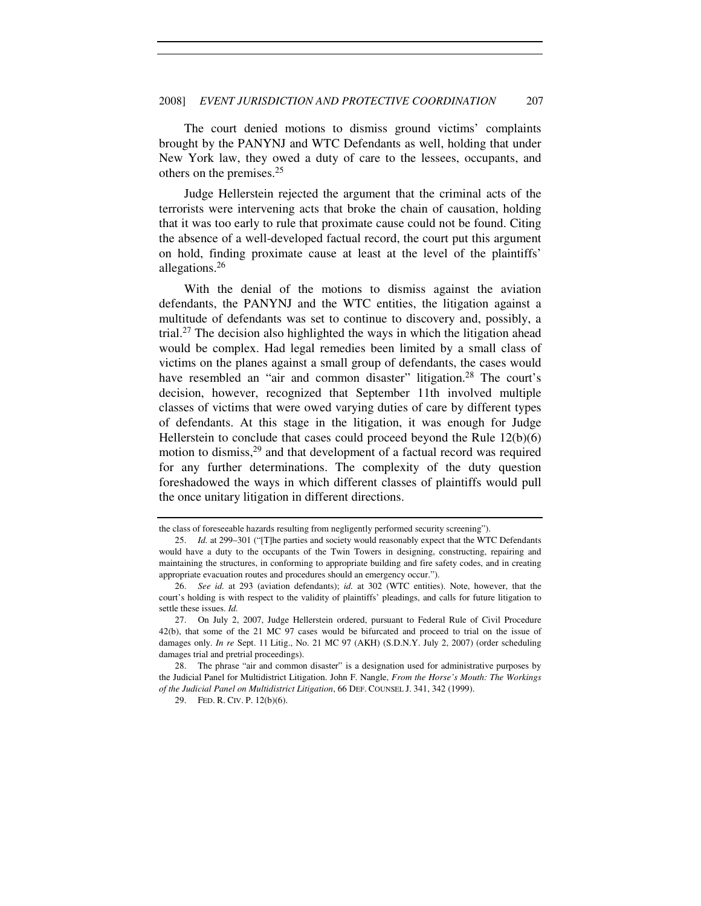The court denied motions to dismiss ground victims' complaints brought by the PANYNJ and WTC Defendants as well, holding that under New York law, they owed a duty of care to the lessees, occupants, and others on the premises.[25]

Judge Hellerstein rejected the argument that the criminal acts of the terrorists were intervening acts that broke the chain of causation, holding that it was too early to rule that proximate cause could not be found. Citing the absence of a well-developed factual record, the court put this argument on hold, finding proximate cause at least at the level of the plaintiffs' allegations.[26]

With the denial of the motions to dismiss against the aviation defendants, the PANYNJ and the WTC entities, the litigation against a multitude of defendants was set to continue to discovery and, possibly, a trial.[27] The decision also highlighted the ways in which the litigation ahead would be complex. Had legal remedies been limited by a small class of victims on the planes against a small group of defendants, the cases would have resembled an "air and common disaster" litigation.[28] The court's decision, however, recognized that September 11th involved multiple classes of victims that were owed varying duties of care by different types of defendants. At this stage in the litigation, it was enough for Judge Hellerstein to conclude that cases could proceed beyond the Rule 12(b)(6) motion to dismiss,[29] and that development of a factual record was required for any further determinations. The complexity of the duty question foreshadowed the ways in which different classes of plaintiffs would pull the once unitary litigation in different directions.

---

the class of foreseeable hazards resulting from negligently performed security screening").

25. *Id.* at 299–301 ("[T]he parties and society would reasonably expect that the WTC Defendants would have a duty to the occupants of the Twin Towers in designing, constructing, repairing and maintaining the structures, in conforming to appropriate building and fire safety codes, and in creating appropriate evacuation routes and procedures should an emergency occur.").

26. *See id.* at 293 (aviation defendants); *id.* at 302 (WTC entities). Note, however, that the court's holding is with respect to the validity of plaintiffs' pleadings, and calls for future litigation to settle these issues. *Id.*

27. On July 2, 2007, Judge Hellerstein ordered, pursuant to Federal Rule of Civil Procedure 42(b), that some of the 21 MC 97 cases would be bifurcated and proceed to trial on the issue of damages only. *In re* Sept. 11 Litig., No. 21 MC 97 (AKH) (S.D.N.Y. July 2, 2007) (order scheduling damages trial and pretrial proceedings).

28. The phrase "air and common disaster" is a designation used for administrative purposes by the Judicial Panel for Multidistrict Litigation. John F. Nangle, *From the Horse's Mouth: The Workings of the Judicial Panel on Multidistrict Litigation*, 66 DEF. COUNSEL J. 341, 342 (1999).

29. FED. R. CIV. P. 12(b)(6).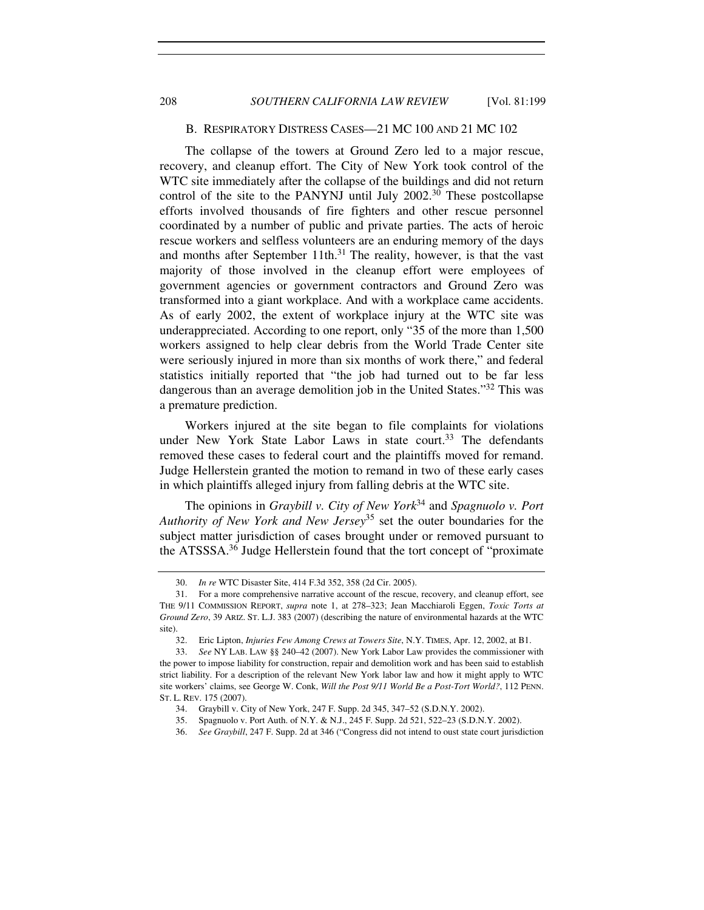### B. RESPIRATORY DISTRESS CASES—21 MC 100 AND 21 MC 102

The collapse of the towers at Ground Zero led to a major rescue, recovery, and cleanup effort. The City of New York took control of the WTC site immediately after the collapse of the buildings and did not return control of the site to the PANYNJ until July 2002.[30] These postcollapse efforts involved thousands of fire fighters and other rescue personnel coordinated by a number of public and private parties. The acts of heroic rescue workers and selfless volunteers are an enduring memory of the days and months after September 11th.[31] The reality, however, is that the vast majority of those involved in the cleanup effort were employees of government agencies or government contractors and Ground Zero was transformed into a giant workplace. And with a workplace came accidents. As of early 2002, the extent of workplace injury at the WTC site was underappreciated. According to one report, only "35 of the more than 1,500 workers assigned to help clear debris from the World Trade Center site were seriously injured in more than six months of work there," and federal statistics initially reported that "the job had turned out to be far less dangerous than an average demolition job in the United States."[32] This was a premature prediction.

Workers injured at the site began to file complaints for violations under New York State Labor Laws in state court.[33] The defendants removed these cases to federal court and the plaintiffs moved for remand. Judge Hellerstein granted the motion to remand in two of these early cases in which plaintiffs alleged injury from falling debris at the WTC site.

The opinions in *Graybill v. City of New York*[34] and *Spagnuolo v. Port Authority of New York and New Jersey*[35] set the outer boundaries for the subject matter jurisdiction of cases brought under or removed pursuant to the ATSSSA.[36] Judge Hellerstein found that the tort concept of "proximate

---

30. *In re* WTC Disaster Site, 414 F.3d 352, 358 (2d Cir. 2005).

31. For a more comprehensive narrative account of the rescue, recovery, and cleanup effort, see THE 9/11 COMMISSION REPORT, *supra* note 1, at 278–323; Jean Macchiaroli Eggen, *Toxic Torts at Ground Zero*, 39 ARIZ. ST. L.J. 383 (2007) (describing the nature of environmental hazards at the WTC site).

32. Eric Lipton, *Injuries Few Among Crews at Towers Site*, N.Y. TIMES, Apr. 12, 2002, at B1.

33. *See* NY LAB. LAW §§ 240–42 (2007). New York Labor Law provides the commissioner with the power to impose liability for construction, repair and demolition work and has been said to establish strict liability. For a description of the relevant New York labor law and how it might apply to WTC site workers' claims, see George W. Conk, *Will the Post 9/11 World Be a Post-Tort World?*, 112 PENN. ST. L. REV. 175 (2007).

34. Graybill v. City of New York, 247 F. Supp. 2d 345, 347–52 (S.D.N.Y. 2002).

35. Spagnuolo v. Port Auth. of N.Y. & N.J., 245 F. Supp. 2d 521, 522–23 (S.D.N.Y. 2002).

36. *See Graybill*, 247 F. Supp. 2d at 346 ("Congress did not intend to oust state court jurisdiction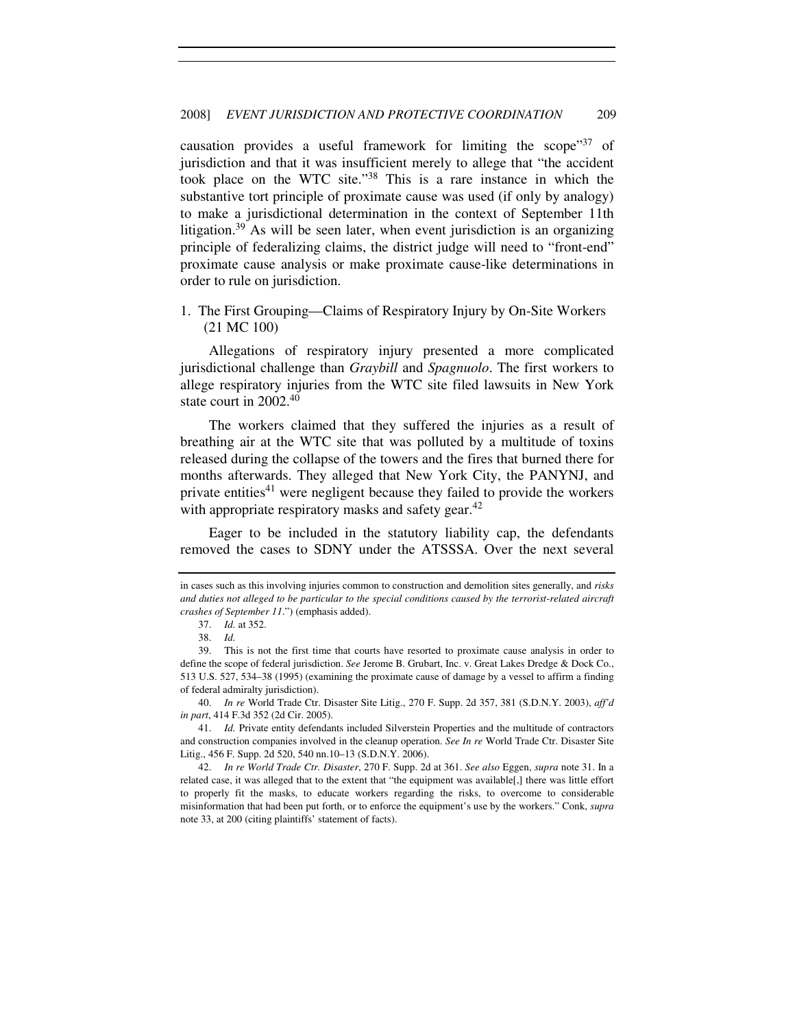causation provides a useful framework for limiting the scope"[37] of jurisdiction and that it was insufficient merely to allege that "the accident took place on the WTC site."[38] This is a rare instance in which the substantive tort principle of proximate cause was used (if only by analogy) to make a jurisdictional determination in the context of September 11th litigation.[39] As will be seen later, when event jurisdiction is an organizing principle of federalizing claims, the district judge will need to "front-end" proximate cause analysis or make proximate cause-like determinations in order to rule on jurisdiction.

1. The First Grouping—Claims of Respiratory Injury by On-Site Workers (21 MC 100)

Allegations of respiratory injury presented a more complicated jurisdictional challenge than *Graybill* and *Spagnuolo*. The first workers to allege respiratory injuries from the WTC site filed lawsuits in New York state court in 2002.[40]

The workers claimed that they suffered the injuries as a result of breathing air at the WTC site that was polluted by a multitude of toxins released during the collapse of the towers and the fires that burned there for months afterwards. They alleged that New York City, the PANYNJ, and private entities[41] were negligent because they failed to provide the workers with appropriate respiratory masks and safety gear.[42]

Eager to be included in the statutory liability cap, the defendants removed the cases to SDNY under the ATSSSA. Over the next several

---

in cases such as this involving injuries common to construction and demolition sites generally, and *risks and duties not alleged to be particular to the special conditions caused by the terrorist-related aircraft crashes of September 11*.") (emphasis added).

37. *Id.* at 352.

38. *Id.*

39. This is not the first time that courts have resorted to proximate cause analysis in order to define the scope of federal jurisdiction. *See* Jerome B. Grubart, Inc. v. Great Lakes Dredge & Dock Co., 513 U.S. 527, 534–38 (1995) (examining the proximate cause of damage by a vessel to affirm a finding of federal admiralty jurisdiction).

40. *In re* World Trade Ctr. Disaster Site Litig., 270 F. Supp. 2d 357, 381 (S.D.N.Y. 2003), *aff'd in part*, 414 F.3d 352 (2d Cir. 2005).

41. *Id.* Private entity defendants included Silverstein Properties and the multitude of contractors and construction companies involved in the cleanup operation. *See In re* World Trade Ctr. Disaster Site Litig., 456 F. Supp. 2d 520, 540 nn.10–13 (S.D.N.Y. 2006).

42. *In re World Trade Ctr. Disaster*, 270 F. Supp. 2d at 361. *See also* Eggen, *supra* note 31. In a related case, it was alleged that to the extent that "the equipment was available[,] there was little effort to properly fit the masks, to educate workers regarding the risks, to overcome to considerable misinformation that had been put forth, or to enforce the equipment's use by the workers." Conk, *supra* note 33, at 200 (citing plaintiffs' statement of facts).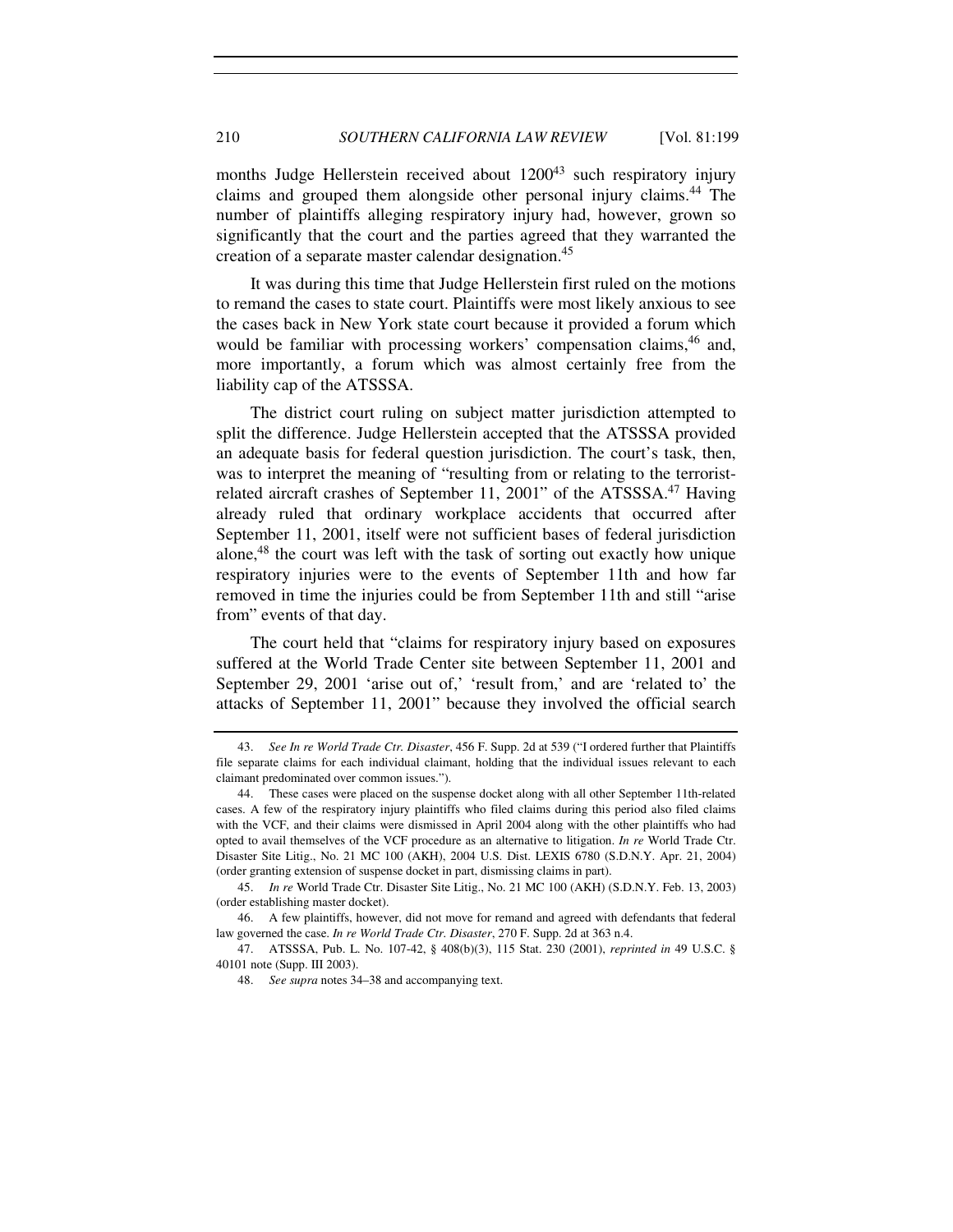months Judge Hellerstein received about 1200[43] such respiratory injury claims and grouped them alongside other personal injury claims.[44] The number of plaintiffs alleging respiratory injury had, however, grown so significantly that the court and the parties agreed that they warranted the creation of a separate master calendar designation.[45]

It was during this time that Judge Hellerstein first ruled on the motions to remand the cases to state court. Plaintiffs were most likely anxious to see the cases back in New York state court because it provided a forum which would be familiar with processing workers' compensation claims,[46] and, more importantly, a forum which was almost certainly free from the liability cap of the ATSSSA.

The district court ruling on subject matter jurisdiction attempted to split the difference. Judge Hellerstein accepted that the ATSSSA provided an adequate basis for federal question jurisdiction. The court's task, then, was to interpret the meaning of "resulting from or relating to the terrorist-related aircraft crashes of September 11, 2001" of the ATSSSA.[47] Having already ruled that ordinary workplace accidents that occurred after September 11, 2001, itself were not sufficient bases of federal jurisdiction alone,[48] the court was left with the task of sorting out exactly how unique respiratory injuries were to the events of September 11th and how far removed in time the injuries could be from September 11th and still "arise from" events of that day.

The court held that "claims for respiratory injury based on exposures suffered at the World Trade Center site between September 11, 2001 and September 29, 2001 'arise out of,' 'result from,' and are 'related to' the attacks of September 11, 2001" because they involved the official search

---

43. *See In re World Trade Ctr. Disaster*, 456 F. Supp. 2d at 539 ("I ordered further that Plaintiffs file separate claims for each individual claimant, holding that the individual issues relevant to each claimant predominated over common issues.").

44. These cases were placed on the suspense docket along with all other September 11th-related cases. A few of the respiratory injury plaintiffs who filed claims during this period also filed claims with the VCF, and their claims were dismissed in April 2004 along with the other plaintiffs who had opted to avail themselves of the VCF procedure as an alternative to litigation. *In re* World Trade Ctr. Disaster Site Litig., No. 21 MC 100 (AKH), 2004 U.S. Dist. LEXIS 6780 (S.D.N.Y. Apr. 21, 2004) (order granting extension of suspense docket in part, dismissing claims in part).

45. *In re* World Trade Ctr. Disaster Site Litig., No. 21 MC 100 (AKH) (S.D.N.Y. Feb. 13, 2003) (order establishing master docket).

46. A few plaintiffs, however, did not move for remand and agreed with defendants that federal law governed the case. *In re World Trade Ctr. Disaster*, 270 F. Supp. 2d at 363 n.4.

47. ATSSSA, Pub. L. No. 107-42, § 408(b)(3), 115 Stat. 230 (2001), *reprinted in* 49 U.S.C. § 40101 note (Supp. III 2003).

48. *See supra* notes 34–38 and accompanying text.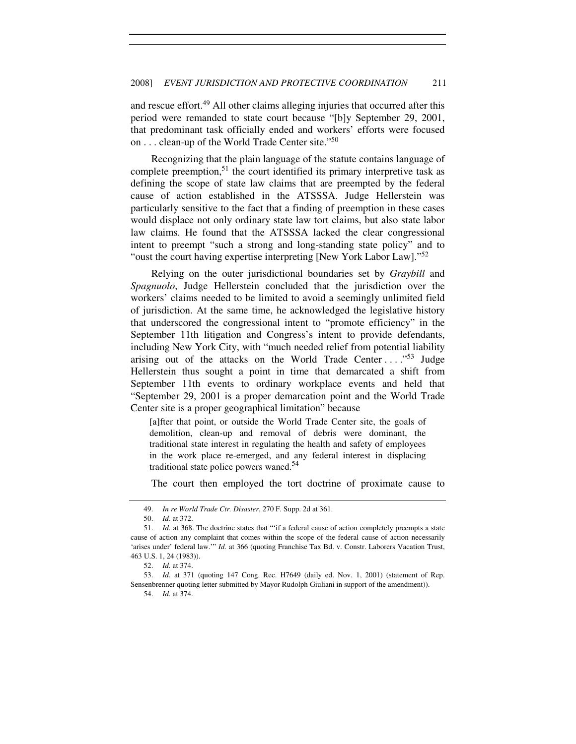and rescue effort.[49] All other claims alleging injuries that occurred after this period were remanded to state court because "[b]y September 29, 2001, that predominant task officially ended and workers' efforts were focused on . . . clean-up of the World Trade Center site."[50]

Recognizing that the plain language of the statute contains language of complete preemption,[51] the court identified its primary interpretive task as defining the scope of state law claims that are preempted by the federal cause of action established in the ATSSSA. Judge Hellerstein was particularly sensitive to the fact that a finding of preemption in these cases would displace not only ordinary state law tort claims, but also state labor law claims. He found that the ATSSSA lacked the clear congressional intent to preempt "such a strong and long-standing state policy" and to "oust the court having expertise interpreting [New York Labor Law]."[52]

Relying on the outer jurisdictional boundaries set by *Graybill* and *Spagnuolo*, Judge Hellerstein concluded that the jurisdiction over the workers' claims needed to be limited to avoid a seemingly unlimited field of jurisdiction. At the same time, he acknowledged the legislative history that underscored the congressional intent to "promote efficiency" in the September 11th litigation and Congress's intent to provide defendants, including New York City, with "much needed relief from potential liability arising out of the attacks on the World Trade Center . . . ."[53] Judge Hellerstein thus sought a point in time that demarcated a shift from September 11th events to ordinary workplace events and held that "September 29, 2001 is a proper demarcation point and the World Trade Center site is a proper geographical limitation" because

> [a]fter that point, or outside the World Trade Center site, the goals of demolition, clean-up and removal of debris were dominant, the traditional state interest in regulating the health and safety of employees in the work place re-emerged, and any federal interest in displacing traditional state police powers waned.[54]

The court then employed the tort doctrine of proximate cause to

---

49. *In re World Trade Ctr. Disaster*, 270 F. Supp. 2d at 361.

50. *Id*. at 372.

51. *Id.* at 368. The doctrine states that "'if a federal cause of action completely preempts a state cause of action any complaint that comes within the scope of the federal cause of action necessarily 'arises under' federal law.'" *Id.* at 366 (quoting Franchise Tax Bd. v. Constr. Laborers Vacation Trust, 463 U.S. 1, 24 (1983)).

52. *Id.* at 374.

53. *Id.* at 371 (quoting 147 Cong. Rec. H7649 (daily ed. Nov. 1, 2001) (statement of Rep. Sensenbrenner quoting letter submitted by Mayor Rudolph Giuliani in support of the amendment)).

54. *Id.* at 374.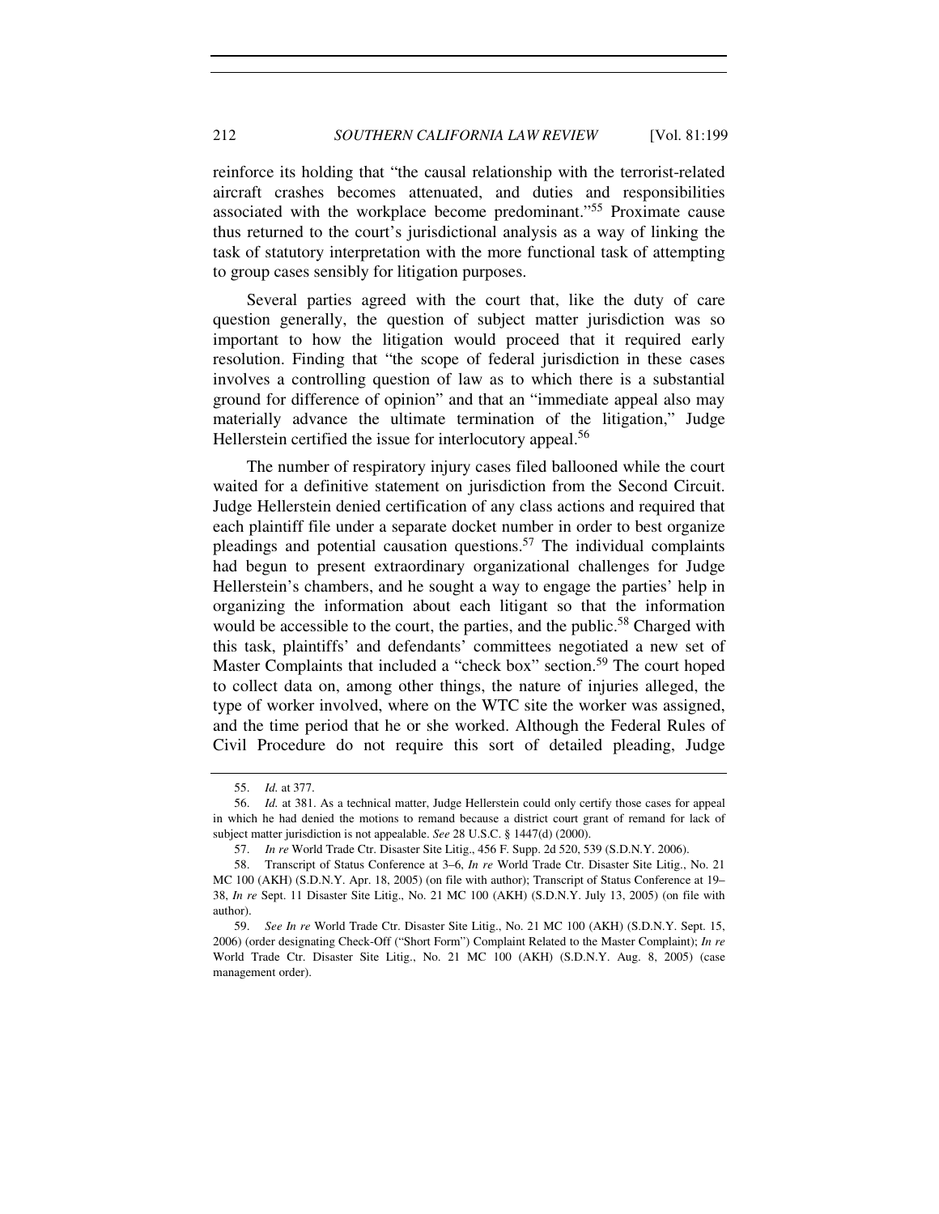reinforce its holding that "the causal relationship with the terrorist-related aircraft crashes becomes attenuated, and duties and responsibilities associated with the workplace become predominant."[55] Proximate cause thus returned to the court's jurisdictional analysis as a way of linking the task of statutory interpretation with the more functional task of attempting to group cases sensibly for litigation purposes.

Several parties agreed with the court that, like the duty of care question generally, the question of subject matter jurisdiction was so important to how the litigation would proceed that it required early resolution. Finding that "the scope of federal jurisdiction in these cases involves a controlling question of law as to which there is a substantial ground for difference of opinion" and that an "immediate appeal also may materially advance the ultimate termination of the litigation," Judge Hellerstein certified the issue for interlocutory appeal.[56]

The number of respiratory injury cases filed ballooned while the court waited for a definitive statement on jurisdiction from the Second Circuit. Judge Hellerstein denied certification of any class actions and required that each plaintiff file under a separate docket number in order to best organize pleadings and potential causation questions.[57] The individual complaints had begun to present extraordinary organizational challenges for Judge Hellerstein's chambers, and he sought a way to engage the parties' help in organizing the information about each litigant so that the information would be accessible to the court, the parties, and the public.[58] Charged with this task, plaintiffs' and defendants' committees negotiated a new set of Master Complaints that included a "check box" section.[59] The court hoped to collect data on, among other things, the nature of injuries alleged, the type of worker involved, where on the WTC site the worker was assigned, and the time period that he or she worked. Although the Federal Rules of Civil Procedure do not require this sort of detailed pleading, Judge

---

55. *Id.* at 377.

56. *Id.* at 381. As a technical matter, Judge Hellerstein could only certify those cases for appeal in which he had denied the motions to remand because a district court grant of remand for lack of subject matter jurisdiction is not appealable. *See* 28 U.S.C. § 1447(d) (2000).

57. *In re* World Trade Ctr. Disaster Site Litig., 456 F. Supp. 2d 520, 539 (S.D.N.Y. 2006).

58. Transcript of Status Conference at 3–6, *In re* World Trade Ctr. Disaster Site Litig., No. 21 MC 100 (AKH) (S.D.N.Y. Apr. 18, 2005) (on file with author); Transcript of Status Conference at 19–38, *In re* Sept. 11 Disaster Site Litig., No. 21 MC 100 (AKH) (S.D.N.Y. July 13, 2005) (on file with author).

59. *See In re* World Trade Ctr. Disaster Site Litig., No. 21 MC 100 (AKH) (S.D.N.Y. Sept. 15, 2006) (order designating Check-Off ("Short Form") Complaint Related to the Master Complaint); *In re* World Trade Ctr. Disaster Site Litig., No. 21 MC 100 (AKH) (S.D.N.Y. Aug. 8, 2005) (case management order).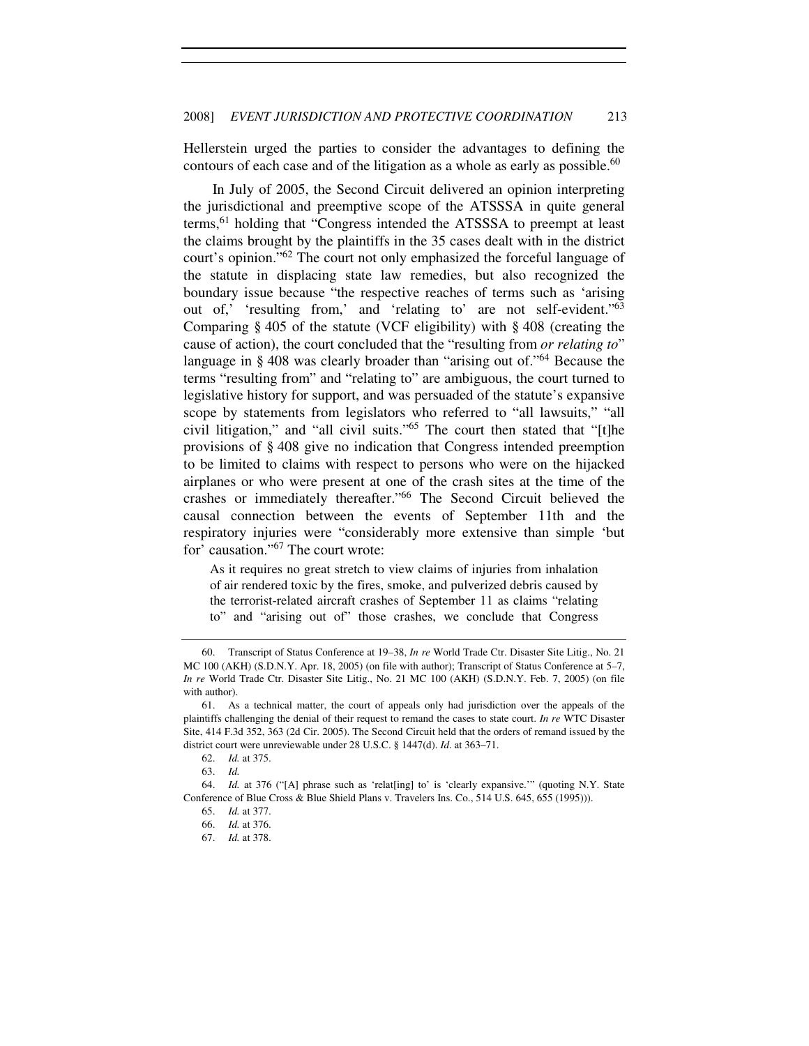Hellerstein urged the parties to consider the advantages to defining the contours of each case and of the litigation as a whole as early as possible.[60]

In July of 2005, the Second Circuit delivered an opinion interpreting the jurisdictional and preemptive scope of the ATSSSA in quite general terms,[61] holding that "Congress intended the ATSSSA to preempt at least the claims brought by the plaintiffs in the 35 cases dealt with in the district court's opinion."[62] The court not only emphasized the forceful language of the statute in displacing state law remedies, but also recognized the boundary issue because "the respective reaches of terms such as 'arising out of,' 'resulting from,' and 'relating to' are not self-evident."[63] Comparing § 405 of the statute (VCF eligibility) with § 408 (creating the cause of action), the court concluded that the "resulting from *or relating to*" language in § 408 was clearly broader than "arising out of."[64] Because the terms "resulting from" and "relating to" are ambiguous, the court turned to legislative history for support, and was persuaded of the statute's expansive scope by statements from legislators who referred to "all lawsuits," "all civil litigation," and "all civil suits."[65] The court then stated that "[t]he provisions of § 408 give no indication that Congress intended preemption to be limited to claims with respect to persons who were on the hijacked airplanes or who were present at one of the crash sites at the time of the crashes or immediately thereafter."[66] The Second Circuit believed the causal connection between the events of September 11th and the respiratory injuries were "considerably more extensive than simple 'but for' causation."[67] The court wrote:

> As it requires no great stretch to view claims of injuries from inhalation of air rendered toxic by the fires, smoke, and pulverized debris caused by the terrorist-related aircraft crashes of September 11 as claims "relating to" and "arising out of" those crashes, we conclude that Congress

---

60. Transcript of Status Conference at 19–38, *In re* World Trade Ctr. Disaster Site Litig., No. 21 MC 100 (AKH) (S.D.N.Y. Apr. 18, 2005) (on file with author); Transcript of Status Conference at 5–7, *In re* World Trade Ctr. Disaster Site Litig., No. 21 MC 100 (AKH) (S.D.N.Y. Feb. 7, 2005) (on file with author).

61. As a technical matter, the court of appeals only had jurisdiction over the appeals of the plaintiffs challenging the denial of their request to remand the cases to state court. *In re* WTC Disaster Site, 414 F.3d 352, 363 (2d Cir. 2005). The Second Circuit held that the orders of remand issued by the district court were unreviewable under 28 U.S.C. § 1447(d). *Id*. at 363–71.

62. *Id.* at 375.

63. *Id.*

64. *Id.* at 376 ("[A] phrase such as 'relat[ing] to' is 'clearly expansive.'" (quoting N.Y. State Conference of Blue Cross & Blue Shield Plans v. Travelers Ins. Co., 514 U.S. 645, 655 (1995))).

65. *Id.* at 377.

66. *Id.* at 376.

67. *Id.* at 378.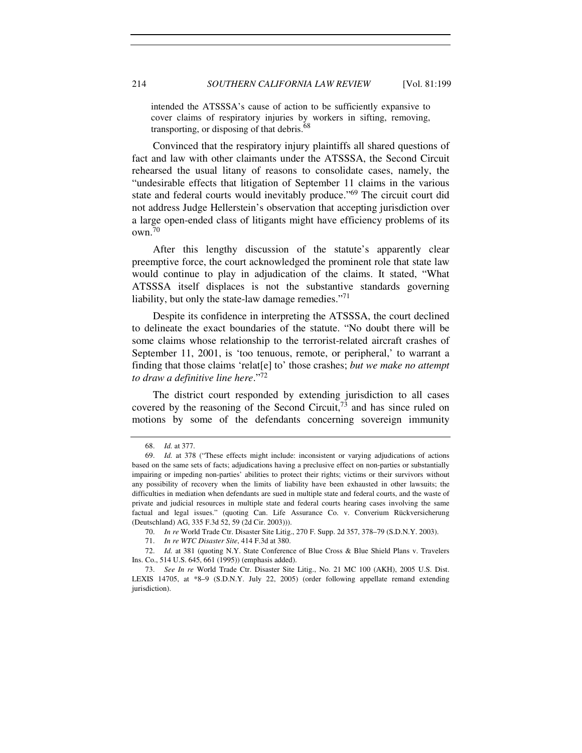intended the ATSSSA's cause of action to be sufficiently expansive to cover claims of respiratory injuries by workers in sifting, removing, transporting, or disposing of that debris.[68]

Convinced that the respiratory injury plaintiffs all shared questions of fact and law with other claimants under the ATSSSA, the Second Circuit rehearsed the usual litany of reasons to consolidate cases, namely, the "undesirable effects that litigation of September 11 claims in the various state and federal courts would inevitably produce."[69] The circuit court did not address Judge Hellerstein's observation that accepting jurisdiction over a large open-ended class of litigants might have efficiency problems of its own.[70]

After this lengthy discussion of the statute's apparently clear preemptive force, the court acknowledged the prominent role that state law would continue to play in adjudication of the claims. It stated, "What ATSSSA itself displaces is not the substantive standards governing liability, but only the state-law damage remedies."[71]

Despite its confidence in interpreting the ATSSSA, the court declined to delineate the exact boundaries of the statute. "No doubt there will be some claims whose relationship to the terrorist-related aircraft crashes of September 11, 2001, is 'too tenuous, remote, or peripheral,' to warrant a finding that those claims 'relat[e] to' those crashes; *but we make no attempt to draw a definitive line here*."[72]

The district court responded by extending jurisdiction to all cases covered by the reasoning of the Second Circuit,[73] and has since ruled on motions by some of the defendants concerning sovereign immunity

---

68. *Id.* at 377.

69. *Id.* at 378 ("These effects might include: inconsistent or varying adjudications of actions based on the same sets of facts; adjudications having a preclusive effect on non-parties or substantially impairing or impeding non-parties' abilities to protect their rights; victims or their survivors without any possibility of recovery when the limits of liability have been exhausted in other lawsuits; the difficulties in mediation when defendants are sued in multiple state and federal courts, and the waste of private and judicial resources in multiple state and federal courts hearing cases involving the same factual and legal issues." (quoting Can. Life Assurance Co. v. Converium Rückversicherung (Deutschland) AG, 335 F.3d 52, 59 (2d Cir. 2003))).

70. *In re* World Trade Ctr. Disaster Site Litig., 270 F. Supp. 2d 357, 378–79 (S.D.N.Y. 2003).

71. *In re WTC Disaster Site*, 414 F.3d at 380.

72. *Id.* at 381 (quoting N.Y. State Conference of Blue Cross & Blue Shield Plans v. Travelers Ins. Co., 514 U.S. 645, 661 (1995)) (emphasis added).

73. *See In re* World Trade Ctr. Disaster Site Litig., No. 21 MC 100 (AKH), 2005 U.S. Dist. LEXIS 14705, at *8–9 (S.D.N.Y. July 22, 2005) (order following appellate remand extending jurisdiction).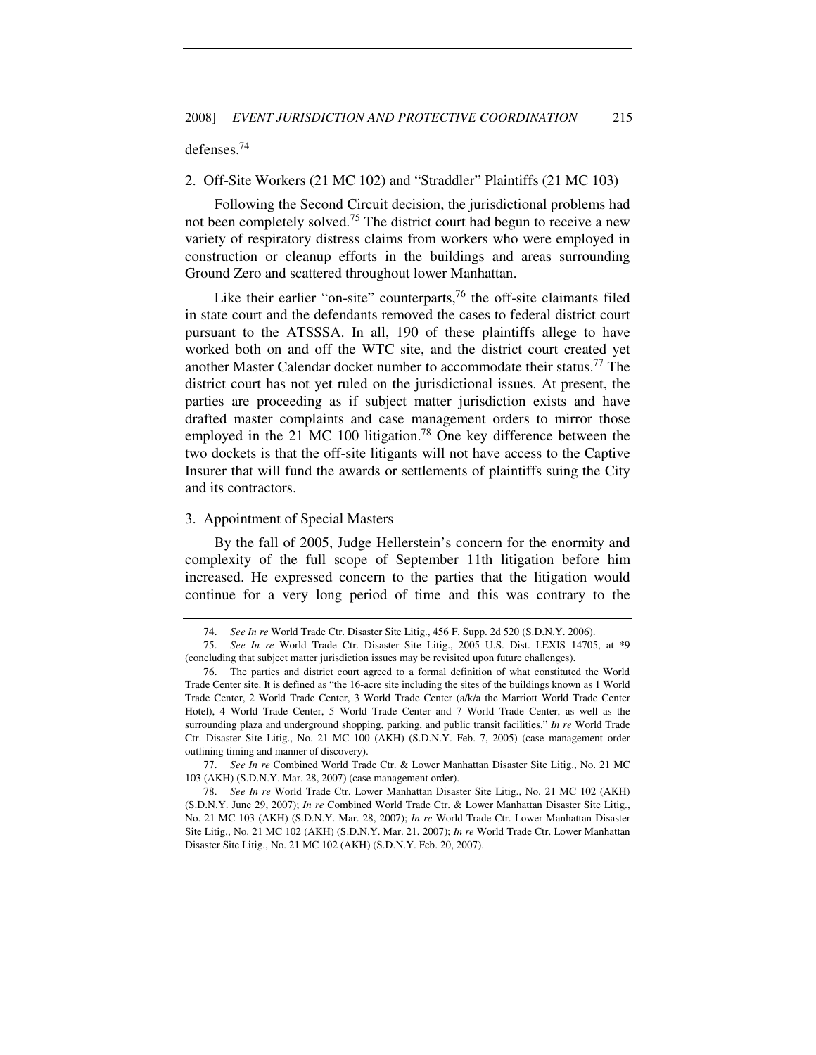defenses.[74]

### 2. Off-Site Workers (21 MC 102) and "Straddler" Plaintiffs (21 MC 103)

Following the Second Circuit decision, the jurisdictional problems had not been completely solved.[75] The district court had begun to receive a new variety of respiratory distress claims from workers who were employed in construction or cleanup efforts in the buildings and areas surrounding Ground Zero and scattered throughout lower Manhattan.

Like their earlier "on-site" counterparts,[76] the off-site claimants filed in state court and the defendants removed the cases to federal district court pursuant to the ATSSSA. In all, 190 of these plaintiffs allege to have worked both on and off the WTC site, and the district court created yet another Master Calendar docket number to accommodate their status.[77] The district court has not yet ruled on the jurisdictional issues. At present, the parties are proceeding as if subject matter jurisdiction exists and have drafted master complaints and case management orders to mirror those employed in the 21 MC 100 litigation.[78] One key difference between the two dockets is that the off-site litigants will not have access to the Captive Insurer that will fund the awards or settlements of plaintiffs suing the City and its contractors.

### 3. Appointment of Special Masters

By the fall of 2005, Judge Hellerstein's concern for the enormity and complexity of the full scope of September 11th litigation before him increased. He expressed concern to the parties that the litigation would continue for a very long period of time and this was contrary to the

---

74. *See In re* World Trade Ctr. Disaster Site Litig., 456 F. Supp. 2d 520 (S.D.N.Y. 2006).

75. *See In re* World Trade Ctr. Disaster Site Litig., 2005 U.S. Dist. LEXIS 14705, at *9 (concluding that subject matter jurisdiction issues may be revisited upon future challenges).

76. The parties and district court agreed to a formal definition of what constituted the World Trade Center site. It is defined as "the 16-acre site including the sites of the buildings known as 1 World Trade Center, 2 World Trade Center, 3 World Trade Center (a/k/a the Marriott World Trade Center Hotel), 4 World Trade Center, 5 World Trade Center and 7 World Trade Center, as well as the surrounding plaza and underground shopping, parking, and public transit facilities." *In re* World Trade Ctr. Disaster Site Litig., No. 21 MC 100 (AKH) (S.D.N.Y. Feb. 7, 2005) (case management order outlining timing and manner of discovery).

77. *See In re* Combined World Trade Ctr. & Lower Manhattan Disaster Site Litig., No. 21 MC 103 (AKH) (S.D.N.Y. Mar. 28, 2007) (case management order).

78. *See In re* World Trade Ctr. Lower Manhattan Disaster Site Litig., No. 21 MC 102 (AKH) (S.D.N.Y. June 29, 2007); *In re* Combined World Trade Ctr. & Lower Manhattan Disaster Site Litig., No. 21 MC 103 (AKH) (S.D.N.Y. Mar. 28, 2007); *In re* World Trade Ctr. Lower Manhattan Disaster Site Litig., No. 21 MC 102 (AKH) (S.D.N.Y. Mar. 21, 2007); *In re* World Trade Ctr. Lower Manhattan Disaster Site Litig., No. 21 MC 102 (AKH) (S.D.N.Y. Feb. 20, 2007).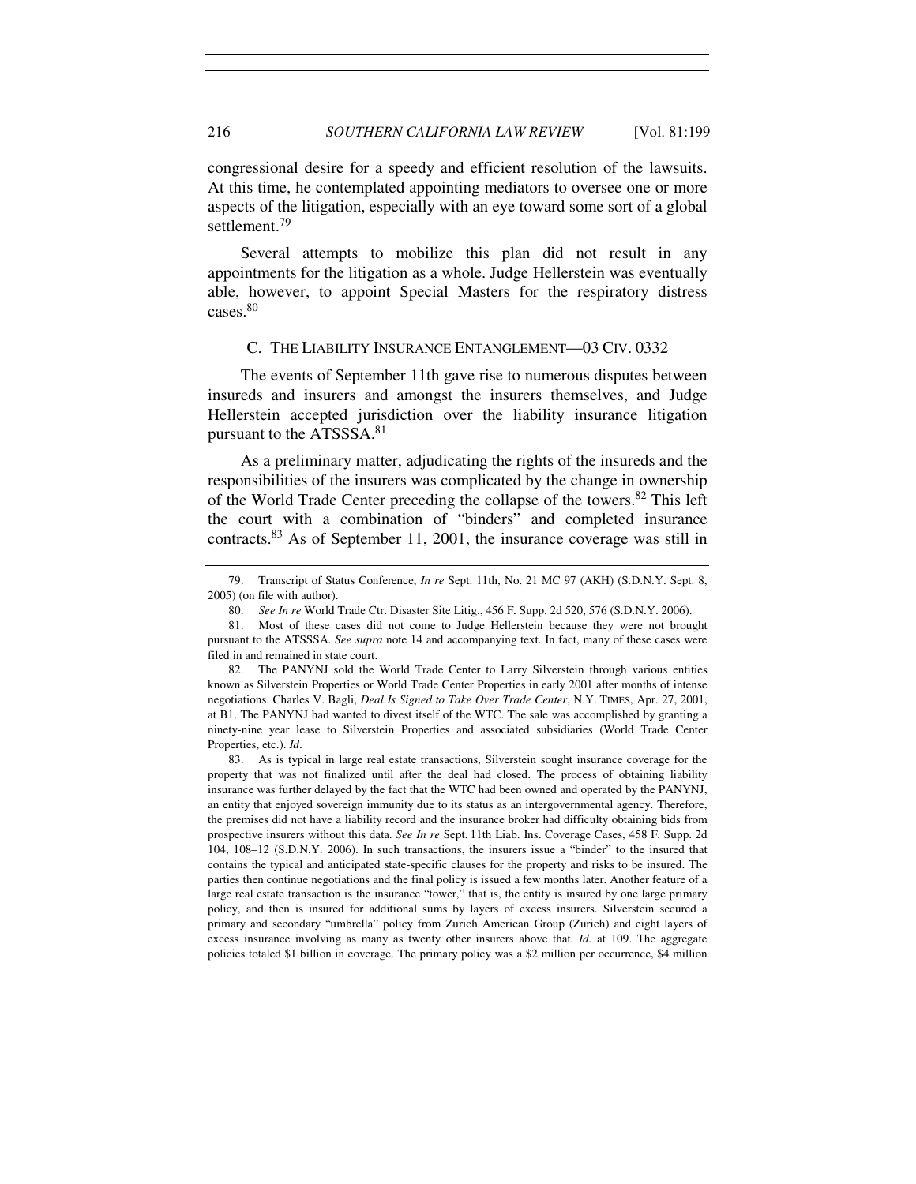congressional desire for a speedy and efficient resolution of the lawsuits. At this time, he contemplated appointing mediators to oversee one or more aspects of the litigation, especially with an eye toward some sort of a global settlement.[79]

Several attempts to mobilize this plan did not result in any appointments for the litigation as a whole. Judge Hellerstein was eventually able, however, to appoint Special Masters for the respiratory distress cases.[80]

### C. THE LIABILITY INSURANCE ENTANGLEMENT—03 CIV. 0332

The events of September 11th gave rise to numerous disputes between insureds and insurers and amongst the insurers themselves, and Judge Hellerstein accepted jurisdiction over the liability insurance litigation pursuant to the ATSSSA.[81]

As a preliminary matter, adjudicating the rights of the insureds and the responsibilities of the insurers was complicated by the change in ownership of the World Trade Center preceding the collapse of the towers.[82] This left the court with a combination of "binders" and completed insurance contracts.[83] As of September 11, 2001, the insurance coverage was still in

---

79. Transcript of Status Conference, *In re* Sept. 11th, No. 21 MC 97 (AKH) (S.D.N.Y. Sept. 8, 2005) (on file with author).

80. *See In re* World Trade Ctr. Disaster Site Litig., 456 F. Supp. 2d 520, 576 (S.D.N.Y. 2006).

81. Most of these cases did not come to Judge Hellerstein because they were not brought pursuant to the ATSSSA. *See supra* note 14 and accompanying text. In fact, many of these cases were filed in and remained in state court.

82. The PANYNJ sold the World Trade Center to Larry Silverstein through various entities known as Silverstein Properties or World Trade Center Properties in early 2001 after months of intense negotiations. Charles V. Bagli, *Deal Is Signed to Take Over Trade Center*, N.Y. TIMES, Apr. 27, 2001, at B1. The PANYNJ had wanted to divest itself of the WTC. The sale was accomplished by granting a ninety-nine year lease to Silverstein Properties and associated subsidiaries (World Trade Center Properties, etc.). *Id*.

83. As is typical in large real estate transactions, Silverstein sought insurance coverage for the property that was not finalized until after the deal had closed. The process of obtaining liability insurance was further delayed by the fact that the WTC had been owned and operated by the PANYNJ, an entity that enjoyed sovereign immunity due to its status as an intergovernmental agency. Therefore, the premises did not have a liability record and the insurance broker had difficulty obtaining bids from prospective insurers without this data. *See In re* Sept. 11th Liab. Ins. Coverage Cases, 458 F. Supp. 2d 104, 108–12 (S.D.N.Y. 2006). In such transactions, the insurers issue a "binder" to the insured that contains the typical and anticipated state-specific clauses for the property and risks to be insured. The parties then continue negotiations and the final policy is issued a few months later. Another feature of a large real estate transaction is the insurance "tower," that is, the entity is insured by one large primary policy, and then is insured for additional sums by layers of excess insurers. Silverstein secured a primary and secondary "umbrella" policy from Zurich American Group (Zurich) and eight layers of excess insurance involving as many as twenty other insurers above that. *Id.* at 109. The aggregate policies totaled $1 billion in coverage. The primary policy was a $2 million per occurrence, $4 million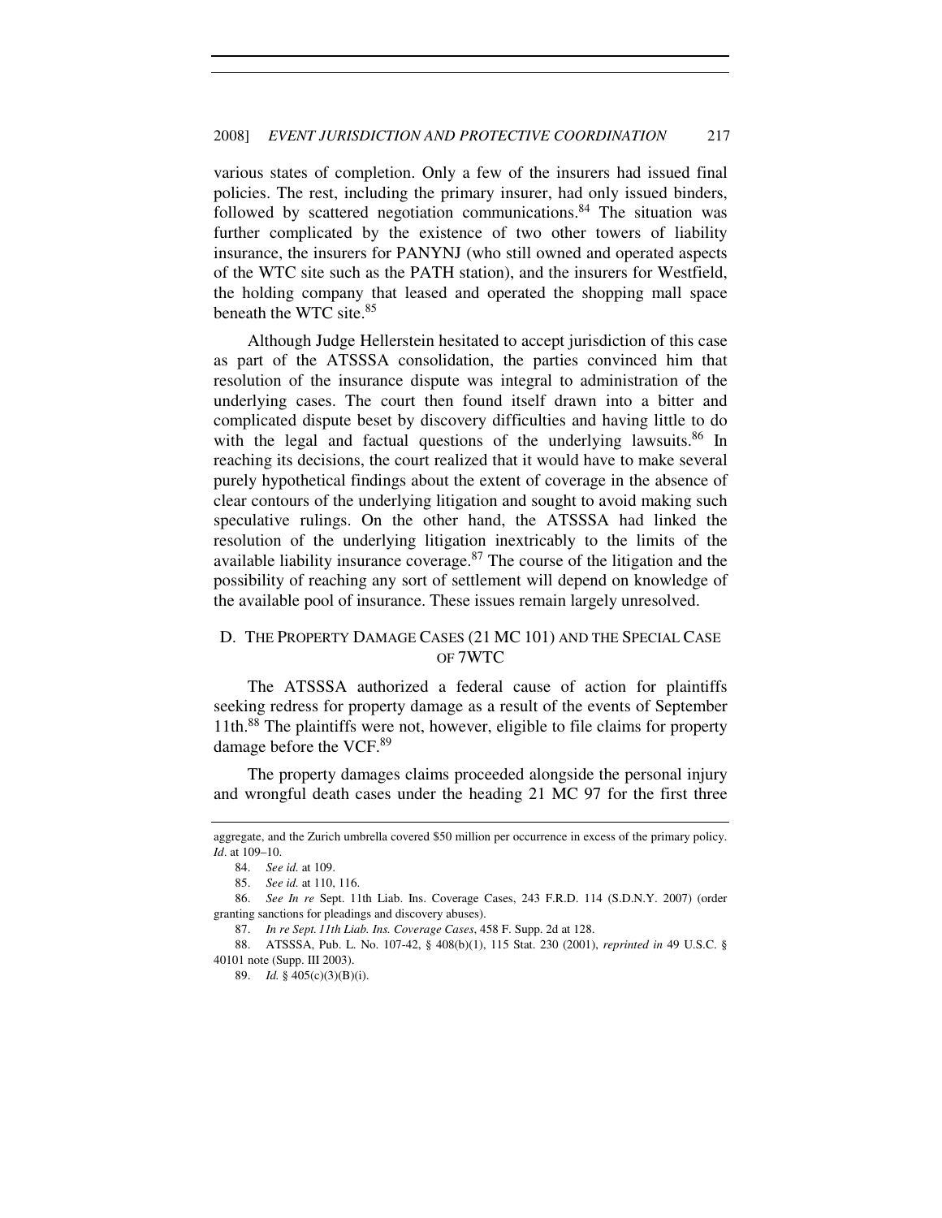various states of completion. Only a few of the insurers had issued final policies. The rest, including the primary insurer, had only issued binders, followed by scattered negotiation communications.[84] The situation was further complicated by the existence of two other towers of liability insurance, the insurers for PANYNJ (who still owned and operated aspects of the WTC site such as the PATH station), and the insurers for Westfield, the holding company that leased and operated the shopping mall space beneath the WTC site.[85]

Although Judge Hellerstein hesitated to accept jurisdiction of this case as part of the ATSSSA consolidation, the parties convinced him that resolution of the insurance dispute was integral to administration of the underlying cases. The court then found itself drawn into a bitter and complicated dispute beset by discovery difficulties and having little to do with the legal and factual questions of the underlying lawsuits.[86] In reaching its decisions, the court realized that it would have to make several purely hypothetical findings about the extent of coverage in the absence of clear contours of the underlying litigation and sought to avoid making such speculative rulings. On the other hand, the ATSSSA had linked the resolution of the underlying litigation inextricably to the limits of the available liability insurance coverage.[87] The course of the litigation and the possibility of reaching any sort of settlement will depend on knowledge of the available pool of insurance. These issues remain largely unresolved.

### D. THE PROPERTY DAMAGE CASES (21 MC 101) AND THE SPECIAL CASE OF 7WTC

The ATSSSA authorized a federal cause of action for plaintiffs seeking redress for property damage as a result of the events of September 11th.[88] The plaintiffs were not, however, eligible to file claims for property damage before the VCF.[89]

The property damages claims proceeded alongside the personal injury and wrongful death cases under the heading 21 MC 97 for the first three

---

aggregate, and the Zurich umbrella covered $50 million per occurrence in excess of the primary policy. *Id*. at 109–10.

84. *See id.* at 109.

85. *See id.* at 110, 116.

86. *See In re* Sept. 11th Liab. Ins. Coverage Cases, 243 F.R.D. 114 (S.D.N.Y. 2007) (order granting sanctions for pleadings and discovery abuses).

87. *In re Sept. 11th Liab. Ins. Coverage Cases*, 458 F. Supp. 2d at 128.

88. ATSSSA, Pub. L. No. 107-42, § 408(b)(1), 115 Stat. 230 (2001), *reprinted in* 49 U.S.C. § 40101 note (Supp. III 2003).

89. *Id.* § 405(c)(3)(B)(i).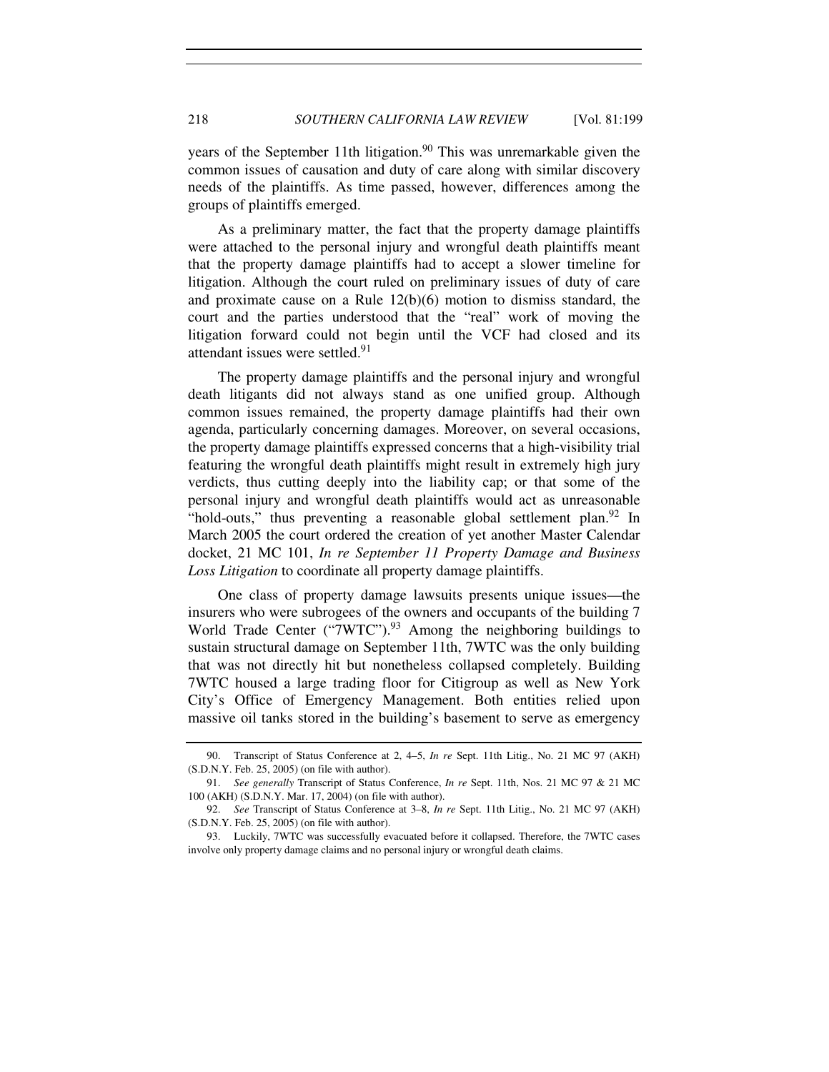years of the September 11th litigation.[90] This was unremarkable given the common issues of causation and duty of care along with similar discovery needs of the plaintiffs. As time passed, however, differences among the groups of plaintiffs emerged.

As a preliminary matter, the fact that the property damage plaintiffs were attached to the personal injury and wrongful death plaintiffs meant that the property damage plaintiffs had to accept a slower timeline for litigation. Although the court ruled on preliminary issues of duty of care and proximate cause on a Rule 12(b)(6) motion to dismiss standard, the court and the parties understood that the "real" work of moving the litigation forward could not begin until the VCF had closed and its attendant issues were settled.[91]

The property damage plaintiffs and the personal injury and wrongful death litigants did not always stand as one unified group. Although common issues remained, the property damage plaintiffs had their own agenda, particularly concerning damages. Moreover, on several occasions, the property damage plaintiffs expressed concerns that a high-visibility trial featuring the wrongful death plaintiffs might result in extremely high jury verdicts, thus cutting deeply into the liability cap; or that some of the personal injury and wrongful death plaintiffs would act as unreasonable "hold-outs," thus preventing a reasonable global settlement plan.[92] In March 2005 the court ordered the creation of yet another Master Calendar docket, 21 MC 101, *In re September 11 Property Damage and Business Loss Litigation* to coordinate all property damage plaintiffs.

One class of property damage lawsuits presents unique issues—the insurers who were subrogees of the owners and occupants of the building 7 World Trade Center ("7WTC").[93] Among the neighboring buildings to sustain structural damage on September 11th, 7WTC was the only building that was not directly hit but nonetheless collapsed completely. Building 7WTC housed a large trading floor for Citigroup as well as New York City's Office of Emergency Management. Both entities relied upon massive oil tanks stored in the building's basement to serve as emergency

---

90. Transcript of Status Conference at 2, 4–5, *In re* Sept. 11th Litig., No. 21 MC 97 (AKH) (S.D.N.Y. Feb. 25, 2005) (on file with author).

91. *See generally* Transcript of Status Conference, *In re* Sept. 11th, Nos. 21 MC 97 & 21 MC 100 (AKH) (S.D.N.Y. Mar. 17, 2004) (on file with author).

92. *See* Transcript of Status Conference at 3–8, *In re* Sept. 11th Litig., No. 21 MC 97 (AKH) (S.D.N.Y. Feb. 25, 2005) (on file with author).

93. Luckily, 7WTC was successfully evacuated before it collapsed. Therefore, the 7WTC cases involve only property damage claims and no personal injury or wrongful death claims.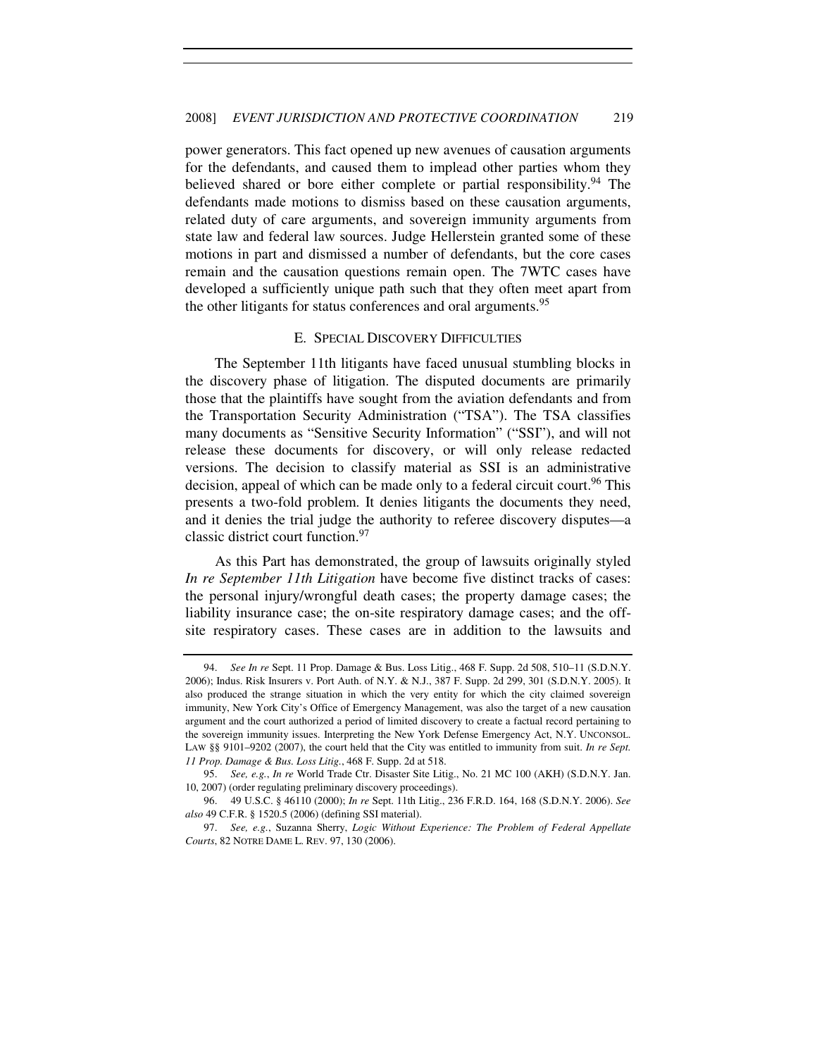power generators. This fact opened up new avenues of causation arguments for the defendants, and caused them to implead other parties whom they believed shared or bore either complete or partial responsibility.[94] The defendants made motions to dismiss based on these causation arguments, related duty of care arguments, and sovereign immunity arguments from state law and federal law sources. Judge Hellerstein granted some of these motions in part and dismissed a number of defendants, but the core cases remain and the causation questions remain open. The 7WTC cases have developed a sufficiently unique path such that they often meet apart from the other litigants for status conferences and oral arguments.[95]

### E. SPECIAL DISCOVERY DIFFICULTIES

The September 11th litigants have faced unusual stumbling blocks in the discovery phase of litigation. The disputed documents are primarily those that the plaintiffs have sought from the aviation defendants and from the Transportation Security Administration ("TSA"). The TSA classifies many documents as "Sensitive Security Information" ("SSI"), and will not release these documents for discovery, or will only release redacted versions. The decision to classify material as SSI is an administrative decision, appeal of which can be made only to a federal circuit court.[96] This presents a two-fold problem. It denies litigants the documents they need, and it denies the trial judge the authority to referee discovery disputes—a classic district court function.[97]

As this Part has demonstrated, the group of lawsuits originally styled *In re September 11th Litigation* have become five distinct tracks of cases: the personal injury/wrongful death cases; the property damage cases; the liability insurance case; the on-site respiratory damage cases; and the off-site respiratory cases. These cases are in addition to the lawsuits and

---

94. *See In re* Sept. 11 Prop. Damage & Bus. Loss Litig., 468 F. Supp. 2d 508, 510–11 (S.D.N.Y. 2006); Indus. Risk Insurers v. Port Auth. of N.Y. & N.J., 387 F. Supp. 2d 299, 301 (S.D.N.Y. 2005). It also produced the strange situation in which the very entity for which the city claimed sovereign immunity, New York City's Office of Emergency Management, was also the target of a new causation argument and the court authorized a period of limited discovery to create a factual record pertaining to the sovereign immunity issues. Interpreting the New York Defense Emergency Act, N.Y. UNCONSOL. LAW §§ 9101–9202 (2007), the court held that the City was entitled to immunity from suit. *In re Sept. 11 Prop. Damage & Bus. Loss Litig.*, 468 F. Supp. 2d at 518.

95. *See, e.g.*, *In re* World Trade Ctr. Disaster Site Litig., No. 21 MC 100 (AKH) (S.D.N.Y. Jan. 10, 2007) (order regulating preliminary discovery proceedings).

96. 49 U.S.C. § 46110 (2000); *In re* Sept. 11th Litig., 236 F.R.D. 164, 168 (S.D.N.Y. 2006). *See also* 49 C.F.R. § 1520.5 (2006) (defining SSI material).

97. *See, e.g.*, Suzanna Sherry, *Logic Without Experience: The Problem of Federal Appellate Courts*, 82 NOTRE DAME L. REV. 97, 130 (2006).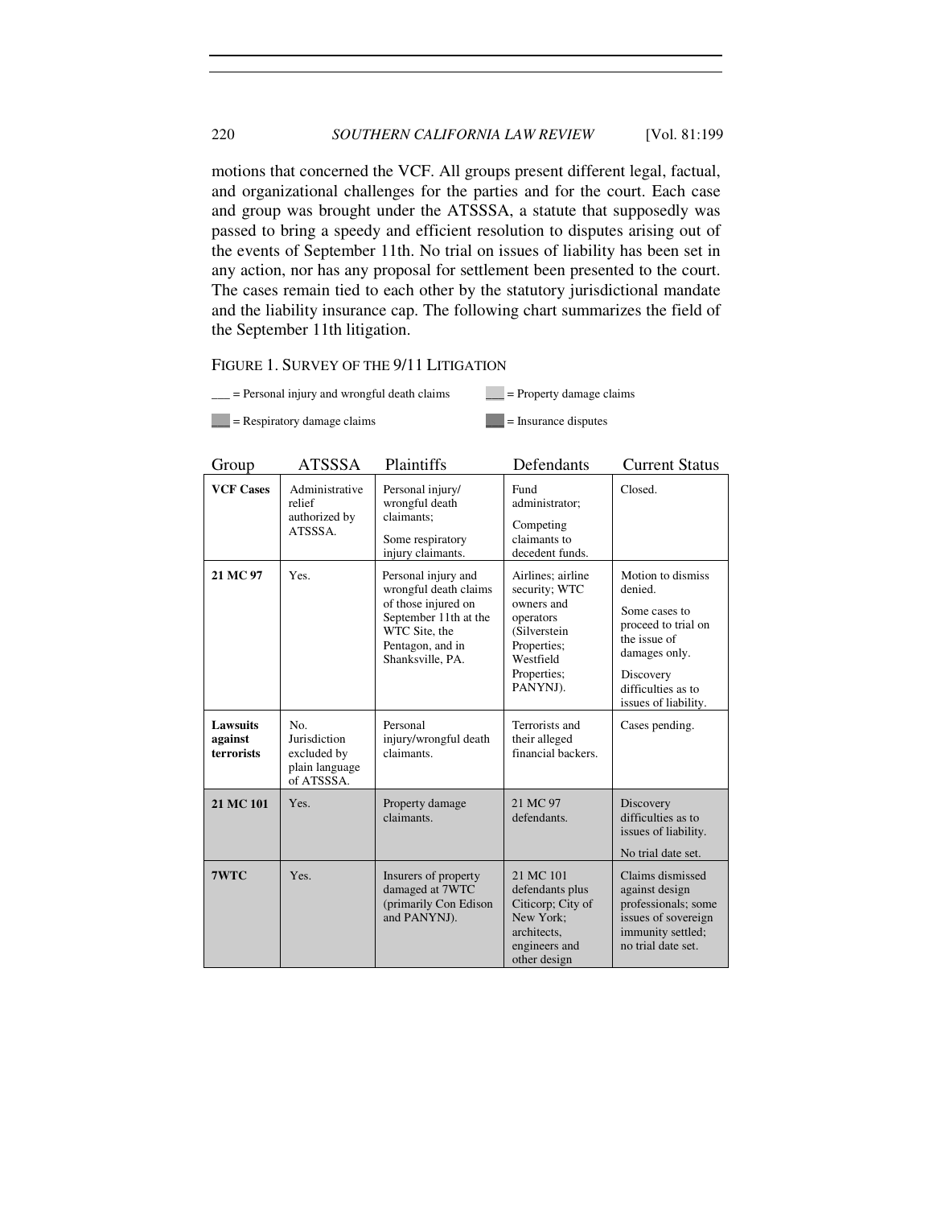motions that concerned the VCF. All groups present different legal, factual, and organizational challenges for the parties and for the court. Each case and group was brought under the ATSSSA, a statute that supposedly was passed to bring a speedy and efficient resolution to disputes arising out of the events of September 11th. No trial on issues of liability has been set in any action, nor has any proposal for settlement been presented to the court. The cases remain tied to each other by the statutory jurisdictional mandate and the liability insurance cap. The following chart summarizes the field of the September 11th litigation.

FIGURE 1. SURVEY OF THE 9/11 LITIGATION

___ = Personal injury and wrongful death claims

___ = Property damage claims

___ = Respiratory damage claims

___ = Insurance disputes

| Group | ATSSSA | Plaintiffs | Defendants | Current Status |
|---|---|---|---|---|
| **VCF Cases** | Administrative relief authorized by ATSSSA. | Personal injury/ wrongful death claimants; Some respiratory injury claimants. | Fund administrator; Competing claimants to decedent funds. | Closed. |
| **21 MC 97** | Yes. | Personal injury and wrongful death claims of those injured on September 11th at the WTC Site, the Pentagon, and in Shanksville, PA. | Airlines; airline security; WTC owners and operators (Silverstein Properties; Westfield Properties; PANYNJ). | Motion to dismiss denied. Some cases to proceed to trial on the issue of damages only. Discovery difficulties as to issues of liability. |
| **Lawsuits against terrorists** | No. Jurisdiction excluded by plain language of ATSSSA. | Personal injury/wrongful death claimants. | Terrorists and their alleged financial backers. | Cases pending. |
| **21 MC 101** | Yes. | Property damage claimants. | 21 MC 97 defendants. | Discovery difficulties as to issues of liability. No trial date set. |
| **7WTC** | Yes. | Insurers of property damaged at 7WTC (primarily Con Edison and PANYNJ). | 21 MC 101 defendants plus Citicorp; City of New York; architects, engineers and other design | Claims dismissed against design professionals; some issues of sovereign immunity settled; no trial date set. |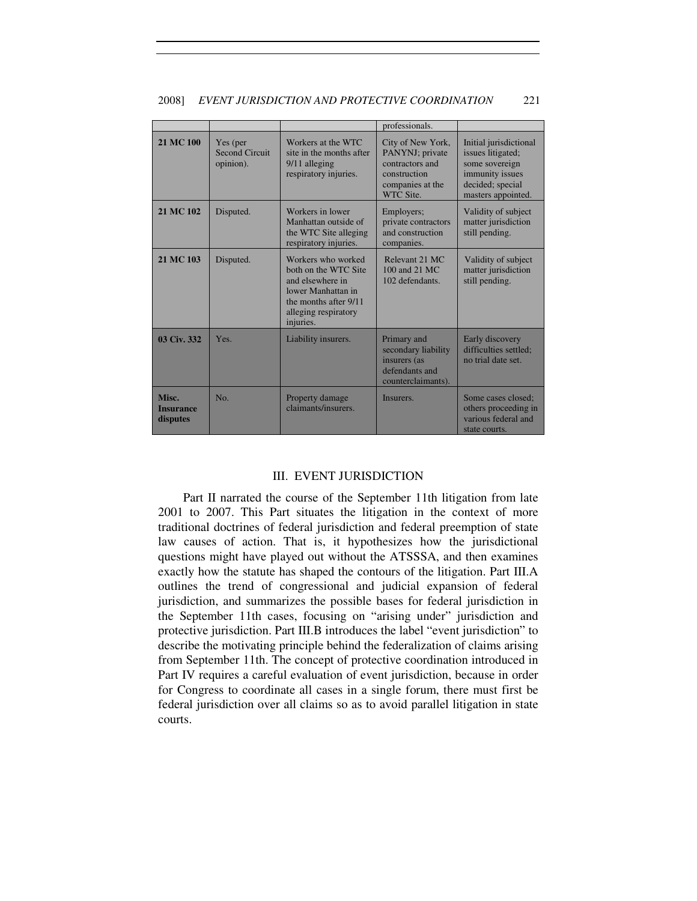| | | | professionals. | |
|---|---|---|---|---|
| **21 MC 100** | Yes (per Second Circuit opinion). | Workers at the WTC site in the months after 9/11 alleging respiratory injuries. | City of New York, PANYNJ; private contractors and construction companies at the WTC Site. | Initial jurisdictional issues litigated; some sovereign immunity issues decided; special masters appointed. |
| **21 MC 102** | Disputed. | Workers in lower Manhattan outside of the WTC Site alleging respiratory injuries. | Employers; private contractors and construction companies. | Validity of subject matter jurisdiction still pending. |
| **21 MC 103** | Disputed. | Workers who worked both on the WTC Site and elsewhere in lower Manhattan in the months after 9/11 alleging respiratory injuries. | Relevant 21 MC 100 and 21 MC 102 defendants. | Validity of subject matter jurisdiction still pending. |
| **03 Civ. 332** | Yes. | Liability insurers. | Primary and secondary liability insurers (as defendants and counterclaimants). | Early discovery difficulties settled; no trial date set. |
| **Misc. Insurance disputes** | No. | Property damage claimants/insurers. | Insurers. | Some cases closed; others proceeding in various federal and state courts. |

## III. EVENT JURISDICTION

Part II narrated the course of the September 11th litigation from late 2001 to 2007. This Part situates the litigation in the context of more traditional doctrines of federal jurisdiction and federal preemption of state law causes of action. That is, it hypothesizes how the jurisdictional questions might have played out without the ATSSSA, and then examines exactly how the statute has shaped the contours of the litigation. Part III.A outlines the trend of congressional and judicial expansion of federal jurisdiction, and summarizes the possible bases for federal jurisdiction in the September 11th cases, focusing on "arising under" jurisdiction and protective jurisdiction. Part III.B introduces the label "event jurisdiction" to describe the motivating principle behind the federalization of claims arising from September 11th. The concept of protective coordination introduced in Part IV requires a careful evaluation of event jurisdiction, because in order for Congress to coordinate all cases in a single forum, there must first be federal jurisdiction over all claims so as to avoid parallel litigation in state courts.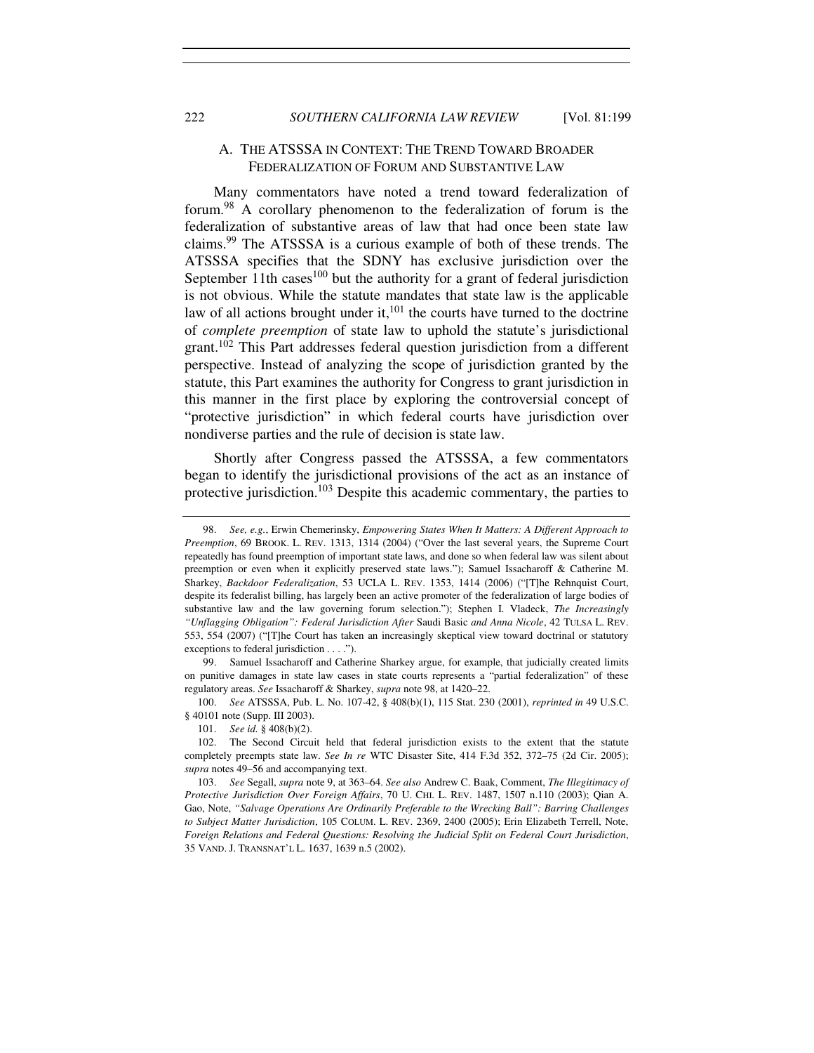## A. THE ATSSSA IN CONTEXT: THE TREND TOWARD BROADER FEDERALIZATION OF FORUM AND SUBSTANTIVE LAW

Many commentators have noted a trend toward federalization of forum.[98] A corollary phenomenon to the federalization of forum is the federalization of substantive areas of law that had once been state law claims.[99] The ATSSSA is a curious example of both of these trends. The ATSSSA specifies that the SDNY has exclusive jurisdiction over the September 11th cases[100] but the authority for a grant of federal jurisdiction is not obvious. While the statute mandates that state law is the applicable law of all actions brought under it,[101] the courts have turned to the doctrine of *complete preemption* of state law to uphold the statute's jurisdictional grant.[102] This Part addresses federal question jurisdiction from a different perspective. Instead of analyzing the scope of jurisdiction granted by the statute, this Part examines the authority for Congress to grant jurisdiction in this manner in the first place by exploring the controversial concept of "protective jurisdiction" in which federal courts have jurisdiction over nondiverse parties and the rule of decision is state law.

Shortly after Congress passed the ATSSSA, a few commentators began to identify the jurisdictional provisions of the act as an instance of protective jurisdiction.[103] Despite this academic commentary, the parties to

---

98. *See, e.g.*, Erwin Chemerinsky, *Empowering States When It Matters: A Different Approach to Preemption*, 69 BROOK. L. REV. 1313, 1314 (2004) ("Over the last several years, the Supreme Court repeatedly has found preemption of important state laws, and done so when federal law was silent about preemption or even when it explicitly preserved state laws."); Samuel Issacharoff & Catherine M. Sharkey, *Backdoor Federalization*, 53 UCLA L. REV. 1353, 1414 (2006) ("[T]he Rehnquist Court, despite its federalist billing, has largely been an active promoter of the federalization of large bodies of substantive law and the law governing forum selection."); Stephen I. Vladeck, *The Increasingly "Unflagging Obligation": Federal Jurisdiction After* Saudi Basic *and Anna Nicole*, 42 TULSA L. REV. 553, 554 (2007) ("[T]he Court has taken an increasingly skeptical view toward doctrinal or statutory exceptions to federal jurisdiction . . . .").

99. Samuel Issacharoff and Catherine Sharkey argue, for example, that judicially created limits on punitive damages in state law cases in state courts represents a "partial federalization" of these regulatory areas. *See* Issacharoff & Sharkey, *supra* note 98, at 1420–22.

100. *See* ATSSSA, Pub. L. No. 107-42, § 408(b)(1), 115 Stat. 230 (2001), *reprinted in* 49 U.S.C. § 40101 note (Supp. III 2003).

101. *See id.* § 408(b)(2).

102. The Second Circuit held that federal jurisdiction exists to the extent that the statute completely preempts state law. *See In re* WTC Disaster Site, 414 F.3d 352, 372–75 (2d Cir. 2005); *supra* notes 49–56 and accompanying text.

103. *See* Segall, *supra* note 9, at 363–64. *See also* Andrew C. Baak, Comment, *The Illegitimacy of Protective Jurisdiction Over Foreign Affairs*, 70 U. CHI. L. REV. 1487, 1507 n.110 (2003); Qian A. Gao, Note, *"Salvage Operations Are Ordinarily Preferable to the Wrecking Ball": Barring Challenges to Subject Matter Jurisdiction*, 105 COLUM. L. REV. 2369, 2400 (2005); Erin Elizabeth Terrell, Note, *Foreign Relations and Federal Questions: Resolving the Judicial Split on Federal Court Jurisdiction*, 35 VAND. J. TRANSNAT'L L. 1637, 1639 n.5 (2002).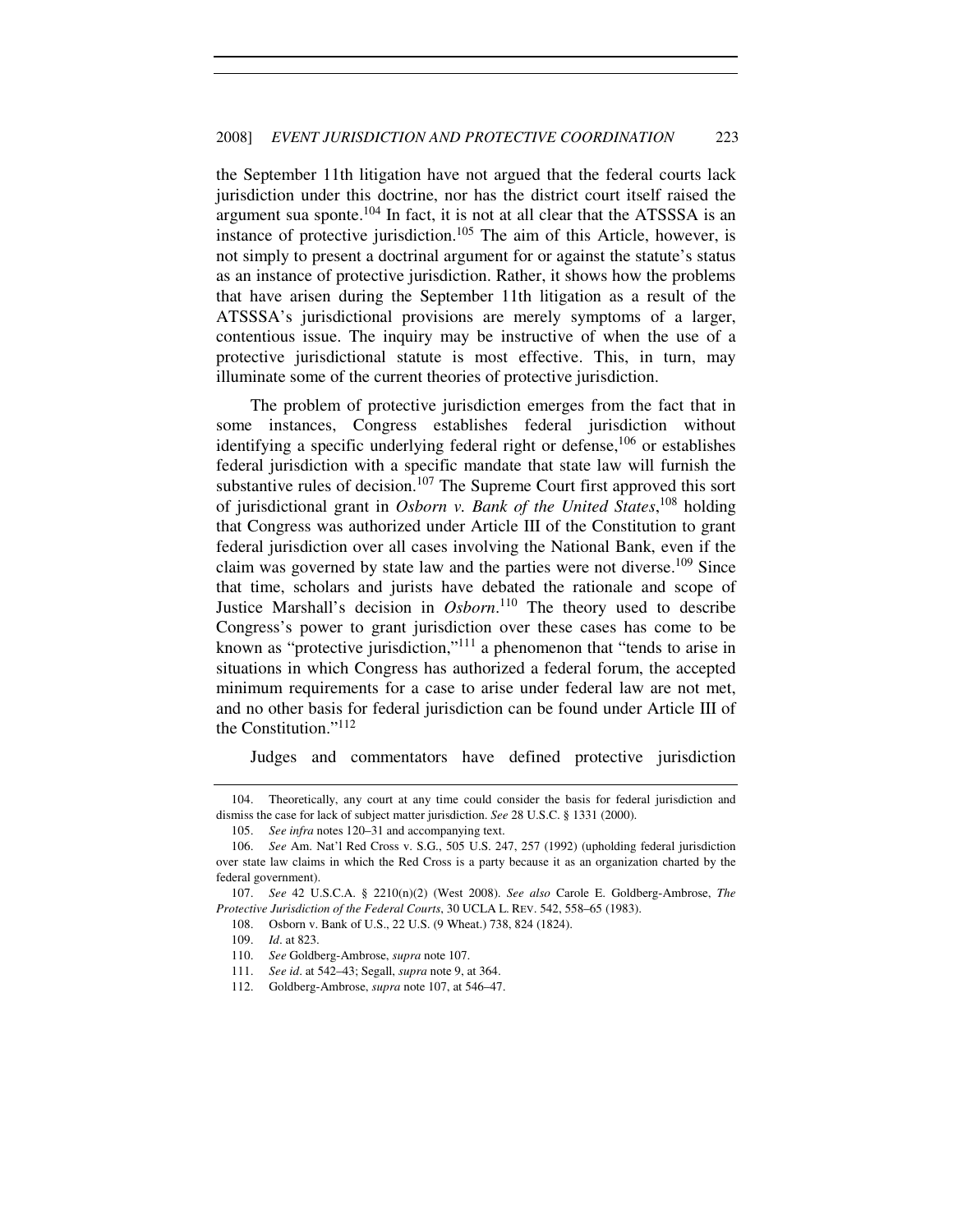the September 11th litigation have not argued that the federal courts lack jurisdiction under this doctrine, nor has the district court itself raised the argument sua sponte.[104] In fact, it is not at all clear that the ATSSSA is an instance of protective jurisdiction.[105] The aim of this Article, however, is not simply to present a doctrinal argument for or against the statute's status as an instance of protective jurisdiction. Rather, it shows how the problems that have arisen during the September 11th litigation as a result of the ATSSSA's jurisdictional provisions are merely symptoms of a larger, contentious issue. The inquiry may be instructive of when the use of a protective jurisdictional statute is most effective. This, in turn, may illuminate some of the current theories of protective jurisdiction.

The problem of protective jurisdiction emerges from the fact that in some instances, Congress establishes federal jurisdiction without identifying a specific underlying federal right or defense,[106] or establishes federal jurisdiction with a specific mandate that state law will furnish the substantive rules of decision.[107] The Supreme Court first approved this sort of jurisdictional grant in *Osborn v. Bank of the United States*,[108] holding that Congress was authorized under Article III of the Constitution to grant federal jurisdiction over all cases involving the National Bank, even if the claim was governed by state law and the parties were not diverse.[109] Since that time, scholars and jurists have debated the rationale and scope of Justice Marshall's decision in *Osborn*.[110] The theory used to describe Congress's power to grant jurisdiction over these cases has come to be known as "protective jurisdiction,"[111] a phenomenon that "tends to arise in situations in which Congress has authorized a federal forum, the accepted minimum requirements for a case to arise under federal law are not met, and no other basis for federal jurisdiction can be found under Article III of the Constitution."[112]

Judges and commentators have defined protective jurisdiction

---

104. Theoretically, any court at any time could consider the basis for federal jurisdiction and dismiss the case for lack of subject matter jurisdiction. *See* 28 U.S.C. § 1331 (2000).

105. *See infra* notes 120–31 and accompanying text.

106. *See* Am. Nat'l Red Cross v. S.G., 505 U.S. 247, 257 (1992) (upholding federal jurisdiction over state law claims in which the Red Cross is a party because it as an organization charted by the federal government).

107. *See* 42 U.S.C.A. § 2210(n)(2) (West 2008). *See also* Carole E. Goldberg-Ambrose, *The Protective Jurisdiction of the Federal Courts*, 30 UCLA L. REV. 542, 558–65 (1983).

108. Osborn v. Bank of U.S., 22 U.S. (9 Wheat.) 738, 824 (1824).

109. *Id*. at 823.

110. *See* Goldberg-Ambrose, *supra* note 107.

111. *See id*. at 542–43; Segall, *supra* note 9, at 364.

112. Goldberg-Ambrose, *supra* note 107, at 546–47.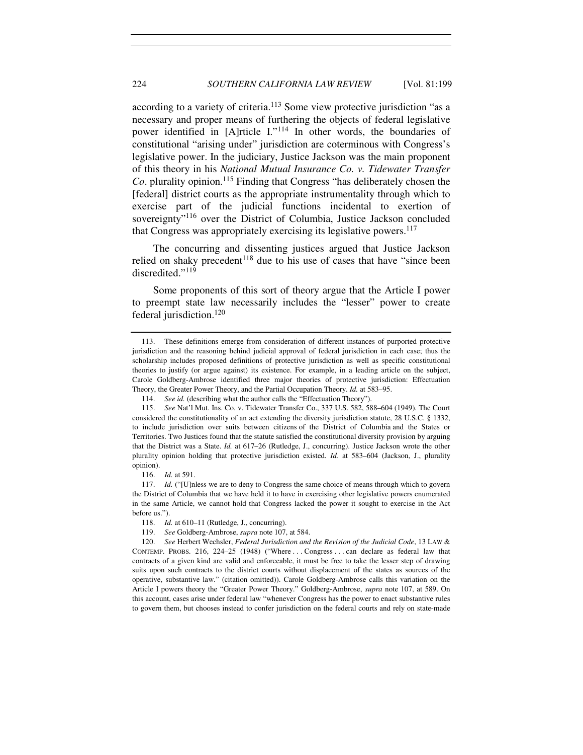according to a variety of criteria.[113] Some view protective jurisdiction "as a necessary and proper means of furthering the objects of federal legislative power identified in [A]rticle I."[114] In other words, the boundaries of constitutional "arising under" jurisdiction are coterminous with Congress's legislative power. In the judiciary, Justice Jackson was the main proponent of this theory in his *National Mutual Insurance Co. v. Tidewater Transfer Co*. plurality opinion.[115] Finding that Congress "has deliberately chosen the [federal] district courts as the appropriate instrumentality through which to exercise part of the judicial functions incidental to exertion of sovereignty"[116] over the District of Columbia, Justice Jackson concluded that Congress was appropriately exercising its legislative powers.[117]

The concurring and dissenting justices argued that Justice Jackson relied on shaky precedent[118] due to his use of cases that have "since been discredited."[119]

Some proponents of this sort of theory argue that the Article I power to preempt state law necessarily includes the "lesser" power to create federal jurisdiction.[120]

---

113. These definitions emerge from consideration of different instances of purported protective jurisdiction and the reasoning behind judicial approval of federal jurisdiction in each case; thus the scholarship includes proposed definitions of protective jurisdiction as well as specific constitutional theories to justify (or argue against) its existence. For example, in a leading article on the subject, Carole Goldberg-Ambrose identified three major theories of protective jurisdiction: Effectuation Theory, the Greater Power Theory, and the Partial Occupation Theory. *Id.* at 583–95.

114. *See id.* (describing what the author calls the "Effectuation Theory").

115. *See* Nat'l Mut. Ins. Co. v. Tidewater Transfer Co., 337 U.S. 582, 588–604 (1949). The Court considered the constitutionality of an act extending the diversity jurisdiction statute, 28 U.S.C. § 1332, to include jurisdiction over suits between citizens of the District of Columbia and the States or Territories. Two Justices found that the statute satisfied the constitutional diversity provision by arguing that the District was a State. *Id.* at 617–26 (Rutledge, J., concurring). Justice Jackson wrote the other plurality opinion holding that protective jurisdiction existed. *Id.* at 583–604 (Jackson, J., plurality opinion).

116. *Id.* at 591.

117. *Id.* ("[U]nless we are to deny to Congress the same choice of means through which to govern the District of Columbia that we have held it to have in exercising other legislative powers enumerated in the same Article, we cannot hold that Congress lacked the power it sought to exercise in the Act before us.").

118. *Id.* at 610–11 (Rutledge, J., concurring).

119. *See* Goldberg-Ambrose, *supra* note 107, at 584.

120. *See* Herbert Wechsler, *Federal Jurisdiction and the Revision of the Judicial Code*, 13 LAW & CONTEMP. PROBS. 216, 224–25 (1948) ("Where . . . Congress . . . can declare as federal law that contracts of a given kind are valid and enforceable, it must be free to take the lesser step of drawing suits upon such contracts to the district courts without displacement of the states as sources of the operative, substantive law." (citation omitted)). Carole Goldberg-Ambrose calls this variation on the Article I powers theory the "Greater Power Theory." Goldberg-Ambrose, *supra* note 107, at 589. On this account, cases arise under federal law "whenever Congress has the power to enact substantive rules to govern them, but chooses instead to confer jurisdiction on the federal courts and rely on state-made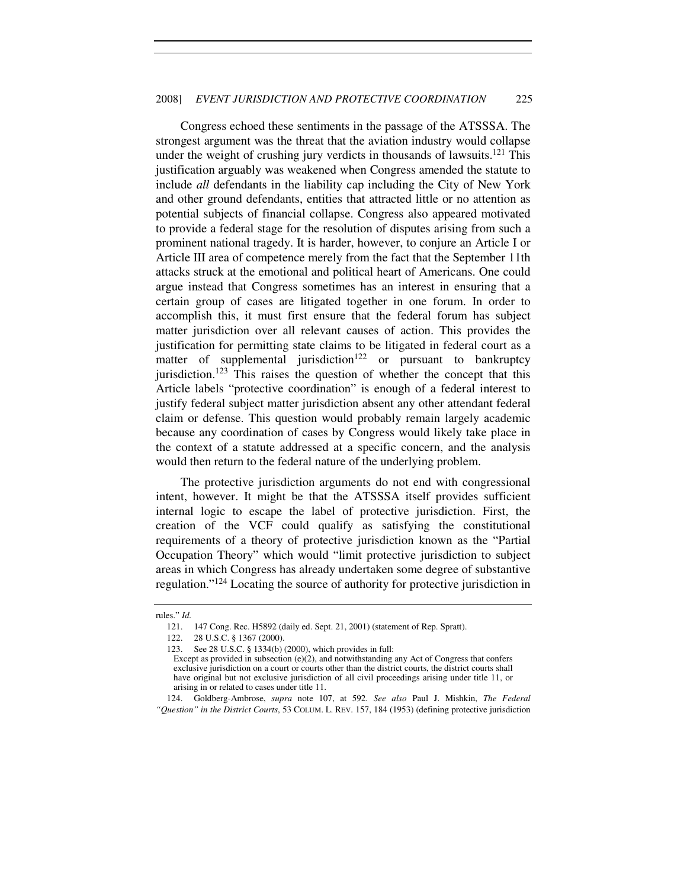Congress echoed these sentiments in the passage of the ATSSSA. The strongest argument was the threat that the aviation industry would collapse under the weight of crushing jury verdicts in thousands of lawsuits.[121] This justification arguably was weakened when Congress amended the statute to include *all* defendants in the liability cap including the City of New York and other ground defendants, entities that attracted little or no attention as potential subjects of financial collapse. Congress also appeared motivated to provide a federal stage for the resolution of disputes arising from such a prominent national tragedy. It is harder, however, to conjure an Article I or Article III area of competence merely from the fact that the September 11th attacks struck at the emotional and political heart of Americans. One could argue instead that Congress sometimes has an interest in ensuring that a certain group of cases are litigated together in one forum. In order to accomplish this, it must first ensure that the federal forum has subject matter jurisdiction over all relevant causes of action. This provides the justification for permitting state claims to be litigated in federal court as a matter of supplemental jurisdiction[122] or pursuant to bankruptcy jurisdiction.[123] This raises the question of whether the concept that this Article labels "protective coordination" is enough of a federal interest to justify federal subject matter jurisdiction absent any other attendant federal claim or defense. This question would probably remain largely academic because any coordination of cases by Congress would likely take place in the context of a statute addressed at a specific concern, and the analysis would then return to the federal nature of the underlying problem.

The protective jurisdiction arguments do not end with congressional intent, however. It might be that the ATSSSA itself provides sufficient internal logic to escape the label of protective jurisdiction. First, the creation of the VCF could qualify as satisfying the constitutional requirements of a theory of protective jurisdiction known as the "Partial Occupation Theory" which would "limit protective jurisdiction to subject areas in which Congress has already undertaken some degree of substantive regulation."[124] Locating the source of authority for protective jurisdiction in

---

rules." *Id.*

121. 147 Cong. Rec. H5892 (daily ed. Sept. 21, 2001) (statement of Rep. Spratt).

122. 28 U.S.C. § 1367 (2000).

123. See 28 U.S.C. § 1334(b) (2000), which provides in full:
Except as provided in subsection (e)(2), and notwithstanding any Act of Congress that confers exclusive jurisdiction on a court or courts other than the district courts, the district courts shall have original but not exclusive jurisdiction of all civil proceedings arising under title 11, or arising in or related to cases under title 11.

124. Goldberg-Ambrose, *supra* note 107, at 592. *See also* Paul J. Mishkin, *The Federal "Question" in the District Courts*, 53 COLUM. L. REV. 157, 184 (1953) (defining protective jurisdiction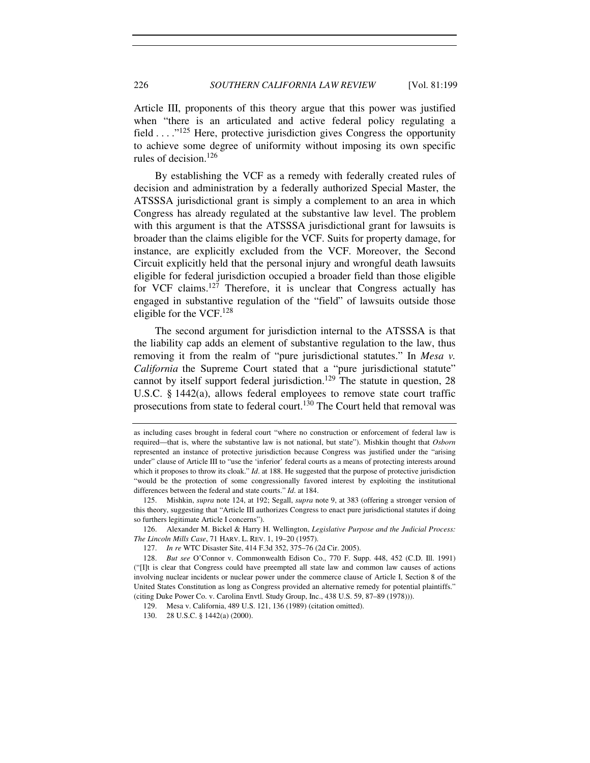Article III, proponents of this theory argue that this power was justified when "there is an articulated and active federal policy regulating a field . . . ."[125] Here, protective jurisdiction gives Congress the opportunity to achieve some degree of uniformity without imposing its own specific rules of decision.[126]

By establishing the VCF as a remedy with federally created rules of decision and administration by a federally authorized Special Master, the ATSSSA jurisdictional grant is simply a complement to an area in which Congress has already regulated at the substantive law level. The problem with this argument is that the ATSSSA jurisdictional grant for lawsuits is broader than the claims eligible for the VCF. Suits for property damage, for instance, are explicitly excluded from the VCF. Moreover, the Second Circuit explicitly held that the personal injury and wrongful death lawsuits eligible for federal jurisdiction occupied a broader field than those eligible for VCF claims.[127] Therefore, it is unclear that Congress actually has engaged in substantive regulation of the "field" of lawsuits outside those eligible for the VCF.[128]

The second argument for jurisdiction internal to the ATSSSA is that the liability cap adds an element of substantive regulation to the law, thus removing it from the realm of "pure jurisdictional statutes." In *Mesa v. California* the Supreme Court stated that a "pure jurisdictional statute" cannot by itself support federal jurisdiction.[129] The statute in question, 28 U.S.C. § 1442(a), allows federal employees to remove state court traffic prosecutions from state to federal court.[130] The Court held that removal was

---

as including cases brought in federal court "where no construction or enforcement of federal law is required—that is, where the substantive law is not national, but state"). Mishkin thought that *Osborn* represented an instance of protective jurisdiction because Congress was justified under the "arising under" clause of Article III to "use the 'inferior' federal courts as a means of protecting interests around which it proposes to throw its cloak." *Id*. at 188. He suggested that the purpose of protective jurisdiction "would be the protection of some congressionally favored interest by exploiting the institutional differences between the federal and state courts." *Id*. at 184.

125. Mishkin, *supra* note 124, at 192; Segall, *supra* note 9, at 383 (offering a stronger version of this theory, suggesting that "Article III authorizes Congress to enact pure jurisdictional statutes if doing so furthers legitimate Article I concerns").

126. Alexander M. Bickel & Harry H. Wellington, *Legislative Purpose and the Judicial Process: The Lincoln Mills Case*, 71 HARV. L. REV. 1, 19–20 (1957).

127. *In re* WTC Disaster Site, 414 F.3d 352, 375–76 (2d Cir. 2005).

128. *But see* O'Connor v. Commonwealth Edison Co., 770 F. Supp. 448, 452 (C.D. Ill. 1991) ("[I]t is clear that Congress could have preempted all state law and common law causes of actions involving nuclear incidents or nuclear power under the commerce clause of Article I, Section 8 of the United States Constitution as long as Congress provided an alternative remedy for potential plaintiffs." (citing Duke Power Co. v. Carolina Envtl. Study Group, Inc., 438 U.S. 59, 87–89 (1978))).

129. Mesa v. California, 489 U.S. 121, 136 (1989) (citation omitted).

130. 28 U.S.C. § 1442(a) (2000).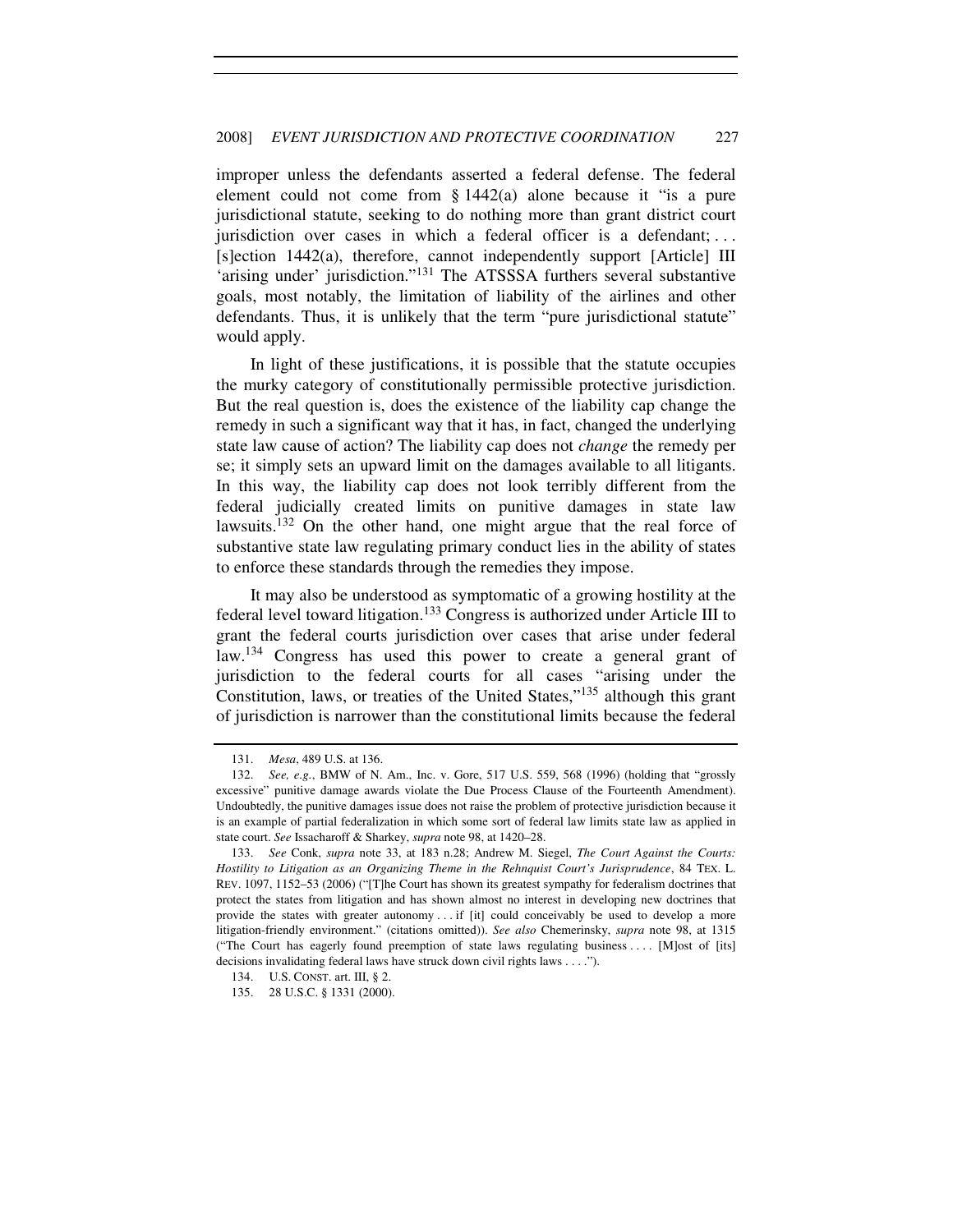improper unless the defendants asserted a federal defense. The federal element could not come from § 1442(a) alone because it "is a pure jurisdictional statute, seeking to do nothing more than grant district court jurisdiction over cases in which a federal officer is a defendant; . . . [s]ection 1442(a), therefore, cannot independently support [Article] III 'arising under' jurisdiction."[131] The ATSSSA furthers several substantive goals, most notably, the limitation of liability of the airlines and other defendants. Thus, it is unlikely that the term "pure jurisdictional statute" would apply.

In light of these justifications, it is possible that the statute occupies the murky category of constitutionally permissible protective jurisdiction. But the real question is, does the existence of the liability cap change the remedy in such a significant way that it has, in fact, changed the underlying state law cause of action? The liability cap does not *change* the remedy per se; it simply sets an upward limit on the damages available to all litigants. In this way, the liability cap does not look terribly different from the federal judicially created limits on punitive damages in state law lawsuits.[132] On the other hand, one might argue that the real force of substantive state law regulating primary conduct lies in the ability of states to enforce these standards through the remedies they impose.

It may also be understood as symptomatic of a growing hostility at the federal level toward litigation.[133] Congress is authorized under Article III to grant the federal courts jurisdiction over cases that arise under federal law.[134] Congress has used this power to create a general grant of jurisdiction to the federal courts for all cases "arising under the Constitution, laws, or treaties of the United States,"[135] although this grant of jurisdiction is narrower than the constitutional limits because the federal

---

131. *Mesa*, 489 U.S. at 136.

132. *See, e.g.*, BMW of N. Am., Inc. v. Gore, 517 U.S. 559, 568 (1996) (holding that "grossly excessive" punitive damage awards violate the Due Process Clause of the Fourteenth Amendment). Undoubtedly, the punitive damages issue does not raise the problem of protective jurisdiction because it is an example of partial federalization in which some sort of federal law limits state law as applied in state court. *See* Issacharoff & Sharkey, *supra* note 98, at 1420–28.

133. *See* Conk, *supra* note 33, at 183 n.28; Andrew M. Siegel, *The Court Against the Courts: Hostility to Litigation as an Organizing Theme in the Rehnquist Court's Jurisprudence*, 84 TEX. L. REV. 1097, 1152–53 (2006) ("[T]he Court has shown its greatest sympathy for federalism doctrines that protect the states from litigation and has shown almost no interest in developing new doctrines that provide the states with greater autonomy . . . if [it] could conceivably be used to develop a more litigation-friendly environment." (citations omitted)). *See also* Chemerinsky, *supra* note 98, at 1315 ("The Court has eagerly found preemption of state laws regulating business . . . . [M]ost of [its] decisions invalidating federal laws have struck down civil rights laws . . . .").

134. U.S. CONST. art. III, § 2.

135. 28 U.S.C. § 1331 (2000).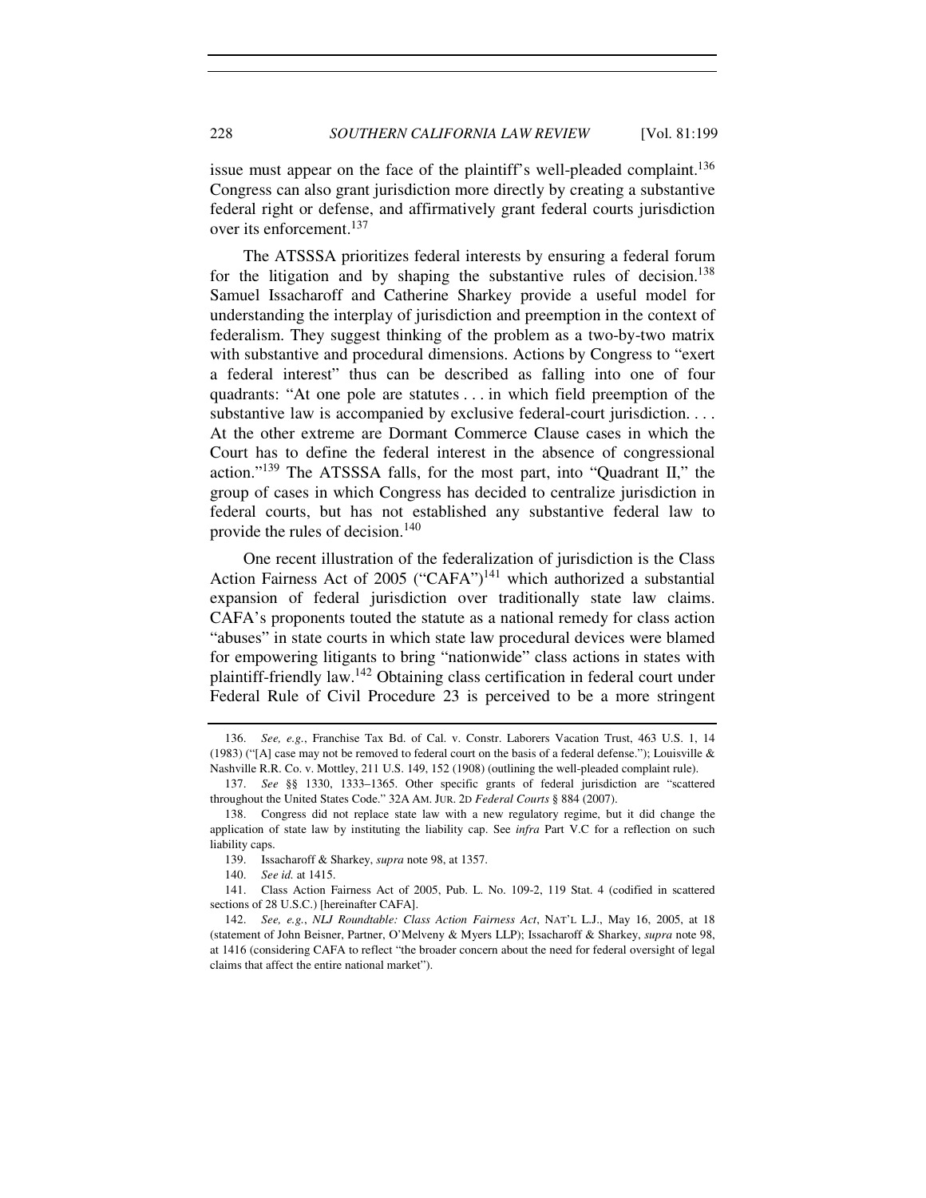issue must appear on the face of the plaintiff's well-pleaded complaint.[136] Congress can also grant jurisdiction more directly by creating a substantive federal right or defense, and affirmatively grant federal courts jurisdiction over its enforcement.[137]

The ATSSSA prioritizes federal interests by ensuring a federal forum for the litigation and by shaping the substantive rules of decision.[138] Samuel Issacharoff and Catherine Sharkey provide a useful model for understanding the interplay of jurisdiction and preemption in the context of federalism. They suggest thinking of the problem as a two-by-two matrix with substantive and procedural dimensions. Actions by Congress to "exert a federal interest" thus can be described as falling into one of four quadrants: "At one pole are statutes . . . in which field preemption of the substantive law is accompanied by exclusive federal-court jurisdiction. . . . At the other extreme are Dormant Commerce Clause cases in which the Court has to define the federal interest in the absence of congressional action."[139] The ATSSSA falls, for the most part, into "Quadrant II," the group of cases in which Congress has decided to centralize jurisdiction in federal courts, but has not established any substantive federal law to provide the rules of decision.[140]

One recent illustration of the federalization of jurisdiction is the Class Action Fairness Act of 2005 ("CAFA")[141] which authorized a substantial expansion of federal jurisdiction over traditionally state law claims. CAFA's proponents touted the statute as a national remedy for class action "abuses" in state courts in which state law procedural devices were blamed for empowering litigants to bring "nationwide" class actions in states with plaintiff-friendly law.[142] Obtaining class certification in federal court under Federal Rule of Civil Procedure 23 is perceived to be a more stringent

---

136. *See, e.g.*, Franchise Tax Bd. of Cal. v. Constr. Laborers Vacation Trust, 463 U.S. 1, 14 (1983) ("[A] case may not be removed to federal court on the basis of a federal defense."); Louisville & Nashville R.R. Co. v. Mottley, 211 U.S. 149, 152 (1908) (outlining the well-pleaded complaint rule).

137. *See* §§ 1330, 1333–1365. Other specific grants of federal jurisdiction are "scattered throughout the United States Code." 32A AM. JUR. 2D *Federal Courts* § 884 (2007).

138. Congress did not replace state law with a new regulatory regime, but it did change the application of state law by instituting the liability cap. See *infra* Part V.C for a reflection on such liability caps.

139. Issacharoff & Sharkey, *supra* note 98, at 1357.

140. *See id.* at 1415.

141. Class Action Fairness Act of 2005, Pub. L. No. 109-2, 119 Stat. 4 (codified in scattered sections of 28 U.S.C.) [hereinafter CAFA].

142. *See, e.g.*, *NLJ Roundtable: Class Action Fairness Act*, NAT'L L.J., May 16, 2005, at 18 (statement of John Beisner, Partner, O'Melveny & Myers LLP); Issacharoff & Sharkey, *supra* note 98, at 1416 (considering CAFA to reflect "the broader concern about the need for federal oversight of legal claims that affect the entire national market").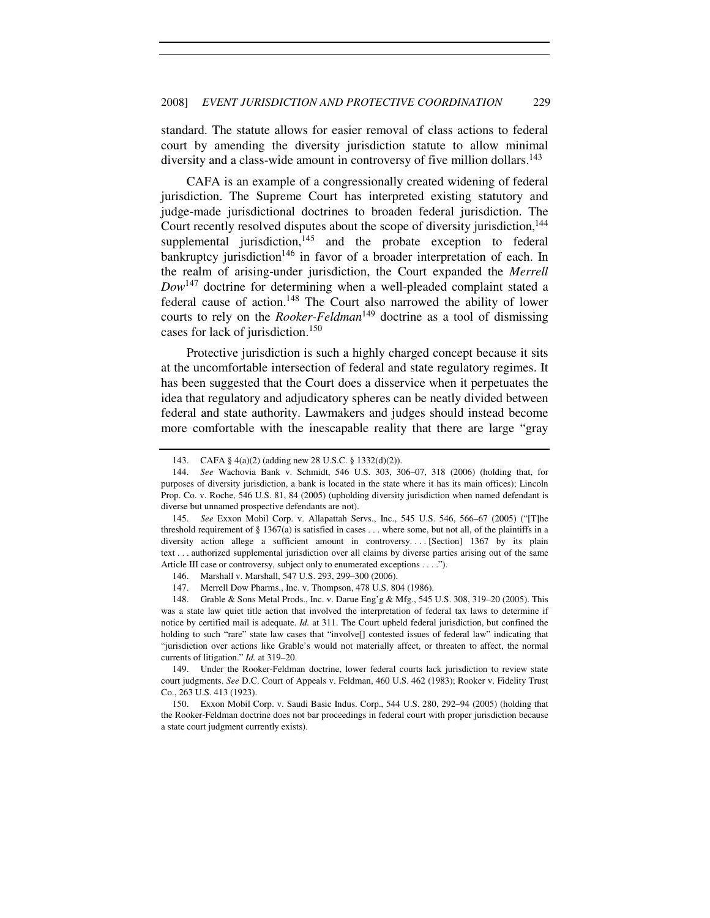standard. The statute allows for easier removal of class actions to federal court by amending the diversity jurisdiction statute to allow minimal diversity and a class-wide amount in controversy of five million dollars.[143]

CAFA is an example of a congressionally created widening of federal jurisdiction. The Supreme Court has interpreted existing statutory and judge-made jurisdictional doctrines to broaden federal jurisdiction. The Court recently resolved disputes about the scope of diversity jurisdiction,[144] supplemental jurisdiction,[145] and the probate exception to federal bankruptcy jurisdiction[146] in favor of a broader interpretation of each. In the realm of arising-under jurisdiction, the Court expanded the *Merrell Dow*[147] doctrine for determining when a well-pleaded complaint stated a federal cause of action.[148] The Court also narrowed the ability of lower courts to rely on the *Rooker-Feldman*[149] doctrine as a tool of dismissing cases for lack of jurisdiction.[150]

Protective jurisdiction is such a highly charged concept because it sits at the uncomfortable intersection of federal and state regulatory regimes. It has been suggested that the Court does a disservice when it perpetuates the idea that regulatory and adjudicatory spheres can be neatly divided between federal and state authority. Lawmakers and judges should instead become more comfortable with the inescapable reality that there are large "gray

---

143. CAFA § 4(a)(2) (adding new 28 U.S.C. § 1332(d)(2)).

144. *See* Wachovia Bank v. Schmidt, 546 U.S. 303, 306–07, 318 (2006) (holding that, for purposes of diversity jurisdiction, a bank is located in the state where it has its main offices); Lincoln Prop. Co. v. Roche, 546 U.S. 81, 84 (2005) (upholding diversity jurisdiction when named defendant is diverse but unnamed prospective defendants are not).

145. *See* Exxon Mobil Corp. v. Allapattah Servs., Inc., 545 U.S. 546, 566–67 (2005) ("[T]he threshold requirement of § 1367(a) is satisfied in cases . . . where some, but not all, of the plaintiffs in a diversity action allege a sufficient amount in controversy. . . . [Section] 1367 by its plain text . . . authorized supplemental jurisdiction over all claims by diverse parties arising out of the same Article III case or controversy, subject only to enumerated exceptions . . . .").

146. Marshall v. Marshall, 547 U.S. 293, 299–300 (2006).

147. Merrell Dow Pharms., Inc. v. Thompson, 478 U.S. 804 (1986).

148. Grable & Sons Metal Prods., Inc. v. Darue Eng'g & Mfg., 545 U.S. 308, 319–20 (2005). This was a state law quiet title action that involved the interpretation of federal tax laws to determine if notice by certified mail is adequate. *Id.* at 311. The Court upheld federal jurisdiction, but confined the holding to such "rare" state law cases that "involve[] contested issues of federal law" indicating that "jurisdiction over actions like Grable's would not materially affect, or threaten to affect, the normal currents of litigation." *Id.* at 319–20.

149. Under the Rooker-Feldman doctrine, lower federal courts lack jurisdiction to review state court judgments. *See* D.C. Court of Appeals v. Feldman, 460 U.S. 462 (1983); Rooker v. Fidelity Trust Co., 263 U.S. 413 (1923).

150. Exxon Mobil Corp. v. Saudi Basic Indus. Corp., 544 U.S. 280, 292–94 (2005) (holding that the Rooker-Feldman doctrine does not bar proceedings in federal court with proper jurisdiction because a state court judgment currently exists).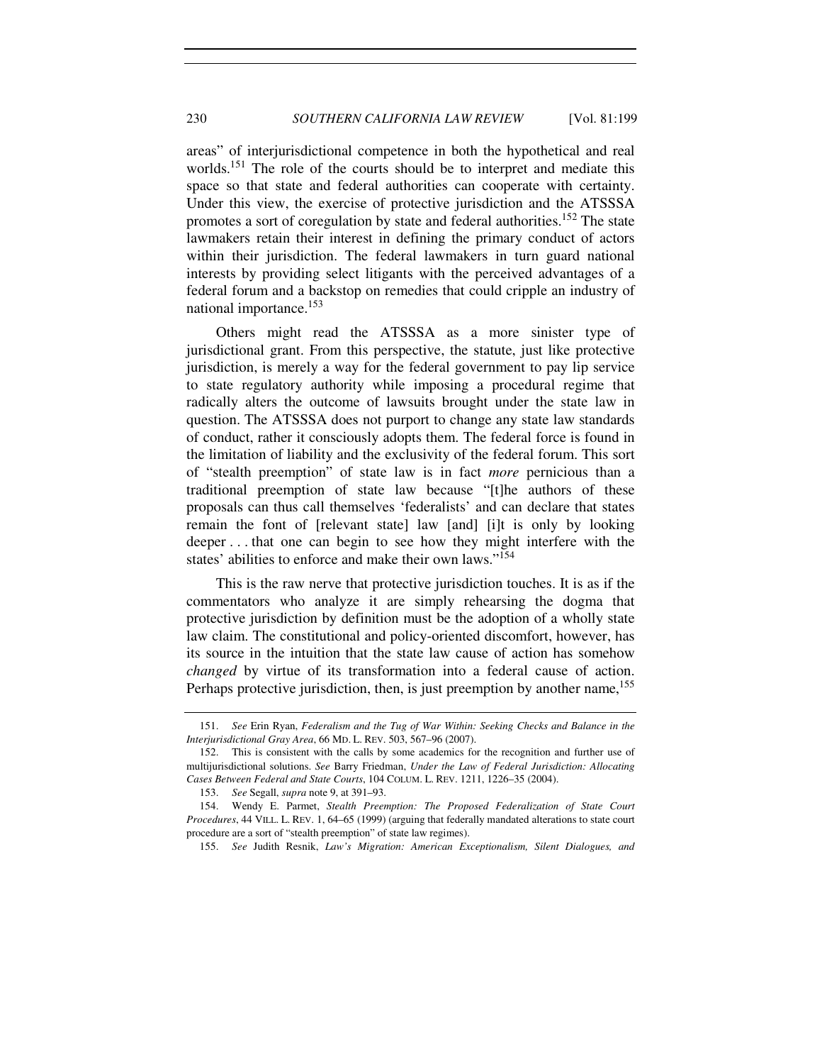areas" of interjurisdictional competence in both the hypothetical and real worlds.[151] The role of the courts should be to interpret and mediate this space so that state and federal authorities can cooperate with certainty. Under this view, the exercise of protective jurisdiction and the ATSSSA promotes a sort of coregulation by state and federal authorities.[152] The state lawmakers retain their interest in defining the primary conduct of actors within their jurisdiction. The federal lawmakers in turn guard national interests by providing select litigants with the perceived advantages of a federal forum and a backstop on remedies that could cripple an industry of national importance.[153]

Others might read the ATSSSA as a more sinister type of jurisdictional grant. From this perspective, the statute, just like protective jurisdiction, is merely a way for the federal government to pay lip service to state regulatory authority while imposing a procedural regime that radically alters the outcome of lawsuits brought under the state law in question. The ATSSSA does not purport to change any state law standards of conduct, rather it consciously adopts them. The federal force is found in the limitation of liability and the exclusivity of the federal forum. This sort of "stealth preemption" of state law is in fact *more* pernicious than a traditional preemption of state law because "[t]he authors of these proposals can thus call themselves 'federalists' and can declare that states remain the font of [relevant state] law [and] [i]t is only by looking deeper . . . that one can begin to see how they might interfere with the states' abilities to enforce and make their own laws."[154]

This is the raw nerve that protective jurisdiction touches. It is as if the commentators who analyze it are simply rehearsing the dogma that protective jurisdiction by definition must be the adoption of a wholly state law claim. The constitutional and policy-oriented discomfort, however, has its source in the intuition that the state law cause of action has somehow *changed* by virtue of its transformation into a federal cause of action. Perhaps protective jurisdiction, then, is just preemption by another name,[155]

---

151. *See* Erin Ryan, *Federalism and the Tug of War Within: Seeking Checks and Balance in the Interjurisdictional Gray Area*, 66 MD. L. REV. 503, 567–96 (2007).

152. This is consistent with the calls by some academics for the recognition and further use of multijurisdictional solutions. *See* Barry Friedman, *Under the Law of Federal Jurisdiction: Allocating Cases Between Federal and State Courts*, 104 COLUM. L. REV. 1211, 1226–35 (2004).

153. *See* Segall, *supra* note 9, at 391–93.

154. Wendy E. Parmet, *Stealth Preemption: The Proposed Federalization of State Court Procedures*, 44 VILL. L. REV. 1, 64–65 (1999) (arguing that federally mandated alterations to state court procedure are a sort of "stealth preemption" of state law regimes).

155. *See* Judith Resnik, *Law's Migration: American Exceptionalism, Silent Dialogues, and*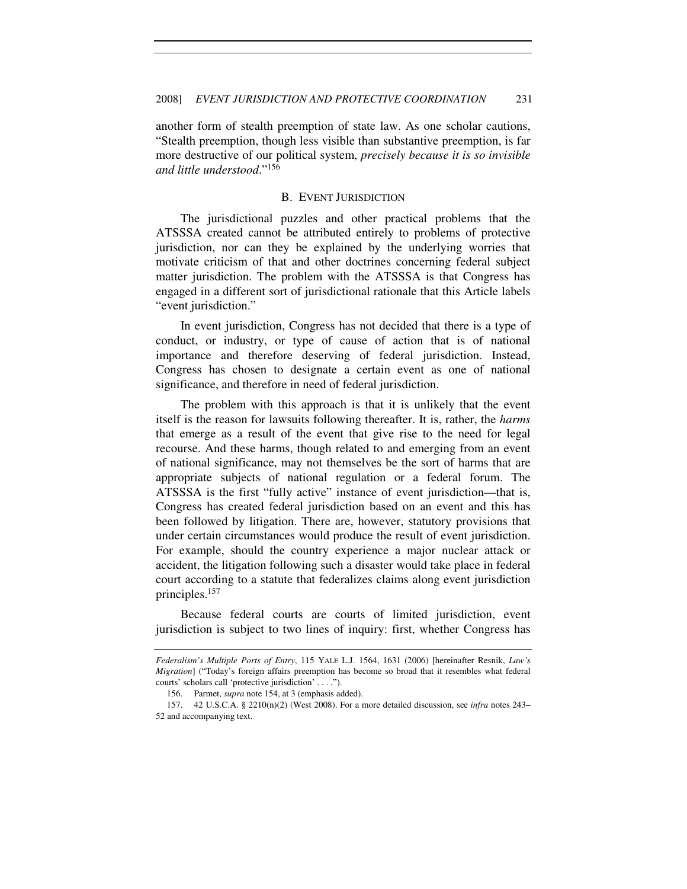another form of stealth preemption of state law. As one scholar cautions, "Stealth preemption, though less visible than substantive preemption, is far more destructive of our political system, *precisely because it is so invisible and little understood*."[156]

### B. EVENT JURISDICTION

The jurisdictional puzzles and other practical problems that the ATSSSA created cannot be attributed entirely to problems of protective jurisdiction, nor can they be explained by the underlying worries that motivate criticism of that and other doctrines concerning federal subject matter jurisdiction. The problem with the ATSSSA is that Congress has engaged in a different sort of jurisdictional rationale that this Article labels "event jurisdiction."

In event jurisdiction, Congress has not decided that there is a type of conduct, or industry, or type of cause of action that is of national importance and therefore deserving of federal jurisdiction. Instead, Congress has chosen to designate a certain event as one of national significance, and therefore in need of federal jurisdiction.

The problem with this approach is that it is unlikely that the event itself is the reason for lawsuits following thereafter. It is, rather, the *harms* that emerge as a result of the event that give rise to the need for legal recourse. And these harms, though related to and emerging from an event of national significance, may not themselves be the sort of harms that are appropriate subjects of national regulation or a federal forum. The ATSSSA is the first "fully active" instance of event jurisdiction—that is, Congress has created federal jurisdiction based on an event and this has been followed by litigation. There are, however, statutory provisions that under certain circumstances would produce the result of event jurisdiction. For example, should the country experience a major nuclear attack or accident, the litigation following such a disaster would take place in federal court according to a statute that federalizes claims along event jurisdiction principles.[157]

Because federal courts are courts of limited jurisdiction, event jurisdiction is subject to two lines of inquiry: first, whether Congress has

---

*Federalism's Multiple Ports of Entry*, 115 YALE L.J. 1564, 1631 (2006) [hereinafter Resnik, *Law's Migration*] ("Today's foreign affairs preemption has become so broad that it resembles what federal courts' scholars call 'protective jurisdiction' . . . .").

156. Parmet, *supra* note 154, at 3 (emphasis added).

157. 42 U.S.C.A. § 2210(n)(2) (West 2008). For a more detailed discussion, see *infra* notes 243–52 and accompanying text.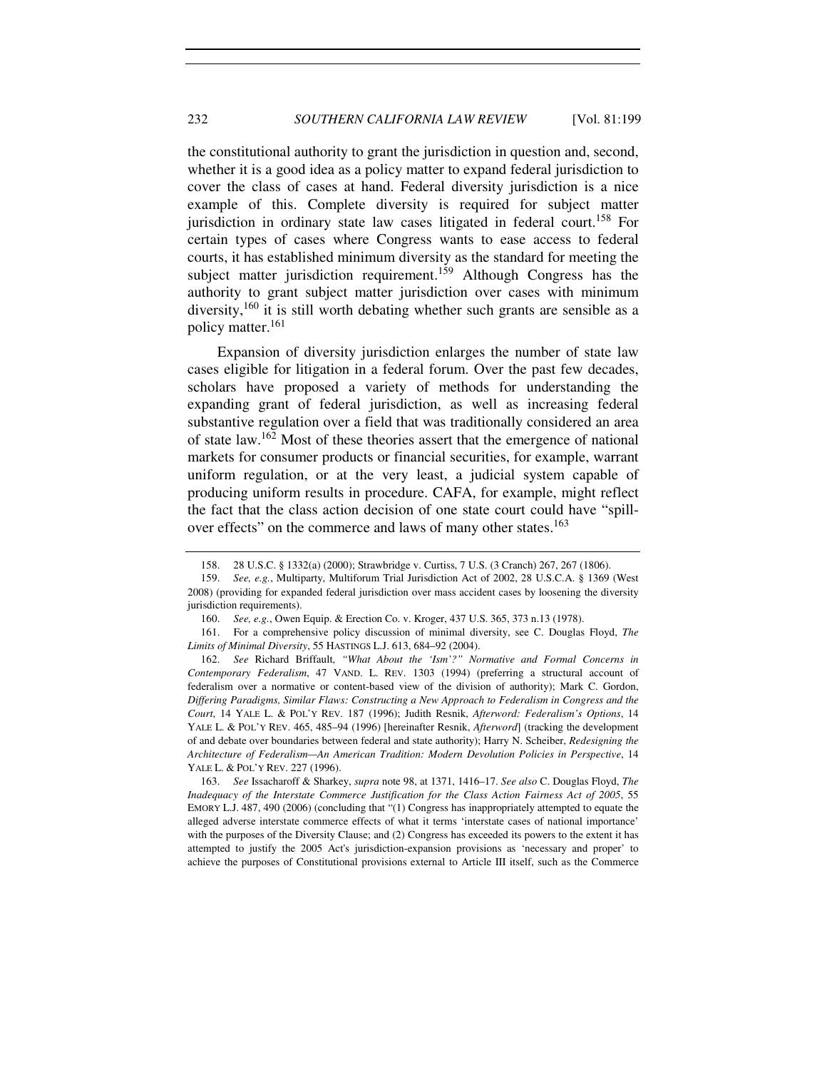the constitutional authority to grant the jurisdiction in question and, second, whether it is a good idea as a policy matter to expand federal jurisdiction to cover the class of cases at hand. Federal diversity jurisdiction is a nice example of this. Complete diversity is required for subject matter jurisdiction in ordinary state law cases litigated in federal court.[158] For certain types of cases where Congress wants to ease access to federal courts, it has established minimum diversity as the standard for meeting the subject matter jurisdiction requirement.[159] Although Congress has the authority to grant subject matter jurisdiction over cases with minimum diversity,[160] it is still worth debating whether such grants are sensible as a policy matter.[161]

Expansion of diversity jurisdiction enlarges the number of state law cases eligible for litigation in a federal forum. Over the past few decades, scholars have proposed a variety of methods for understanding the expanding grant of federal jurisdiction, as well as increasing federal substantive regulation over a field that was traditionally considered an area of state law.[162] Most of these theories assert that the emergence of national markets for consumer products or financial securities, for example, warrant uniform regulation, or at the very least, a judicial system capable of producing uniform results in procedure. CAFA, for example, might reflect the fact that the class action decision of one state court could have "spill-over effects" on the commerce and laws of many other states.[163]

---

158. 28 U.S.C. § 1332(a) (2000); Strawbridge v. Curtiss, 7 U.S. (3 Cranch) 267, 267 (1806).

159. *See, e.g.*, Multiparty, Multiforum Trial Jurisdiction Act of 2002, 28 U.S.C.A. § 1369 (West 2008) (providing for expanded federal jurisdiction over mass accident cases by loosening the diversity jurisdiction requirements).

160. *See, e.g.*, Owen Equip. & Erection Co. v. Kroger, 437 U.S. 365, 373 n.13 (1978).

161. For a comprehensive policy discussion of minimal diversity, see C. Douglas Floyd, *The Limits of Minimal Diversity*, 55 HASTINGS L.J. 613, 684–92 (2004).

162. *See* Richard Briffault, *"What About the 'Ism'?" Normative and Formal Concerns in Contemporary Federalism*, 47 VAND. L. REV. 1303 (1994) (preferring a structural account of federalism over a normative or content-based view of the division of authority); Mark C. Gordon, *Differing Paradigms, Similar Flaws: Constructing a New Approach to Federalism in Congress and the Court*, 14 YALE L. & POL'Y REV. 187 (1996); Judith Resnik, *Afterword: Federalism's Options*, 14 YALE L. & POL'Y REV. 465, 485–94 (1996) [hereinafter Resnik, *Afterword*] (tracking the development of and debate over boundaries between federal and state authority); Harry N. Scheiber, *Redesigning the Architecture of Federalism—An American Tradition: Modern Devolution Policies in Perspective*, 14 YALE L. & POL'Y REV. 227 (1996).

163. *See* Issacharoff & Sharkey, *supra* note 98, at 1371, 1416–17. *See also* C. Douglas Floyd, *The Inadequacy of the Interstate Commerce Justification for the Class Action Fairness Act of 2005*, 55 EMORY L.J. 487, 490 (2006) (concluding that "(1) Congress has inappropriately attempted to equate the alleged adverse interstate commerce effects of what it terms 'interstate cases of national importance' with the purposes of the Diversity Clause; and (2) Congress has exceeded its powers to the extent it has attempted to justify the 2005 Act's jurisdiction-expansion provisions as 'necessary and proper' to achieve the purposes of Constitutional provisions external to Article III itself, such as the Commerce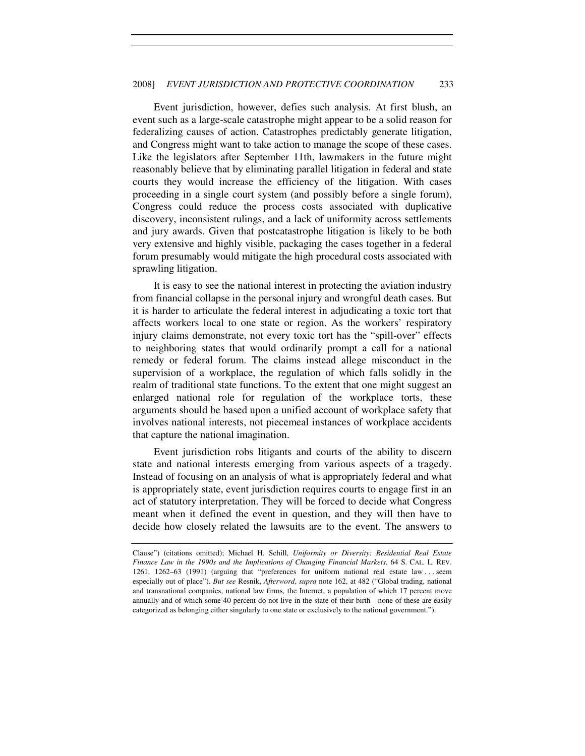Event jurisdiction, however, defies such analysis. At first blush, an event such as a large-scale catastrophe might appear to be a solid reason for federalizing causes of action. Catastrophes predictably generate litigation, and Congress might want to take action to manage the scope of these cases. Like the legislators after September 11th, lawmakers in the future might reasonably believe that by eliminating parallel litigation in federal and state courts they would increase the efficiency of the litigation. With cases proceeding in a single court system (and possibly before a single forum), Congress could reduce the process costs associated with duplicative discovery, inconsistent rulings, and a lack of uniformity across settlements and jury awards. Given that postcatastrophe litigation is likely to be both very extensive and highly visible, packaging the cases together in a federal forum presumably would mitigate the high procedural costs associated with sprawling litigation.

It is easy to see the national interest in protecting the aviation industry from financial collapse in the personal injury and wrongful death cases. But it is harder to articulate the federal interest in adjudicating a toxic tort that affects workers local to one state or region. As the workers' respiratory injury claims demonstrate, not every toxic tort has the "spill-over" effects to neighboring states that would ordinarily prompt a call for a national remedy or federal forum. The claims instead allege misconduct in the supervision of a workplace, the regulation of which falls solidly in the realm of traditional state functions. To the extent that one might suggest an enlarged national role for regulation of the workplace torts, these arguments should be based upon a unified account of workplace safety that involves national interests, not piecemeal instances of workplace accidents that capture the national imagination.

Event jurisdiction robs litigants and courts of the ability to discern state and national interests emerging from various aspects of a tragedy. Instead of focusing on an analysis of what is appropriately federal and what is appropriately state, event jurisdiction requires courts to engage first in an act of statutory interpretation. They will be forced to decide what Congress meant when it defined the event in question, and they will then have to decide how closely related the lawsuits are to the event. The answers to

---

Clause") (citations omitted); Michael H. Schill, *Uniformity or Diversity: Residential Real Estate Finance Law in the 1990s and the Implications of Changing Financial Markets*, 64 S. CAL. L. REV. 1261, 1262–63 (1991) (arguing that "preferences for uniform national real estate law . . . seem especially out of place"). *But see* Resnik, *Afterword*, *supra* note 162, at 482 ("Global trading, national and transnational companies, national law firms, the Internet, a population of which 17 percent move annually and of which some 40 percent do not live in the state of their birth—none of these are easily categorized as belonging either singularly to one state or exclusively to the national government.").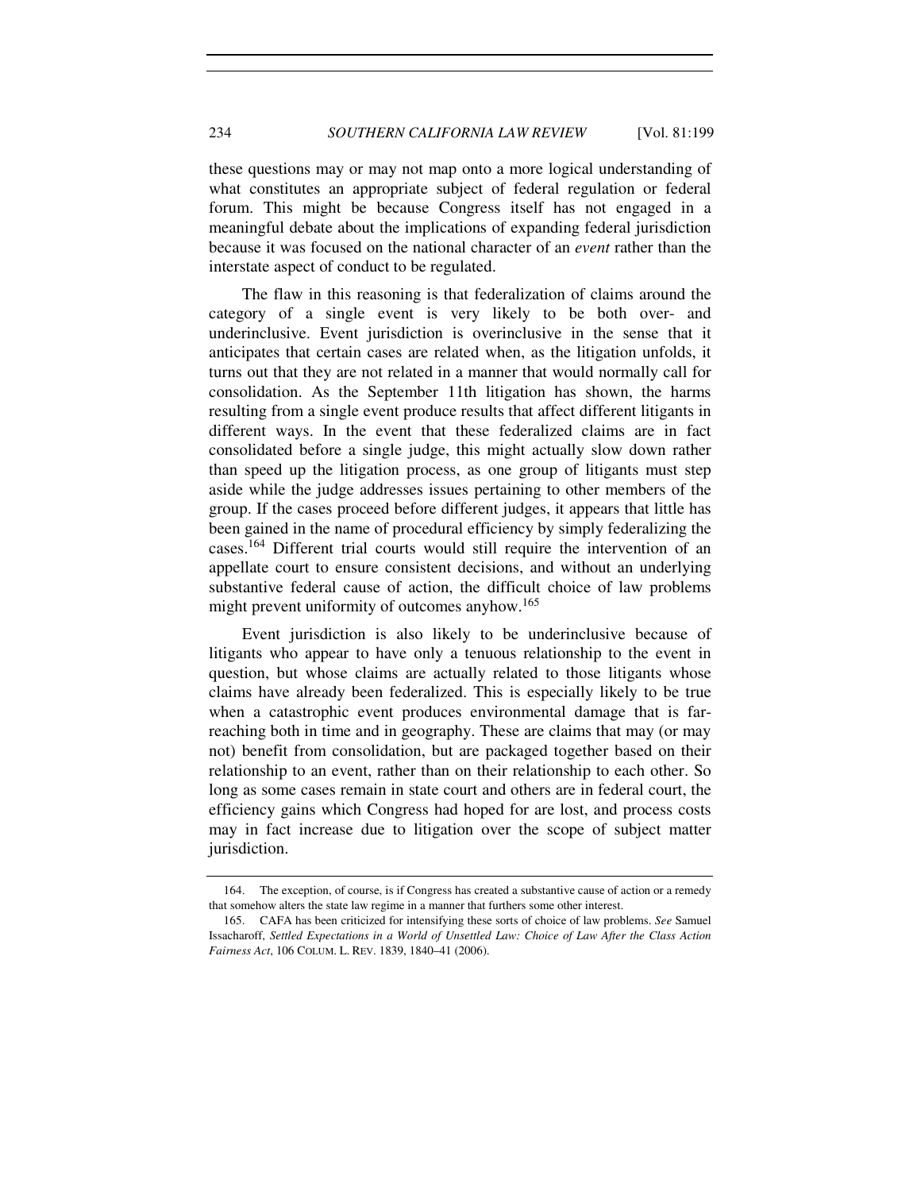these questions may or may not map onto a more logical understanding of what constitutes an appropriate subject of federal regulation or federal forum. This might be because Congress itself has not engaged in a meaningful debate about the implications of expanding federal jurisdiction because it was focused on the national character of an *event* rather than the interstate aspect of conduct to be regulated.

The flaw in this reasoning is that federalization of claims around the category of a single event is very likely to be both over- and underinclusive. Event jurisdiction is overinclusive in the sense that it anticipates that certain cases are related when, as the litigation unfolds, it turns out that they are not related in a manner that would normally call for consolidation. As the September 11th litigation has shown, the harms resulting from a single event produce results that affect different litigants in different ways. In the event that these federalized claims are in fact consolidated before a single judge, this might actually slow down rather than speed up the litigation process, as one group of litigants must step aside while the judge addresses issues pertaining to other members of the group. If the cases proceed before different judges, it appears that little has been gained in the name of procedural efficiency by simply federalizing the cases.[164] Different trial courts would still require the intervention of an appellate court to ensure consistent decisions, and without an underlying substantive federal cause of action, the difficult choice of law problems might prevent uniformity of outcomes anyhow.[165]

Event jurisdiction is also likely to be underinclusive because of litigants who appear to have only a tenuous relationship to the event in question, but whose claims are actually related to those litigants whose claims have already been federalized. This is especially likely to be true when a catastrophic event produces environmental damage that is far-reaching both in time and in geography. These are claims that may (or may not) benefit from consolidation, but are packaged together based on their relationship to an event, rather than on their relationship to each other. So long as some cases remain in state court and others are in federal court, the efficiency gains which Congress had hoped for are lost, and process costs may in fact increase due to litigation over the scope of subject matter jurisdiction.

---

164. The exception, of course, is if Congress has created a substantive cause of action or a remedy that somehow alters the state law regime in a manner that furthers some other interest.

165. CAFA has been criticized for intensifying these sorts of choice of law problems. *See* Samuel Issacharoff, *Settled Expectations in a World of Unsettled Law: Choice of Law After the Class Action Fairness Act*, 106 COLUM. L. REV. 1839, 1840–41 (2006).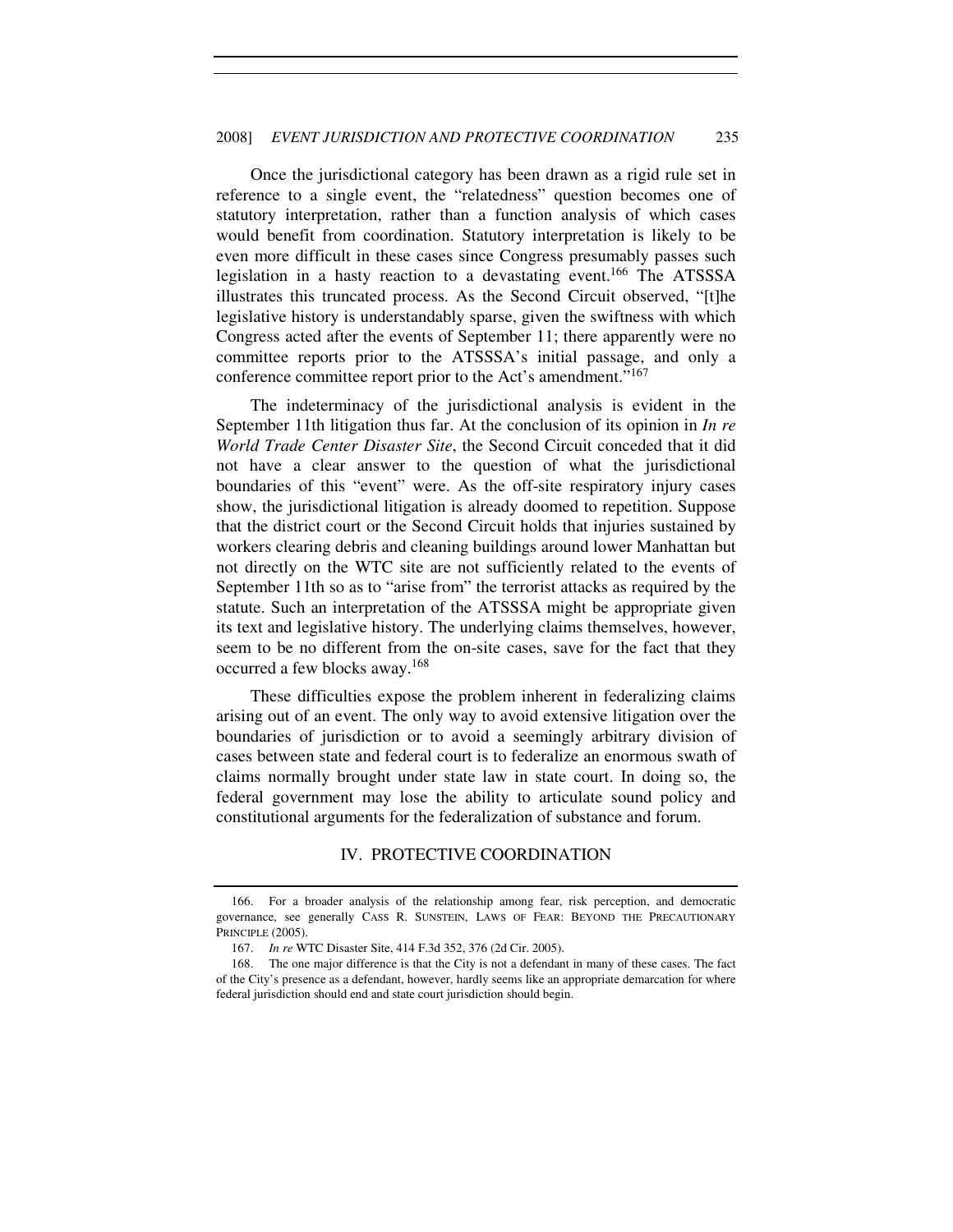Once the jurisdictional category has been drawn as a rigid rule set in reference to a single event, the "relatedness" question becomes one of statutory interpretation, rather than a function analysis of which cases would benefit from coordination. Statutory interpretation is likely to be even more difficult in these cases since Congress presumably passes such legislation in a hasty reaction to a devastating event.[166] The ATSSSA illustrates this truncated process. As the Second Circuit observed, "[t]he legislative history is understandably sparse, given the swiftness with which Congress acted after the events of September 11; there apparently were no committee reports prior to the ATSSSA's initial passage, and only a conference committee report prior to the Act's amendment."[167]

The indeterminacy of the jurisdictional analysis is evident in the September 11th litigation thus far. At the conclusion of its opinion in *In re World Trade Center Disaster Site*, the Second Circuit conceded that it did not have a clear answer to the question of what the jurisdictional boundaries of this "event" were. As the off-site respiratory injury cases show, the jurisdictional litigation is already doomed to repetition. Suppose that the district court or the Second Circuit holds that injuries sustained by workers clearing debris and cleaning buildings around lower Manhattan but not directly on the WTC site are not sufficiently related to the events of September 11th so as to "arise from" the terrorist attacks as required by the statute. Such an interpretation of the ATSSSA might be appropriate given its text and legislative history. The underlying claims themselves, however, seem to be no different from the on-site cases, save for the fact that they occurred a few blocks away.[168]

These difficulties expose the problem inherent in federalizing claims arising out of an event. The only way to avoid extensive litigation over the boundaries of jurisdiction or to avoid a seemingly arbitrary division of cases between state and federal court is to federalize an enormous swath of claims normally brought under state law in state court. In doing so, the federal government may lose the ability to articulate sound policy and constitutional arguments for the federalization of substance and forum.

## IV. PROTECTIVE COORDINATION

---

166. For a broader analysis of the relationship among fear, risk perception, and democratic governance, see generally CASS R. SUNSTEIN, LAWS OF FEAR: BEYOND THE PRECAUTIONARY PRINCIPLE (2005).

167. *In re* WTC Disaster Site, 414 F.3d 352, 376 (2d Cir. 2005).

168. The one major difference is that the City is not a defendant in many of these cases. The fact of the City's presence as a defendant, however, hardly seems like an appropriate demarcation for where federal jurisdiction should end and state court jurisdiction should begin.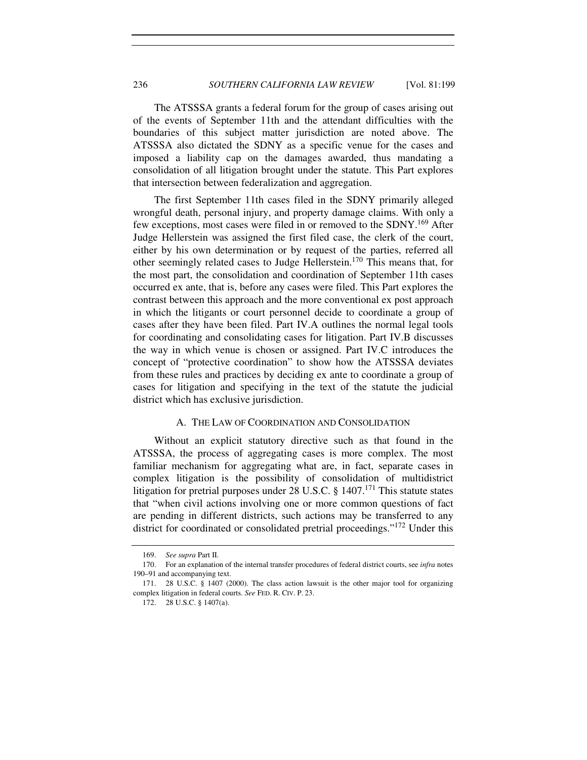The ATSSSA grants a federal forum for the group of cases arising out of the events of September 11th and the attendant difficulties with the boundaries of this subject matter jurisdiction are noted above. The ATSSSA also dictated the SDNY as a specific venue for the cases and imposed a liability cap on the damages awarded, thus mandating a consolidation of all litigation brought under the statute. This Part explores that intersection between federalization and aggregation.

The first September 11th cases filed in the SDNY primarily alleged wrongful death, personal injury, and property damage claims. With only a few exceptions, most cases were filed in or removed to the SDNY.[169] After Judge Hellerstein was assigned the first filed case, the clerk of the court, either by his own determination or by request of the parties, referred all other seemingly related cases to Judge Hellerstein.[170] This means that, for the most part, the consolidation and coordination of September 11th cases occurred ex ante, that is, before any cases were filed. This Part explores the contrast between this approach and the more conventional ex post approach in which the litigants or court personnel decide to coordinate a group of cases after they have been filed. Part IV.A outlines the normal legal tools for coordinating and consolidating cases for litigation. Part IV.B discusses the way in which venue is chosen or assigned. Part IV.C introduces the concept of "protective coordination" to show how the ATSSSA deviates from these rules and practices by deciding ex ante to coordinate a group of cases for litigation and specifying in the text of the statute the judicial district which has exclusive jurisdiction.

### A. The Law of Coordination and Consolidation

Without an explicit statutory directive such as that found in the ATSSSA, the process of aggregating cases is more complex. The most familiar mechanism for aggregating what are, in fact, separate cases in complex litigation is the possibility of consolidation of multidistrict litigation for pretrial purposes under 28 U.S.C. § 1407.[171] This statute states that "when civil actions involving one or more common questions of fact are pending in different districts, such actions may be transferred to any district for coordinated or consolidated pretrial proceedings."[172] Under this

---

169. *See supra* Part II.

170. For an explanation of the internal transfer procedures of federal district courts, see *infra* notes 190–91 and accompanying text.

171. 28 U.S.C. § 1407 (2000). The class action lawsuit is the other major tool for organizing complex litigation in federal courts. *See* FED. R. CIV. P. 23.

172. 28 U.S.C. § 1407(a).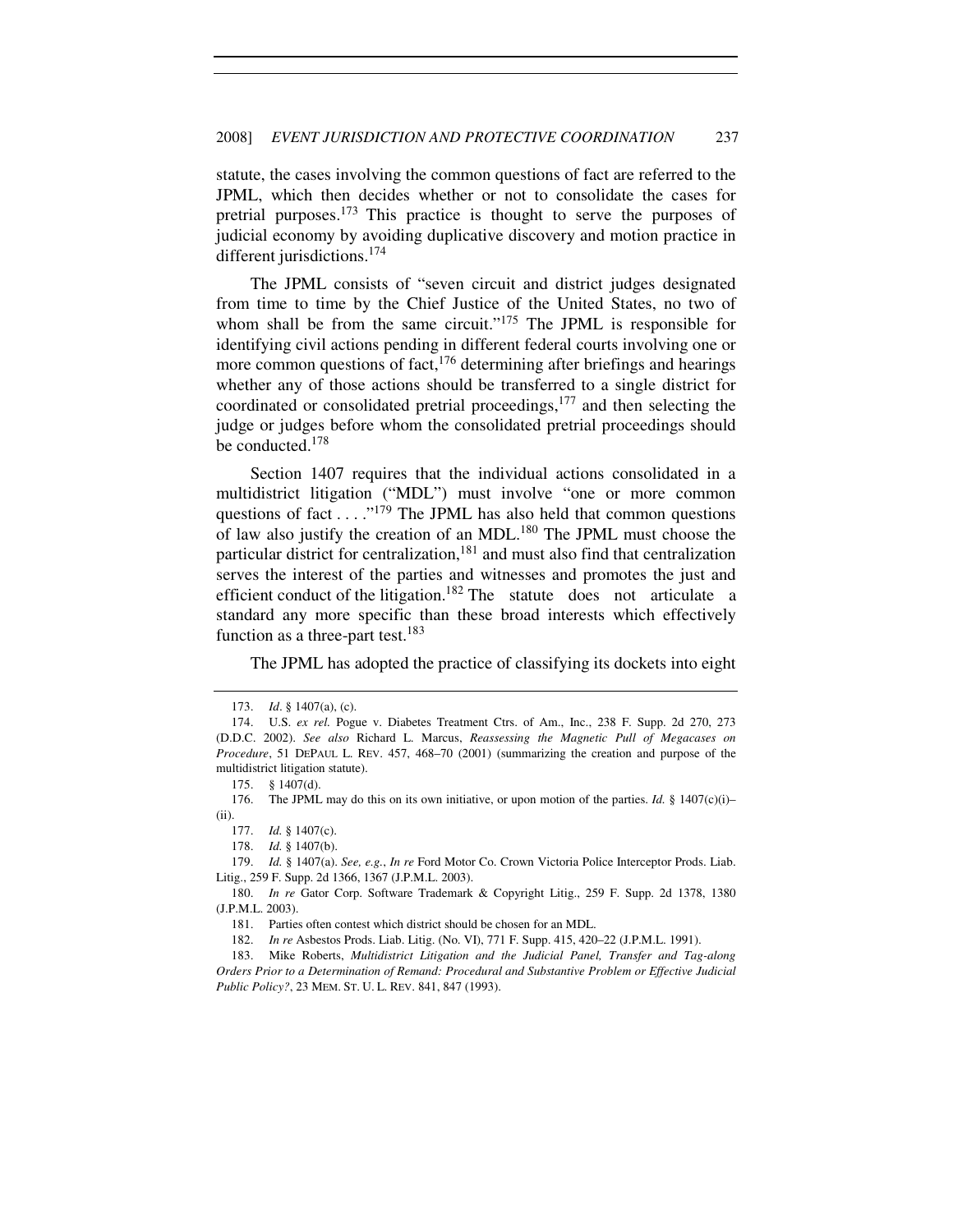statute, the cases involving the common questions of fact are referred to the JPML, which then decides whether or not to consolidate the cases for pretrial purposes.[173] This practice is thought to serve the purposes of judicial economy by avoiding duplicative discovery and motion practice in different jurisdictions.[174]

The JPML consists of "seven circuit and district judges designated from time to time by the Chief Justice of the United States, no two of whom shall be from the same circuit."[175] The JPML is responsible for identifying civil actions pending in different federal courts involving one or more common questions of fact,[176] determining after briefings and hearings whether any of those actions should be transferred to a single district for coordinated or consolidated pretrial proceedings,[177] and then selecting the judge or judges before whom the consolidated pretrial proceedings should be conducted.[178]

Section 1407 requires that the individual actions consolidated in a multidistrict litigation ("MDL") must involve "one or more common questions of fact . . . ."[179] The JPML has also held that common questions of law also justify the creation of an MDL.[180] The JPML must choose the particular district for centralization,[181] and must also find that centralization serves the interest of the parties and witnesses and promotes the just and efficient conduct of the litigation.[182] The statute does not articulate a standard any more specific than these broad interests which effectively function as a three-part test.[183]

The JPML has adopted the practice of classifying its dockets into eight

---

173. *Id*. § 1407(a), (c).

174. U.S. *ex rel.* Pogue v. Diabetes Treatment Ctrs. of Am., Inc., 238 F. Supp. 2d 270, 273 (D.D.C. 2002). *See also* Richard L. Marcus, *Reassessing the Magnetic Pull of Megacases on Procedure*, 51 DEPAUL L. REV. 457, 468–70 (2001) (summarizing the creation and purpose of the multidistrict litigation statute).

175. § 1407(d).

176. The JPML may do this on its own initiative, or upon motion of the parties. *Id.* § 1407(c)(i)–(ii).

177. *Id.* § 1407(c).

178. *Id.* § 1407(b).

179. *Id.* § 1407(a). *See, e.g.*, *In re* Ford Motor Co. Crown Victoria Police Interceptor Prods. Liab. Litig., 259 F. Supp. 2d 1366, 1367 (J.P.M.L. 2003).

180. *In re* Gator Corp. Software Trademark & Copyright Litig., 259 F. Supp. 2d 1378, 1380 (J.P.M.L. 2003).

181. Parties often contest which district should be chosen for an MDL.

182. *In re* Asbestos Prods. Liab. Litig. (No. VI), 771 F. Supp. 415, 420–22 (J.P.M.L. 1991).

183. Mike Roberts, *Multidistrict Litigation and the Judicial Panel, Transfer and Tag-along Orders Prior to a Determination of Remand: Procedural and Substantive Problem or Effective Judicial Public Policy?*, 23 MEM. ST. U. L. REV. 841, 847 (1993).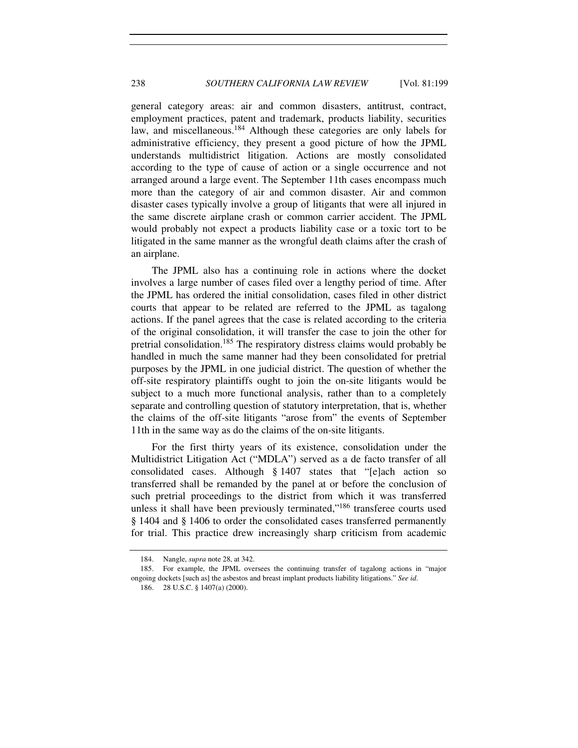general category areas: air and common disasters, antitrust, contract, employment practices, patent and trademark, products liability, securities law, and miscellaneous.[184] Although these categories are only labels for administrative efficiency, they present a good picture of how the JPML understands multidistrict litigation. Actions are mostly consolidated according to the type of cause of action or a single occurrence and not arranged around a large event. The September 11th cases encompass much more than the category of air and common disaster. Air and common disaster cases typically involve a group of litigants that were all injured in the same discrete airplane crash or common carrier accident. The JPML would probably not expect a products liability case or a toxic tort to be litigated in the same manner as the wrongful death claims after the crash of an airplane.

The JPML also has a continuing role in actions where the docket involves a large number of cases filed over a lengthy period of time. After the JPML has ordered the initial consolidation, cases filed in other district courts that appear to be related are referred to the JPML as tagalong actions. If the panel agrees that the case is related according to the criteria of the original consolidation, it will transfer the case to join the other for pretrial consolidation.[185] The respiratory distress claims would probably be handled in much the same manner had they been consolidated for pretrial purposes by the JPML in one judicial district. The question of whether the off-site respiratory plaintiffs ought to join the on-site litigants would be subject to a much more functional analysis, rather than to a completely separate and controlling question of statutory interpretation, that is, whether the claims of the off-site litigants "arose from" the events of September 11th in the same way as do the claims of the on-site litigants.

For the first thirty years of its existence, consolidation under the Multidistrict Litigation Act ("MDLA") served as a de facto transfer of all consolidated cases. Although § 1407 states that "[e]ach action so transferred shall be remanded by the panel at or before the conclusion of such pretrial proceedings to the district from which it was transferred unless it shall have been previously terminated,"[186] transferee courts used § 1404 and § 1406 to order the consolidated cases transferred permanently for trial. This practice drew increasingly sharp criticism from academic

184. Nangle, *supra* note 28, at 342.

185. For example, the JPML oversees the continuing transfer of tagalong actions in "major ongoing dockets [such as] the asbestos and breast implant products liability litigations." *See id.*

186. 28 U.S.C. § 1407(a) (2000).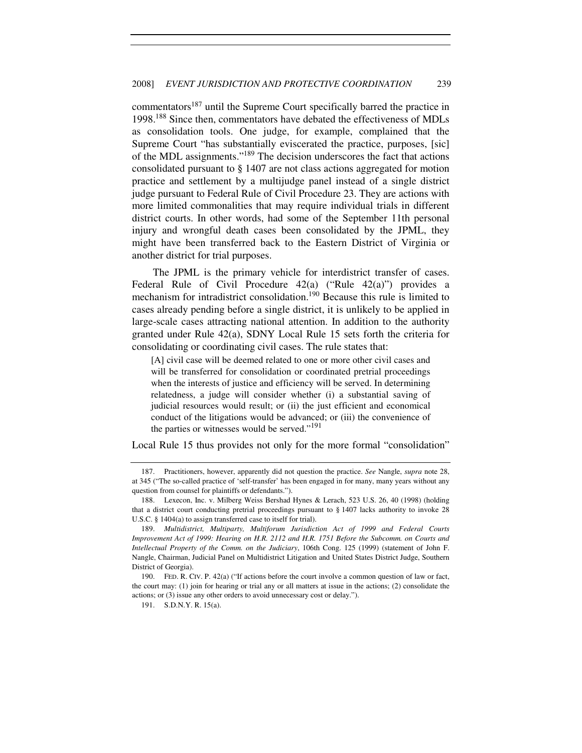commentators[187] until the Supreme Court specifically barred the practice in 1998.[188] Since then, commentators have debated the effectiveness of MDLs as consolidation tools. One judge, for example, complained that the Supreme Court "has substantially eviscerated the practice, purposes, [sic] of the MDL assignments."[189] The decision underscores the fact that actions consolidated pursuant to § 1407 are not class actions aggregated for motion practice and settlement by a multijudge panel instead of a single district judge pursuant to Federal Rule of Civil Procedure 23. They are actions with more limited commonalities that may require individual trials in different district courts. In other words, had some of the September 11th personal injury and wrongful death cases been consolidated by the JPML, they might have been transferred back to the Eastern District of Virginia or another district for trial purposes.

The JPML is the primary vehicle for interdistrict transfer of cases. Federal Rule of Civil Procedure 42(a) ("Rule 42(a)") provides a mechanism for intradistrict consolidation.[190] Because this rule is limited to cases already pending before a single district, it is unlikely to be applied in large-scale cases attracting national attention. In addition to the authority granted under Rule 42(a), SDNY Local Rule 15 sets forth the criteria for consolidating or coordinating civil cases. The rule states that:

> [A] civil case will be deemed related to one or more other civil cases and will be transferred for consolidation or coordinated pretrial proceedings when the interests of justice and efficiency will be served. In determining relatedness, a judge will consider whether (i) a substantial saving of judicial resources would result; or (ii) the just efficient and economical conduct of the litigations would be advanced; or (iii) the convenience of the parties or witnesses would be served."[191]

Local Rule 15 thus provides not only for the more formal "consolidation"

---

187. Practitioners, however, apparently did not question the practice. *See* Nangle, *supra* note 28, at 345 ("The so-called practice of 'self-transfer' has been engaged in for many, many years without any question from counsel for plaintiffs or defendants.").

188. Lexecon, Inc. v. Milberg Weiss Bershad Hynes & Lerach, 523 U.S. 26, 40 (1998) (holding that a district court conducting pretrial proceedings pursuant to § 1407 lacks authority to invoke 28 U.S.C. § 1404(a) to assign transferred case to itself for trial).

189. *Multidistrict, Multiparty, Multiforum Jurisdiction Act of 1999 and Federal Courts Improvement Act of 1999: Hearing on H.R. 2112 and H.R. 1751 Before the Subcomm. on Courts and Intellectual Property of the Comm. on the Judiciary*, 106th Cong. 125 (1999) (statement of John F. Nangle, Chairman, Judicial Panel on Multidistrict Litigation and United States District Judge, Southern District of Georgia).

190. FED. R. CIV. P. 42(a) ("If actions before the court involve a common question of law or fact, the court may: (1) join for hearing or trial any or all matters at issue in the actions; (2) consolidate the actions; or (3) issue any other orders to avoid unnecessary cost or delay.").

191. S.D.N.Y. R. 15(a).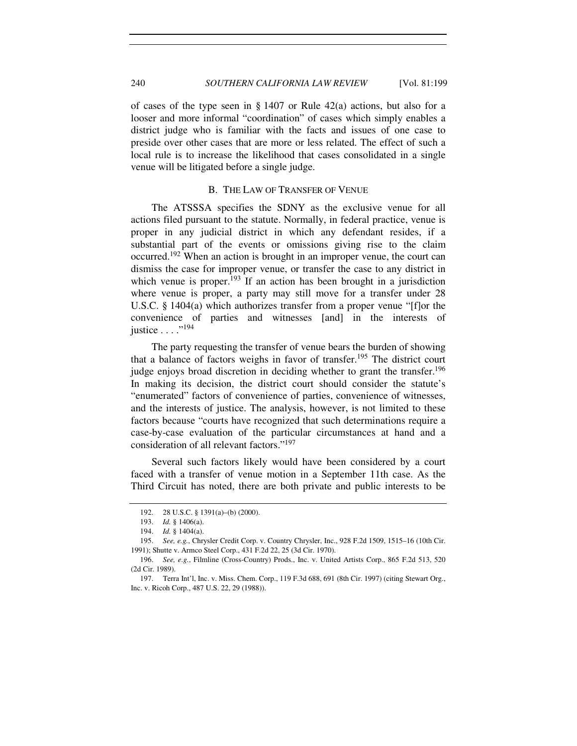of cases of the type seen in § 1407 or Rule 42(a) actions, but also for a looser and more informal "coordination" of cases which simply enables a district judge who is familiar with the facts and issues of one case to preside over other cases that are more or less related. The effect of such a local rule is to increase the likelihood that cases consolidated in a single venue will be litigated before a single judge.

### B. THE LAW OF TRANSFER OF VENUE

The ATSSSA specifies the SDNY as the exclusive venue for all actions filed pursuant to the statute. Normally, in federal practice, venue is proper in any judicial district in which any defendant resides, if a substantial part of the events or omissions giving rise to the claim occurred.[192] When an action is brought in an improper venue, the court can dismiss the case for improper venue, or transfer the case to any district in which venue is proper.[193] If an action has been brought in a jurisdiction where venue is proper, a party may still move for a transfer under 28 U.S.C. § 1404(a) which authorizes transfer from a proper venue "[f]or the convenience of parties and witnesses [and] in the interests of justice . . . ."[194]

The party requesting the transfer of venue bears the burden of showing that a balance of factors weighs in favor of transfer.[195] The district court judge enjoys broad discretion in deciding whether to grant the transfer.[196] In making its decision, the district court should consider the statute's "enumerated" factors of convenience of parties, convenience of witnesses, and the interests of justice. The analysis, however, is not limited to these factors because "courts have recognized that such determinations require a case-by-case evaluation of the particular circumstances at hand and a consideration of all relevant factors."[197]

Several such factors likely would have been considered by a court faced with a transfer of venue motion in a September 11th case. As the Third Circuit has noted, there are both private and public interests to be

192. 28 U.S.C. § 1391(a)–(b) (2000).

193. *Id.* § 1406(a).

194. *Id.* § 1404(a).

195. *See, e.g.*, Chrysler Credit Corp. v. Country Chrysler, Inc., 928 F.2d 1509, 1515–16 (10th Cir. 1991); Shutte v. Armco Steel Corp., 431 F.2d 22, 25 (3d Cir. 1970).

196. *See, e.g.*, Filmline (Cross-Country) Prods., Inc. v. United Artists Corp., 865 F.2d 513, 520 (2d Cir. 1989).

197. Terra Int'l, Inc. v. Miss. Chem. Corp., 119 F.3d 688, 691 (8th Cir. 1997) (citing Stewart Org., Inc. v. Ricoh Corp., 487 U.S. 22, 29 (1988)).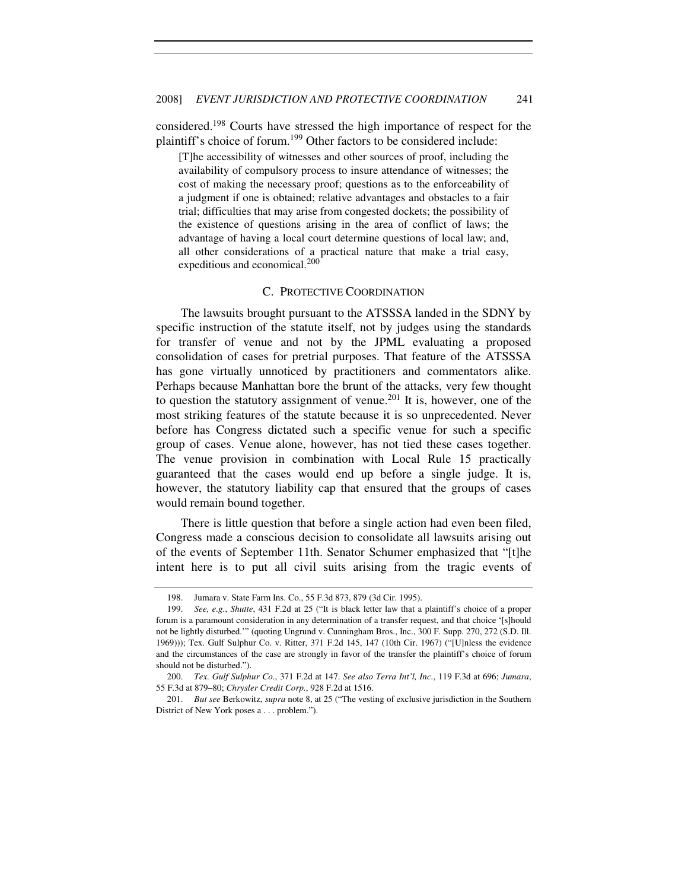considered.[198] Courts have stressed the high importance of respect for the plaintiff's choice of forum.[199] Other factors to be considered include:

> [T]he accessibility of witnesses and other sources of proof, including the availability of compulsory process to insure attendance of witnesses; the cost of making the necessary proof; questions as to the enforceability of a judgment if one is obtained; relative advantages and obstacles to a fair trial; difficulties that may arise from congested dockets; the possibility of the existence of questions arising in the area of conflict of laws; the advantage of having a local court determine questions of local law; and, all other considerations of a practical nature that make a trial easy, expeditious and economical.[200]

## C. PROTECTIVE COORDINATION

The lawsuits brought pursuant to the ATSSSA landed in the SDNY by specific instruction of the statute itself, not by judges using the standards for transfer of venue and not by the JPML evaluating a proposed consolidation of cases for pretrial purposes. That feature of the ATSSSA has gone virtually unnoticed by practitioners and commentators alike. Perhaps because Manhattan bore the brunt of the attacks, very few thought to question the statutory assignment of venue.[201] It is, however, one of the most striking features of the statute because it is so unprecedented. Never before has Congress dictated such a specific venue for such a specific group of cases. Venue alone, however, has not tied these cases together. The venue provision in combination with Local Rule 15 practically guaranteed that the cases would end up before a single judge. It is, however, the statutory liability cap that ensured that the groups of cases would remain bound together.

There is little question that before a single action had even been filed, Congress made a conscious decision to consolidate all lawsuits arising out of the events of September 11th. Senator Schumer emphasized that "[t]he intent here is to put all civil suits arising from the tragic events of

---

198. Jumara v. State Farm Ins. Co., 55 F.3d 873, 879 (3d Cir. 1995).

199. *See, e.g.*, *Shutte*, 431 F.2d at 25 ("It is black letter law that a plaintiff's choice of a proper forum is a paramount consideration in any determination of a transfer request, and that choice '[s]hould not be lightly disturbed.'" (quoting Ungrund v. Cunningham Bros., Inc., 300 F. Supp. 270, 272 (S.D. Ill. 1969))); Tex. Gulf Sulphur Co. v. Ritter, 371 F.2d 145, 147 (10th Cir. 1967) ("[U]nless the evidence and the circumstances of the case are strongly in favor of the transfer the plaintiff's choice of forum should not be disturbed.").

200. *Tex. Gulf Sulphur Co.*, 371 F.2d at 147. *See also Terra Int'l, Inc.*, 119 F.3d at 696; *Jumara*, 55 F.3d at 879–80; *Chrysler Credit Corp.*, 928 F.2d at 1516.

201. *But see* Berkowitz, *supra* note 8, at 25 ("The vesting of exclusive jurisdiction in the Southern District of New York poses a . . . problem.").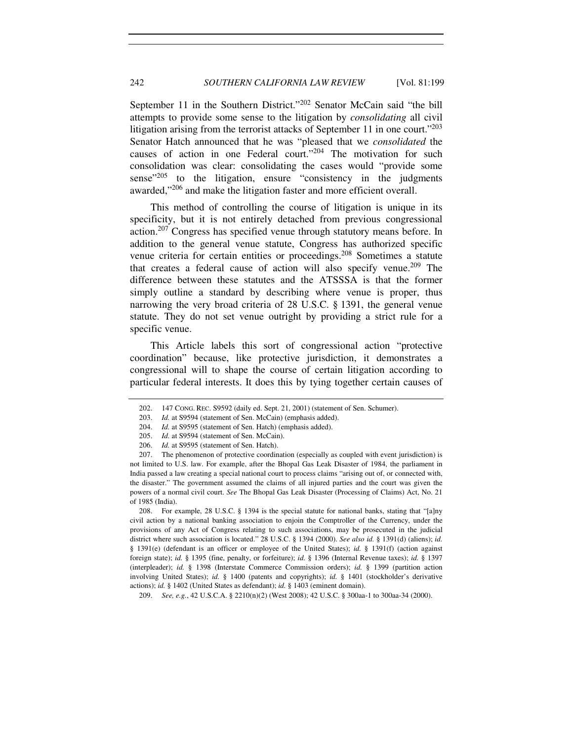September 11 in the Southern District."[202] Senator McCain said "the bill attempts to provide some sense to the litigation by *consolidating* all civil litigation arising from the terrorist attacks of September 11 in one court."[203] Senator Hatch announced that he was "pleased that we *consolidated* the causes of action in one Federal court."[204] The motivation for such consolidation was clear: consolidating the cases would "provide some sense"[205] to the litigation, ensure "consistency in the judgments awarded,"[206] and make the litigation faster and more efficient overall.

This method of controlling the course of litigation is unique in its specificity, but it is not entirely detached from previous congressional action.[207] Congress has specified venue through statutory means before. In addition to the general venue statute, Congress has authorized specific venue criteria for certain entities or proceedings.[208] Sometimes a statute that creates a federal cause of action will also specify venue.[209] The difference between these statutes and the ATSSSA is that the former simply outline a standard by describing where venue is proper, thus narrowing the very broad criteria of 28 U.S.C. § 1391, the general venue statute. They do not set venue outright by providing a strict rule for a specific venue.

This Article labels this sort of congressional action "protective coordination" because, like protective jurisdiction, it demonstrates a congressional will to shape the course of certain litigation according to particular federal interests. It does this by tying together certain causes of

202. 147 CONG. REC. S9592 (daily ed. Sept. 21, 2001) (statement of Sen. Schumer).

203. *Id.* at S9594 (statement of Sen. McCain) (emphasis added).

204. *Id.* at S9595 (statement of Sen. Hatch) (emphasis added).

205. *Id.* at S9594 (statement of Sen. McCain).

206. *Id.* at S9595 (statement of Sen. Hatch).

207. The phenomenon of protective coordination (especially as coupled with event jurisdiction) is not limited to U.S. law. For example, after the Bhopal Gas Leak Disaster of 1984, the parliament in India passed a law creating a special national court to process claims "arising out of, or connected with, the disaster." The government assumed the claims of all injured parties and the court was given the powers of a normal civil court. *See* The Bhopal Gas Leak Disaster (Processing of Claims) Act, No. 21 of 1985 (India).

208. For example, 28 U.S.C. § 1394 is the special statute for national banks, stating that "[a]ny civil action by a national banking association to enjoin the Comptroller of the Currency, under the provisions of any Act of Congress relating to such associations, may be prosecuted in the judicial district where such association is located." 28 U.S.C. § 1394 (2000). *See also id.* § 1391(d) (aliens); *id.* § 1391(e) (defendant is an officer or employee of the United States); *id.* § 1391(f) (action against foreign state); *id.* § 1395 (fine, penalty, or forfeiture); *id.* § 1396 (Internal Revenue taxes); *id.* § 1397 (interpleader); *id.* § 1398 (Interstate Commerce Commission orders); *id.* § 1399 (partition action involving United States); *id.* § 1400 (patents and copyrights); *id.* § 1401 (stockholder's derivative actions); *id.* § 1402 (United States as defendant); *id.* § 1403 (eminent domain).

209. *See, e.g.*, 42 U.S.C.A. § 2210(n)(2) (West 2008); 42 U.S.C. § 300aa-1 to 300aa-34 (2000).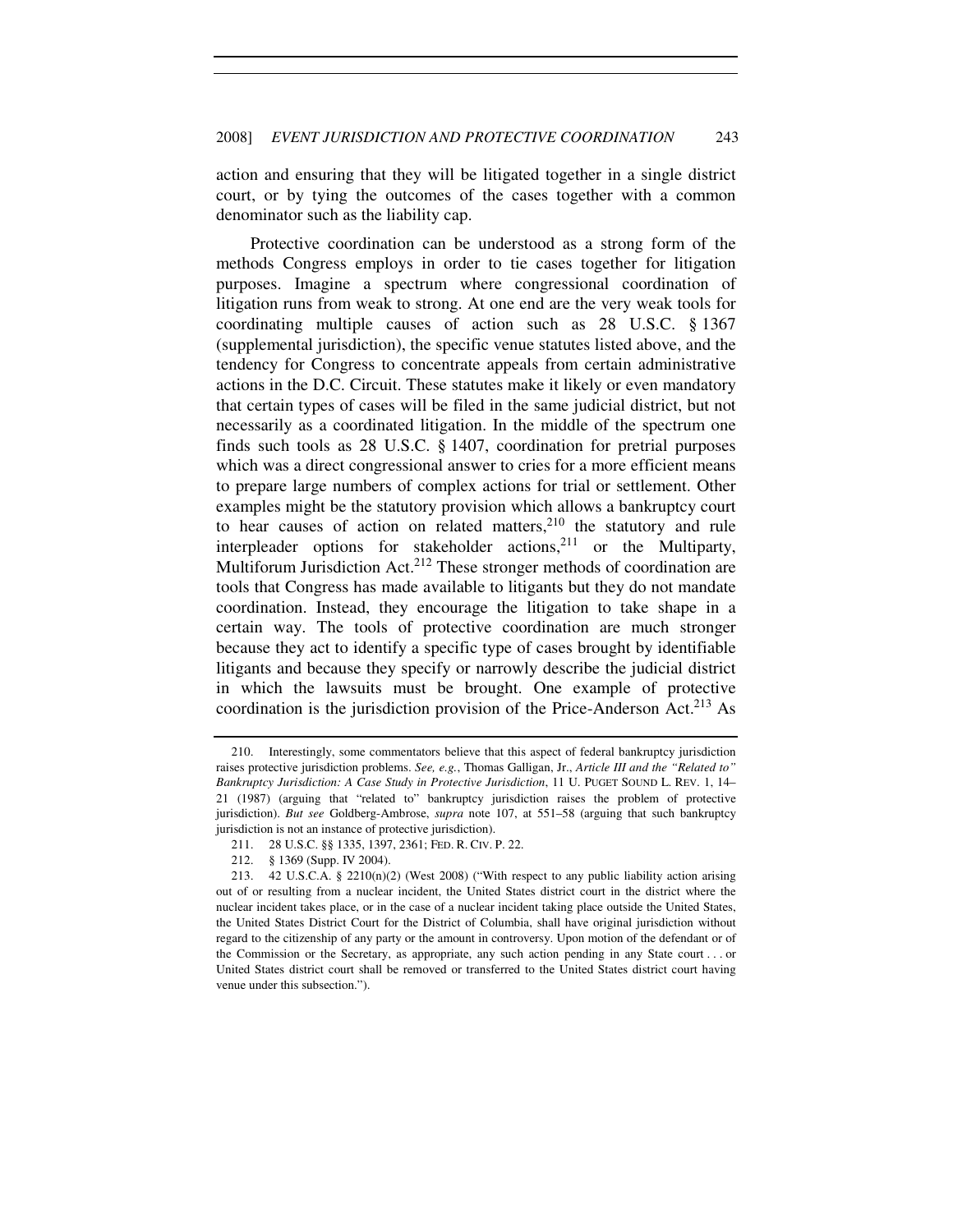action and ensuring that they will be litigated together in a single district court, or by tying the outcomes of the cases together with a common denominator such as the liability cap.

Protective coordination can be understood as a strong form of the methods Congress employs in order to tie cases together for litigation purposes. Imagine a spectrum where congressional coordination of litigation runs from weak to strong. At one end are the very weak tools for coordinating multiple causes of action such as 28 U.S.C. § 1367 (supplemental jurisdiction), the specific venue statutes listed above, and the tendency for Congress to concentrate appeals from certain administrative actions in the D.C. Circuit. These statutes make it likely or even mandatory that certain types of cases will be filed in the same judicial district, but not necessarily as a coordinated litigation. In the middle of the spectrum one finds such tools as 28 U.S.C. § 1407, coordination for pretrial purposes which was a direct congressional answer to cries for a more efficient means to prepare large numbers of complex actions for trial or settlement. Other examples might be the statutory provision which allows a bankruptcy court to hear causes of action on related matters,[210] the statutory and rule interpleader options for stakeholder actions,[211] or the Multiparty, Multiforum Jurisdiction Act.[212] These stronger methods of coordination are tools that Congress has made available to litigants but they do not mandate coordination. Instead, they encourage the litigation to take shape in a certain way. The tools of protective coordination are much stronger because they act to identify a specific type of cases brought by identifiable litigants and because they specify or narrowly describe the judicial district in which the lawsuits must be brought. One example of protective coordination is the jurisdiction provision of the Price-Anderson Act.[213] As

---

210. Interestingly, some commentators believe that this aspect of federal bankruptcy jurisdiction raises protective jurisdiction problems. *See, e.g.*, Thomas Galligan, Jr., *Article III and the "Related to" Bankruptcy Jurisdiction: A Case Study in Protective Jurisdiction*, 11 U. PUGET SOUND L. REV. 1, 14–21 (1987) (arguing that "related to" bankruptcy jurisdiction raises the problem of protective jurisdiction). *But see* Goldberg-Ambrose, *supra* note 107, at 551–58 (arguing that such bankruptcy jurisdiction is not an instance of protective jurisdiction).

211. 28 U.S.C. §§ 1335, 1397, 2361; FED. R. CIV. P. 22.

212. § 1369 (Supp. IV 2004).

213. 42 U.S.C.A. § 2210(n)(2) (West 2008) ("With respect to any public liability action arising out of or resulting from a nuclear incident, the United States district court in the district where the nuclear incident takes place, or in the case of a nuclear incident taking place outside the United States, the United States District Court for the District of Columbia, shall have original jurisdiction without regard to the citizenship of any party or the amount in controversy. Upon motion of the defendant or of the Commission or the Secretary, as appropriate, any such action pending in any State court . . . or United States district court shall be removed or transferred to the United States district court having venue under this subsection.").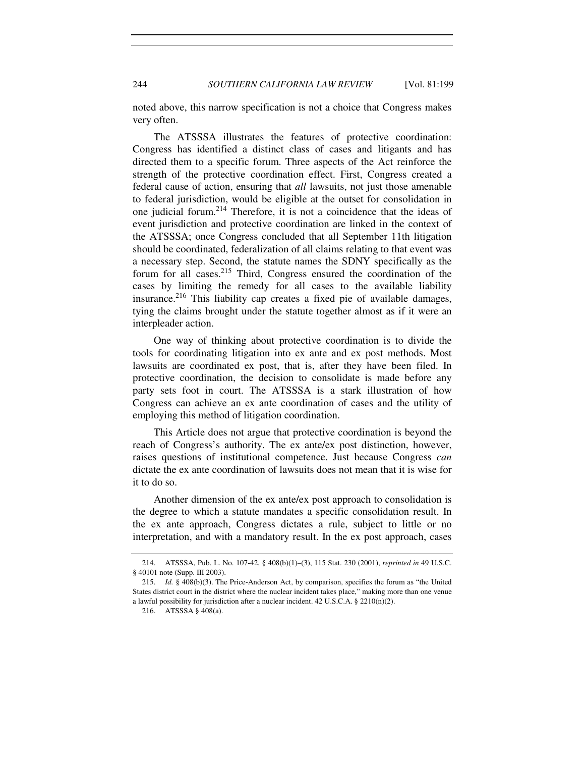noted above, this narrow specification is not a choice that Congress makes very often.

The ATSSSA illustrates the features of protective coordination: Congress has identified a distinct class of cases and litigants and has directed them to a specific forum. Three aspects of the Act reinforce the strength of the protective coordination effect. First, Congress created a federal cause of action, ensuring that *all* lawsuits, not just those amenable to federal jurisdiction, would be eligible at the outset for consolidation in one judicial forum.[214] Therefore, it is not a coincidence that the ideas of event jurisdiction and protective coordination are linked in the context of the ATSSSA; once Congress concluded that all September 11th litigation should be coordinated, federalization of all claims relating to that event was a necessary step. Second, the statute names the SDNY specifically as the forum for all cases.[215] Third, Congress ensured the coordination of the cases by limiting the remedy for all cases to the available liability insurance.[216] This liability cap creates a fixed pie of available damages, tying the claims brought under the statute together almost as if it were an interpleader action.

One way of thinking about protective coordination is to divide the tools for coordinating litigation into ex ante and ex post methods. Most lawsuits are coordinated ex post, that is, after they have been filed. In protective coordination, the decision to consolidate is made before any party sets foot in court. The ATSSSA is a stark illustration of how Congress can achieve an ex ante coordination of cases and the utility of employing this method of litigation coordination.

This Article does not argue that protective coordination is beyond the reach of Congress's authority. The ex ante/ex post distinction, however, raises questions of institutional competence. Just because Congress *can* dictate the ex ante coordination of lawsuits does not mean that it is wise for it to do so.

Another dimension of the ex ante/ex post approach to consolidation is the degree to which a statute mandates a specific consolidation result. In the ex ante approach, Congress dictates a rule, subject to little or no interpretation, and with a mandatory result. In the ex post approach, cases

214. ATSSSA, Pub. L. No. 107-42, § 408(b)(1)–(3), 115 Stat. 230 (2001), *reprinted in* 49 U.S.C. § 40101 note (Supp. III 2003).

215. *Id.* § 408(b)(3). The Price-Anderson Act, by comparison, specifies the forum as "the United States district court in the district where the nuclear incident takes place," making more than one venue a lawful possibility for jurisdiction after a nuclear incident. 42 U.S.C.A. § 2210(n)(2).

216. ATSSSA § 408(a).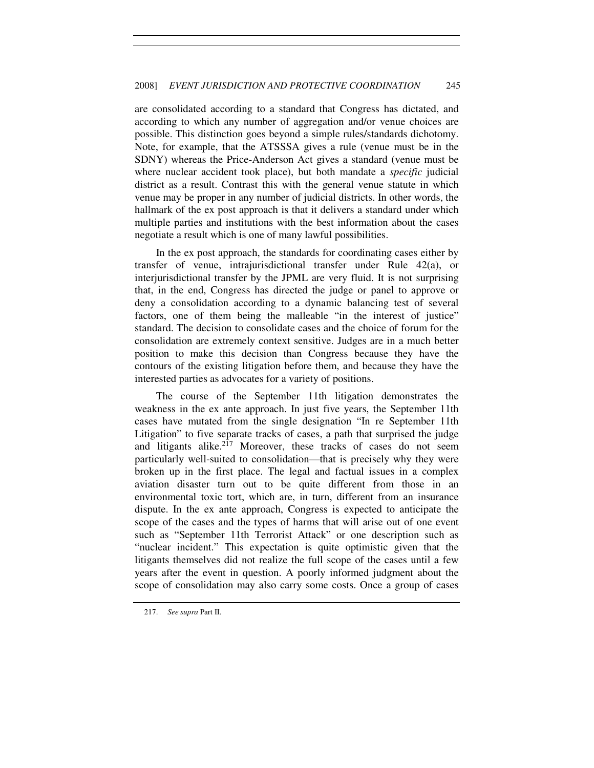are consolidated according to a standard that Congress has dictated, and according to which any number of aggregation and/or venue choices are possible. This distinction goes beyond a simple rules/standards dichotomy. Note, for example, that the ATSSSA gives a rule (venue must be in the SDNY) whereas the Price-Anderson Act gives a standard (venue must be where nuclear accident took place), but both mandate a *specific* judicial district as a result. Contrast this with the general venue statute in which venue may be proper in any number of judicial districts. In other words, the hallmark of the ex post approach is that it delivers a standard under which multiple parties and institutions with the best information about the cases negotiate a result which is one of many lawful possibilities.

In the ex post approach, the standards for coordinating cases either by transfer of venue, intrajurisdictional transfer under Rule 42(a), or interjurisdictional transfer by the JPML are very fluid. It is not surprising that, in the end, Congress has directed the judge or panel to approve or deny a consolidation according to a dynamic balancing test of several factors, one of them being the malleable "in the interest of justice" standard. The decision to consolidate cases and the choice of forum for the consolidation are extremely context sensitive. Judges are in a much better position to make this decision than Congress because they have the contours of the existing litigation before them, and because they have the interested parties as advocates for a variety of positions.

The course of the September 11th litigation demonstrates the weakness in the ex ante approach. In just five years, the September 11th cases have mutated from the single designation "In re September 11th Litigation" to five separate tracks of cases, a path that surprised the judge and litigants alike.[217] Moreover, these tracks of cases do not seem particularly well-suited to consolidation—that is precisely why they were broken up in the first place. The legal and factual issues in a complex aviation disaster turn out to be quite different from those in an environmental toxic tort, which are, in turn, different from an insurance dispute. In the ex ante approach, Congress is expected to anticipate the scope of the cases and the types of harms that will arise out of one event such as "September 11th Terrorist Attack" or one description such as "nuclear incident." This expectation is quite optimistic given that the litigants themselves did not realize the full scope of the cases until a few years after the event in question. A poorly informed judgment about the scope of consolidation may also carry some costs. Once a group of cases

---

217. *See supra* Part II.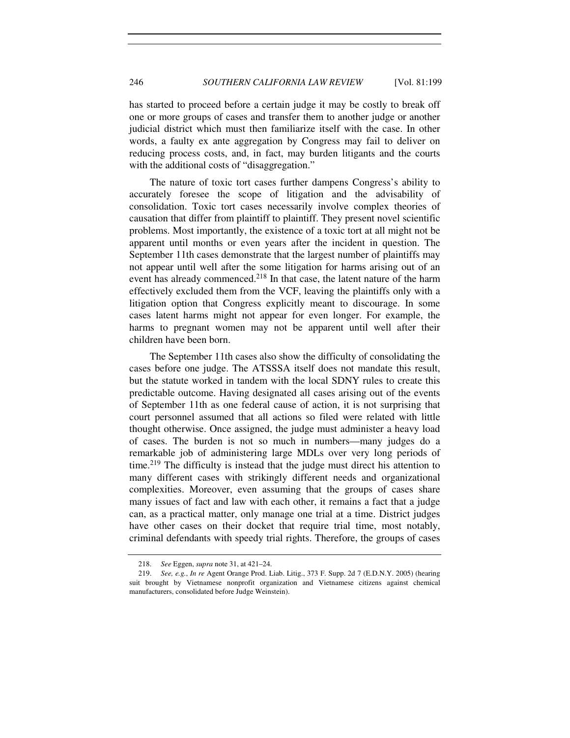has started to proceed before a certain judge it may be costly to break off one or more groups of cases and transfer them to another judge or another judicial district which must then familiarize itself with the case. In other words, a faulty ex ante aggregation by Congress may fail to deliver on reducing process costs, and, in fact, may burden litigants and the courts with the additional costs of "disaggregation."

The nature of toxic tort cases further dampens Congress's ability to accurately foresee the scope of litigation and the advisability of consolidation. Toxic tort cases necessarily involve complex theories of causation that differ from plaintiff to plaintiff. They present novel scientific problems. Most importantly, the existence of a toxic tort at all might not be apparent until months or even years after the incident in question. The September 11th cases demonstrate that the largest number of plaintiffs may not appear until well after the some litigation for harms arising out of an event has already commenced.[218] In that case, the latent nature of the harm effectively excluded them from the VCF, leaving the plaintiffs only with a litigation option that Congress explicitly meant to discourage. In some cases latent harms might not appear for even longer. For example, the harms to pregnant women may not be apparent until well after their children have been born.

The September 11th cases also show the difficulty of consolidating the cases before one judge. The ATSSSA itself does not mandate this result, but the statute worked in tandem with the local SDNY rules to create this predictable outcome. Having designated all cases arising out of the events of September 11th as one federal cause of action, it is not surprising that court personnel assumed that all actions so filed were related with little thought otherwise. Once assigned, the judge must administer a heavy load of cases. The burden is not so much in numbers—many judges do a remarkable job of administering large MDLs over very long periods of time.[219] The difficulty is instead that the judge must direct his attention to many different cases with strikingly different needs and organizational complexities. Moreover, even assuming that the groups of cases share many issues of fact and law with each other, it remains a fact that a judge can, as a practical matter, only manage one trial at a time. District judges have other cases on their docket that require trial time, most notably, criminal defendants with speedy trial rights. Therefore, the groups of cases

---

218. *See* Eggen, *supra* note 31, at 421–24.

219. *See, e.g.*, *In re* Agent Orange Prod. Liab. Litig., 373 F. Supp. 2d 7 (E.D.N.Y. 2005) (hearing suit brought by Vietnamese nonprofit organization and Vietnamese citizens against chemical manufacturers, consolidated before Judge Weinstein).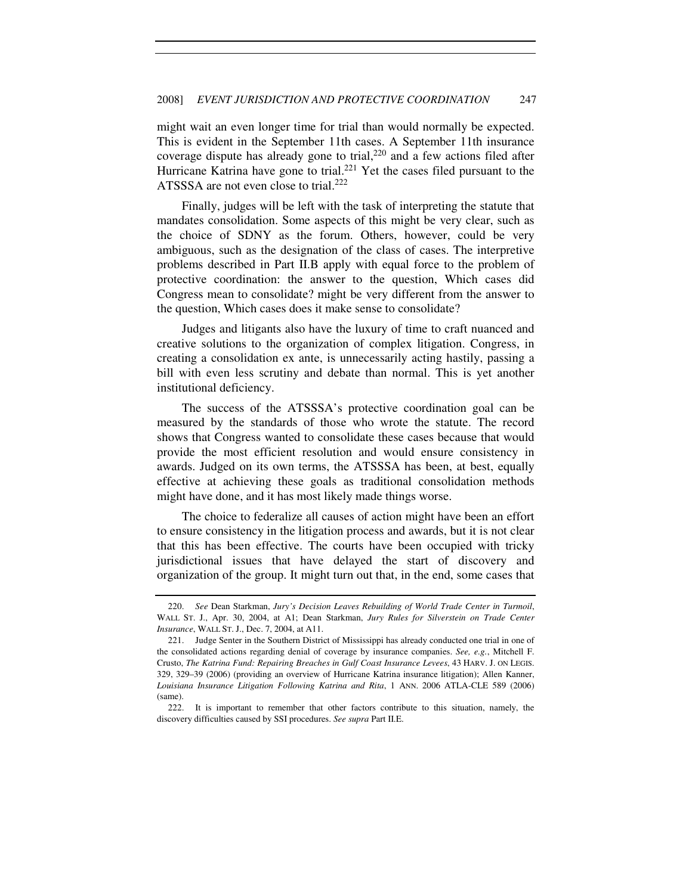might wait an even longer time for trial than would normally be expected. This is evident in the September 11th cases. A September 11th insurance coverage dispute has already gone to trial,[220] and a few actions filed after Hurricane Katrina have gone to trial.[221] Yet the cases filed pursuant to the ATSSSA are not even close to trial.[222]

Finally, judges will be left with the task of interpreting the statute that mandates consolidation. Some aspects of this might be very clear, such as the choice of SDNY as the forum. Others, however, could be very ambiguous, such as the designation of the class of cases. The interpretive problems described in Part II.B apply with equal force to the problem of protective coordination: the answer to the question, Which cases did Congress mean to consolidate? might be very different from the answer to the question, Which cases does it make sense to consolidate?

Judges and litigants also have the luxury of time to craft nuanced and creative solutions to the organization of complex litigation. Congress, in creating a consolidation ex ante, is unnecessarily acting hastily, passing a bill with even less scrutiny and debate than normal. This is yet another institutional deficiency.

The success of the ATSSSA's protective coordination goal can be measured by the standards of those who wrote the statute. The record shows that Congress wanted to consolidate these cases because that would provide the most efficient resolution and would ensure consistency in awards. Judged on its own terms, the ATSSSA has been, at best, equally effective at achieving these goals as traditional consolidation methods might have done, and it has most likely made things worse.

The choice to federalize all causes of action might have been an effort to ensure consistency in the litigation process and awards, but it is not clear that this has been effective. The courts have been occupied with tricky jurisdictional issues that have delayed the start of discovery and organization of the group. It might turn out that, in the end, some cases that

---

220. *See* Dean Starkman, *Jury's Decision Leaves Rebuilding of World Trade Center in Turmoil*, WALL ST. J., Apr. 30, 2004, at A1; Dean Starkman, *Jury Rules for Silverstein on Trade Center Insurance*, WALL ST. J., Dec. 7, 2004, at A11.

221. Judge Senter in the Southern District of Mississippi has already conducted one trial in one of the consolidated actions regarding denial of coverage by insurance companies. *See, e.g.*, Mitchell F. Crusto, *The Katrina Fund: Repairing Breaches in Gulf Coast Insurance Levees*, 43 HARV. J. ON LEGIS. 329, 329–39 (2006) (providing an overview of Hurricane Katrina insurance litigation); Allen Kanner, *Louisiana Insurance Litigation Following Katrina and Rita*, 1 ANN. 2006 ATLA-CLE 589 (2006) (same).

222. It is important to remember that other factors contribute to this situation, namely, the discovery difficulties caused by SSI procedures. *See supra* Part II.E.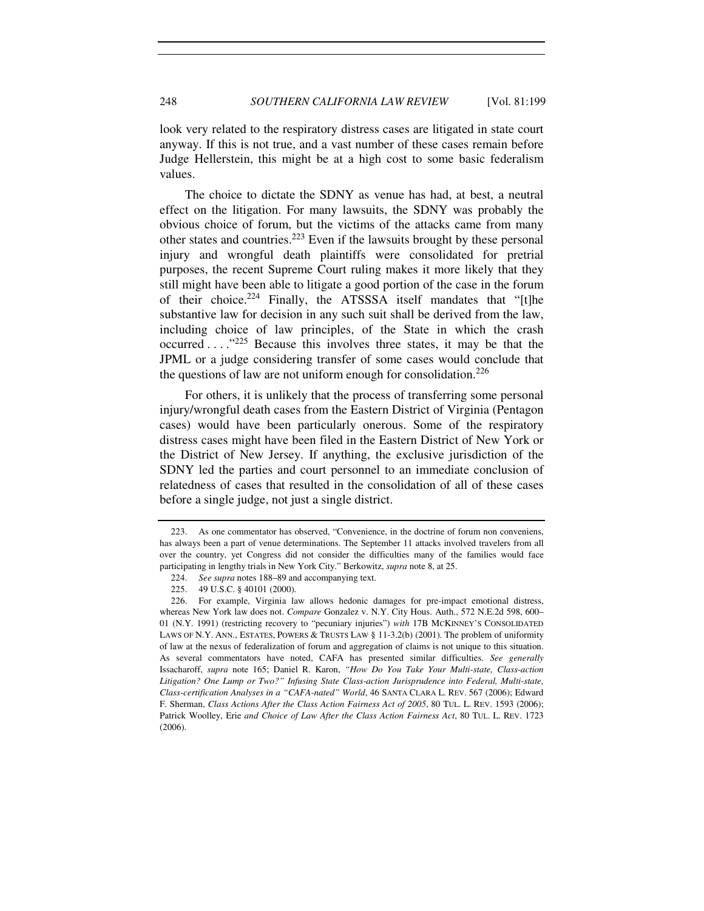look very related to the respiratory distress cases are litigated in state court anyway. If this is not true, and a vast number of these cases remain before Judge Hellerstein, this might be at a high cost to some basic federalism values.

The choice to dictate the SDNY as venue has had, at best, a neutral effect on the litigation. For many lawsuits, the SDNY was probably the obvious choice of forum, but the victims of the attacks came from many other states and countries.[223] Even if the lawsuits brought by these personal injury and wrongful death plaintiffs were consolidated for pretrial purposes, the recent Supreme Court ruling makes it more likely that they still might have been able to litigate a good portion of the case in the forum of their choice.[224] Finally, the ATSSSA itself mandates that "[t]he substantive law for decision in any such suit shall be derived from the law, including choice of law principles, of the State in which the crash occurred . . . ."[225] Because this involves three states, it may be that the JPML or a judge considering transfer of some cases would conclude that the questions of law are not uniform enough for consolidation.[226]

For others, it is unlikely that the process of transferring some personal injury/wrongful death cases from the Eastern District of Virginia (Pentagon cases) would have been particularly onerous. Some of the respiratory distress cases might have been filed in the Eastern District of New York or the District of New Jersey. If anything, the exclusive jurisdiction of the SDNY led the parties and court personnel to an immediate conclusion of relatedness of cases that resulted in the consolidation of all of these cases before a single judge, not just a single district.

---

223. As one commentator has observed, "Convenience, in the doctrine of forum non conveniens, has always been a part of venue determinations. The September 11 attacks involved travelers from all over the country, yet Congress did not consider the difficulties many of the families would face participating in lengthy trials in New York City." Berkowitz, *supra* note 8, at 25.

224. *See supra* notes 188–89 and accompanying text.

225. 49 U.S.C. § 40101 (2000).

226. For example, Virginia law allows hedonic damages for pre-impact emotional distress, whereas New York law does not. *Compare* Gonzalez v. N.Y. City Hous. Auth., 572 N.E.2d 598, 600–01 (N.Y. 1991) (restricting recovery to "pecuniary injuries") *with* 17B MCKINNEY'S CONSOLIDATED LAWS OF N.Y. ANN., ESTATES, POWERS & TRUSTS LAW § 11-3.2(b) (2001). The problem of uniformity of law at the nexus of federalization of forum and aggregation of claims is not unique to this situation. As several commentators have noted, CAFA has presented similar difficulties. *See generally* Issacharoff, *supra* note 165; Daniel R. Karon, *"How Do You Take Your Multi-state, Class-action Litigation? One Lump or Two?" Infusing State Class-action Jurisprudence into Federal, Multi-state, Class-certification Analyses in a "CAFA-nated" World*, 46 SANTA CLARA L. REV. 567 (2006); Edward F. Sherman, *Class Actions After the Class Action Fairness Act of 2005*, 80 TUL. L. REV. 1593 (2006); Patrick Woolley, Erie *and Choice of Law After the Class Action Fairness Act*, 80 TUL. L. REV. 1723 (2006).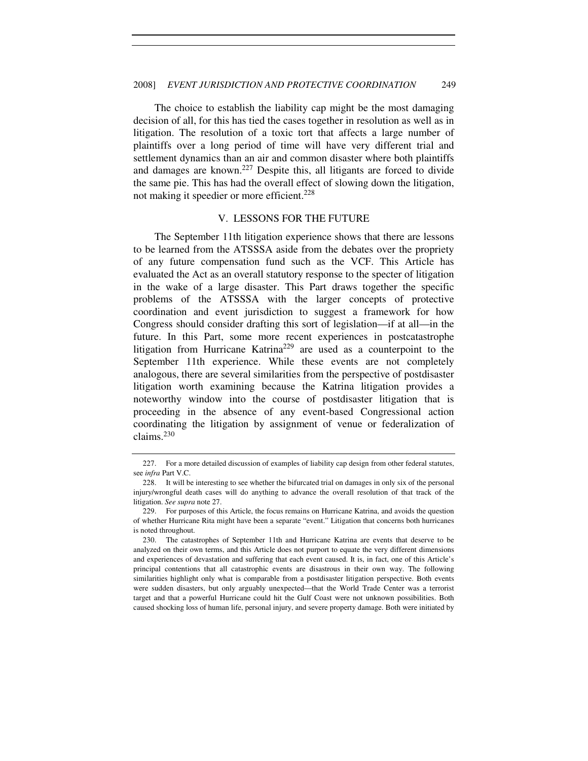The choice to establish the liability cap might be the most damaging decision of all, for this has tied the cases together in resolution as well as in litigation. The resolution of a toxic tort that affects a large number of plaintiffs over a long period of time will have very different trial and settlement dynamics than an air and common disaster where both plaintiffs and damages are known.[227] Despite this, all litigants are forced to divide the same pie. This has had the overall effect of slowing down the litigation, not making it speedier or more efficient.[228]

## V. LESSONS FOR THE FUTURE

The September 11th litigation experience shows that there are lessons to be learned from the ATSSSA aside from the debates over the propriety of any future compensation fund such as the VCF. This Article has evaluated the Act as an overall statutory response to the specter of litigation in the wake of a large disaster. This Part draws together the specific problems of the ATSSSA with the larger concepts of protective coordination and event jurisdiction to suggest a framework for how Congress should consider drafting this sort of legislation—if at all—in the future. In this Part, some more recent experiences in postcatastrophe litigation from Hurricane Katrina[229] are used as a counterpoint to the September 11th experience. While these events are not completely analogous, there are several similarities from the perspective of postdisaster litigation worth examining because the Katrina litigation provides a noteworthy window into the course of postdisaster litigation that is proceeding in the absence of any event-based Congressional action coordinating the litigation by assignment of venue or federalization of claims.[230]

---

227. For a more detailed discussion of examples of liability cap design from other federal statutes, see *infra* Part V.C.

228. It will be interesting to see whether the bifurcated trial on damages in only six of the personal injury/wrongful death cases will do anything to advance the overall resolution of that track of the litigation. *See supra* note 27.

229. For purposes of this Article, the focus remains on Hurricane Katrina, and avoids the question of whether Hurricane Rita might have been a separate "event." Litigation that concerns both hurricanes is noted throughout.

230. The catastrophes of September 11th and Hurricane Katrina are events that deserve to be analyzed on their own terms, and this Article does not purport to equate the very different dimensions and experiences of devastation and suffering that each event caused. It is, in fact, one of this Article's principal contentions that all catastrophic events are disastrous in their own way. The following similarities highlight only what is comparable from a postdisaster litigation perspective. Both events were sudden disasters, but only arguably unexpected—that the World Trade Center was a terrorist target and that a powerful Hurricane could hit the Gulf Coast were not unknown possibilities. Both caused shocking loss of human life, personal injury, and severe property damage. Both were initiated by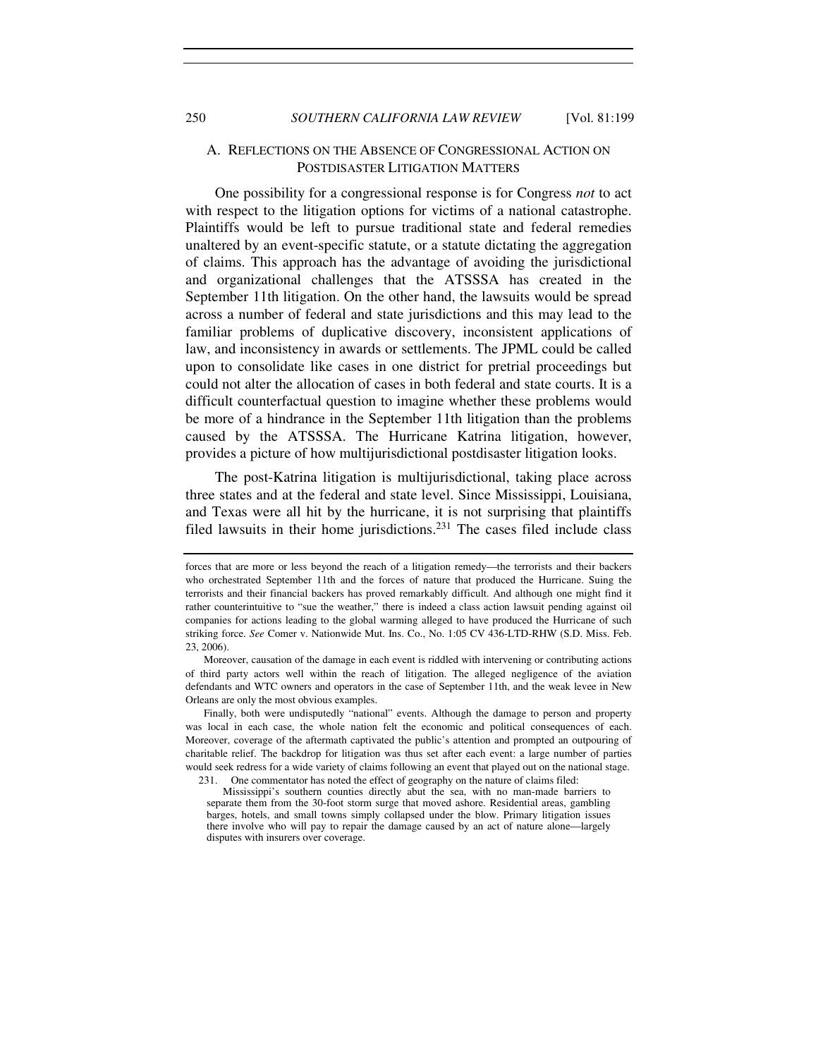### A. REFLECTIONS ON THE ABSENCE OF CONGRESSIONAL ACTION ON POSTDISASTER LITIGATION MATTERS

One possibility for a congressional response is for Congress *not* to act with respect to the litigation options for victims of a national catastrophe. Plaintiffs would be left to pursue traditional state and federal remedies unaltered by an event-specific statute, or a statute dictating the aggregation of claims. This approach has the advantage of avoiding the jurisdictional and organizational challenges that the ATSSSA has created in the September 11th litigation. On the other hand, the lawsuits would be spread across a number of federal and state jurisdictions and this may lead to the familiar problems of duplicative discovery, inconsistent applications of law, and inconsistency in awards or settlements. The JPML could be called upon to consolidate like cases in one district for pretrial proceedings but could not alter the allocation of cases in both federal and state courts. It is a difficult counterfactual question to imagine whether these problems would be more of a hindrance in the September 11th litigation than the problems caused by the ATSSSA. The Hurricane Katrina litigation, however, provides a picture of how multijurisdictional postdisaster litigation looks.

The post-Katrina litigation is multijurisdictional, taking place across three states and at the federal and state level. Since Mississippi, Louisiana, and Texas were all hit by the hurricane, it is not surprising that plaintiffs filed lawsuits in their home jurisdictions.[231] The cases filed include class

---

forces that are more or less beyond the reach of a litigation remedy—the terrorists and their backers who orchestrated September 11th and the forces of nature that produced the Hurricane. Suing the terrorists and their financial backers has proved remarkably difficult. And although one might find it rather counterintuitive to "sue the weather," there is indeed a class action lawsuit pending against oil companies for actions leading to the global warming alleged to have produced the Hurricane of such striking force. *See* Comer v. Nationwide Mut. Ins. Co., No. 1:05 CV 436-LTD-RHW (S.D. Miss. Feb. 23, 2006).

Moreover, causation of the damage in each event is riddled with intervening or contributing actions of third party actors well within the reach of litigation. The alleged negligence of the aviation defendants and WTC owners and operators in the case of September 11th, and the weak levee in New Orleans are only the most obvious examples.

Finally, both were undisputedly "national" events. Although the damage to person and property was local in each case, the whole nation felt the economic and political consequences of each. Moreover, coverage of the aftermath captivated the public's attention and prompted an outpouring of charitable relief. The backdrop for litigation was thus set after each event: a large number of parties would seek redress for a wide variety of claims following an event that played out on the national stage.

231. One commentator has noted the effect of geography on the nature of claims filed:

> Mississippi's southern counties directly abut the sea, with no man-made barriers to separate them from the 30-foot storm surge that moved ashore. Residential areas, gambling barges, hotels, and small towns simply collapsed under the blow. Primary litigation issues there involve who will pay to repair the damage caused by an act of nature alone—largely disputes with insurers over coverage.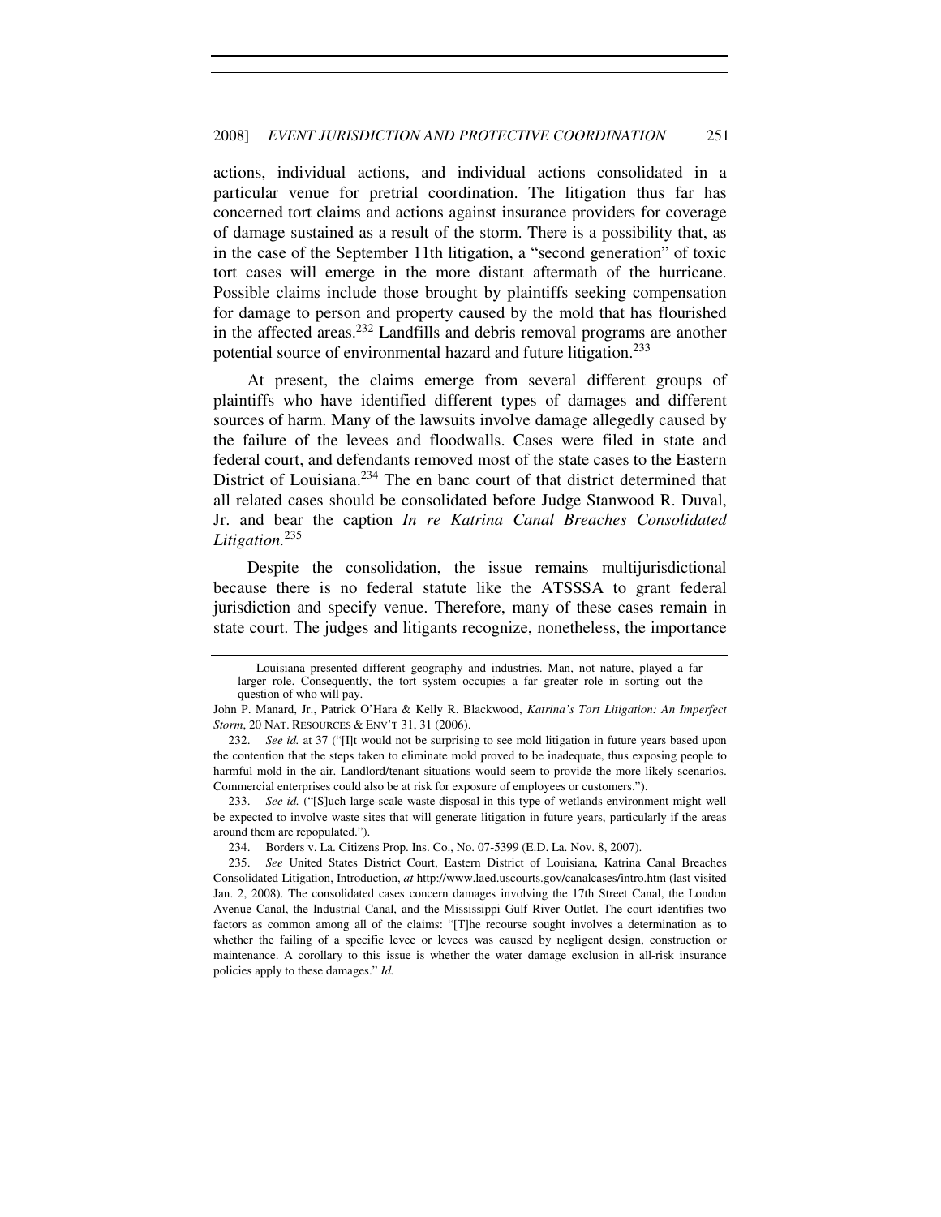actions, individual actions, and individual actions consolidated in a particular venue for pretrial coordination. The litigation thus far has concerned tort claims and actions against insurance providers for coverage of damage sustained as a result of the storm. There is a possibility that, as in the case of the September 11th litigation, a "second generation" of toxic tort cases will emerge in the more distant aftermath of the hurricane. Possible claims include those brought by plaintiffs seeking compensation for damage to person and property caused by the mold that has flourished in the affected areas.[232] Landfills and debris removal programs are another potential source of environmental hazard and future litigation.[233]

At present, the claims emerge from several different groups of plaintiffs who have identified different types of damages and different sources of harm. Many of the lawsuits involve damage allegedly caused by the failure of the levees and floodwalls. Cases were filed in state and federal court, and defendants removed most of the state cases to the Eastern District of Louisiana.[234] The en banc court of that district determined that all related cases should be consolidated before Judge Stanwood R. Duval, Jr. and bear the caption *In re Katrina Canal Breaches Consolidated Litigation.*[235]

Despite the consolidation, the issue remains multijurisdictional because there is no federal statute like the ATSSSA to grant federal jurisdiction and specify venue. Therefore, many of these cases remain in state court. The judges and litigants recognize, nonetheless, the importance

---

> Louisiana presented different geography and industries. Man, not nature, played a far larger role. Consequently, the tort system occupies a far greater role in sorting out the question of who will pay.

John P. Manard, Jr., Patrick O'Hara & Kelly R. Blackwood, *Katrina's Tort Litigation: An Imperfect Storm*, 20 NAT. RESOURCES & ENV'T 31, 31 (2006).

232. *See id.* at 37 ("[I]t would not be surprising to see mold litigation in future years based upon the contention that the steps taken to eliminate mold proved to be inadequate, thus exposing people to harmful mold in the air. Landlord/tenant situations would seem to provide the more likely scenarios. Commercial enterprises could also be at risk for exposure of employees or customers.").

233. *See id.* ("[S]uch large-scale waste disposal in this type of wetlands environment might well be expected to involve waste sites that will generate litigation in future years, particularly if the areas around them are repopulated.").

234. Borders v. La. Citizens Prop. Ins. Co., No. 07-5399 (E.D. La. Nov. 8, 2007).

235. *See* United States District Court, Eastern District of Louisiana, Katrina Canal Breaches Consolidated Litigation, Introduction, *at* http://www.laed.uscourts.gov/canalcases/intro.htm (last visited Jan. 2, 2008). The consolidated cases concern damages involving the 17th Street Canal, the London Avenue Canal, the Industrial Canal, and the Mississippi Gulf River Outlet. The court identifies two factors as common among all of the claims: "[T]he recourse sought involves a determination as to whether the failing of a specific levee or levees was caused by negligent design, construction or maintenance. A corollary to this issue is whether the water damage exclusion in all-risk insurance policies apply to these damages." *Id.*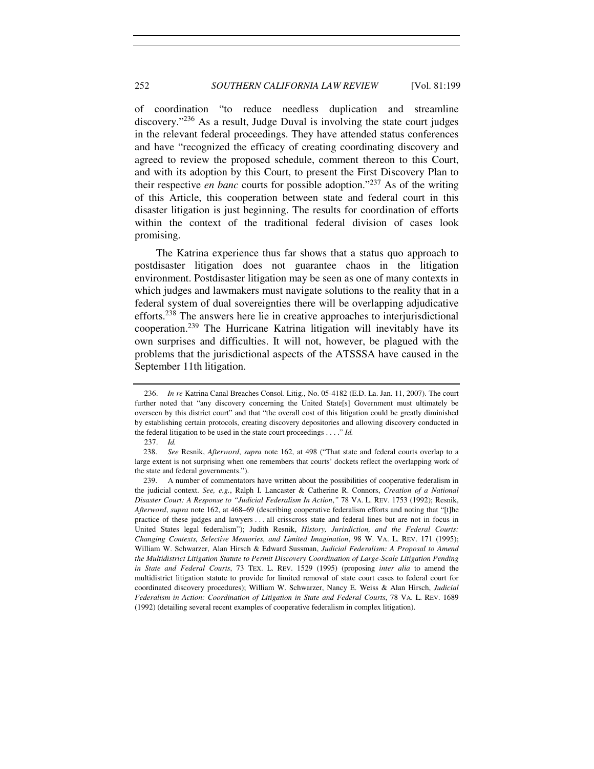of coordination "to reduce needless duplication and streamline discovery."[236] As a result, Judge Duval is involving the state court judges in the relevant federal proceedings. They have attended status conferences and have "recognized the efficacy of creating coordinating discovery and agreed to review the proposed schedule, comment thereon to this Court, and with its adoption by this Court, to present the First Discovery Plan to their respective *en banc* courts for possible adoption."[237] As of the writing of this Article, this cooperation between state and federal court in this disaster litigation is just beginning. The results for coordination of efforts within the context of the traditional federal division of cases look promising.

The Katrina experience thus far shows that a status quo approach to postdisaster litigation does not guarantee chaos in the litigation environment. Postdisaster litigation may be seen as one of many contexts in which judges and lawmakers must navigate solutions to the reality that in a federal system of dual sovereignties there will be overlapping adjudicative efforts.[238] The answers here lie in creative approaches to interjurisdictional cooperation.[239] The Hurricane Katrina litigation will inevitably have its own surprises and difficulties. It will not, however, be plagued with the problems that the jurisdictional aspects of the ATSSSA have caused in the September 11th litigation.

---

236. *In re* Katrina Canal Breaches Consol. Litig., No. 05-4182 (E.D. La. Jan. 11, 2007). The court further noted that "any discovery concerning the United State[s] Government must ultimately be overseen by this district court" and that "the overall cost of this litigation could be greatly diminished by establishing certain protocols, creating discovery depositories and allowing discovery conducted in the federal litigation to be used in the state court proceedings . . . ." *Id.*

237. *Id.*

238. *See* Resnik, *Afterword*, *supra* note 162, at 498 ("That state and federal courts overlap to a large extent is not surprising when one remembers that courts' dockets reflect the overlapping work of the state and federal governments.").

239. A number of commentators have written about the possibilities of cooperative federalism in the judicial context. *See, e.g.*, Ralph I. Lancaster & Catherine R. Connors, *Creation of a National Disaster Court: A Response to "Judicial Federalism In Action*,*"* 78 VA. L. REV. 1753 (1992); Resnik, *Afterword*, *supra* note 162, at 468–69 (describing cooperative federalism efforts and noting that "[t]he practice of these judges and lawyers . . . all crisscross state and federal lines but are not in focus in United States legal federalism"); Judith Resnik, *History, Jurisdiction, and the Federal Courts: Changing Contexts, Selective Memories, and Limited Imagination*, 98 W. VA. L. REV. 171 (1995); William W. Schwarzer, Alan Hirsch & Edward Sussman, *Judicial Federalism: A Proposal to Amend the Multidistrict Litigation Statute to Permit Discovery Coordination of Large-Scale Litigation Pending in State and Federal Courts*, 73 TEX. L. REV. 1529 (1995) (proposing *inter alia* to amend the multidistrict litigation statute to provide for limited removal of state court cases to federal court for coordinated discovery procedures); William W. Schwarzer, Nancy E. Weiss & Alan Hirsch, *Judicial Federalism in Action: Coordination of Litigation in State and Federal Courts*, 78 VA. L. REV. 1689 (1992) (detailing several recent examples of cooperative federalism in complex litigation).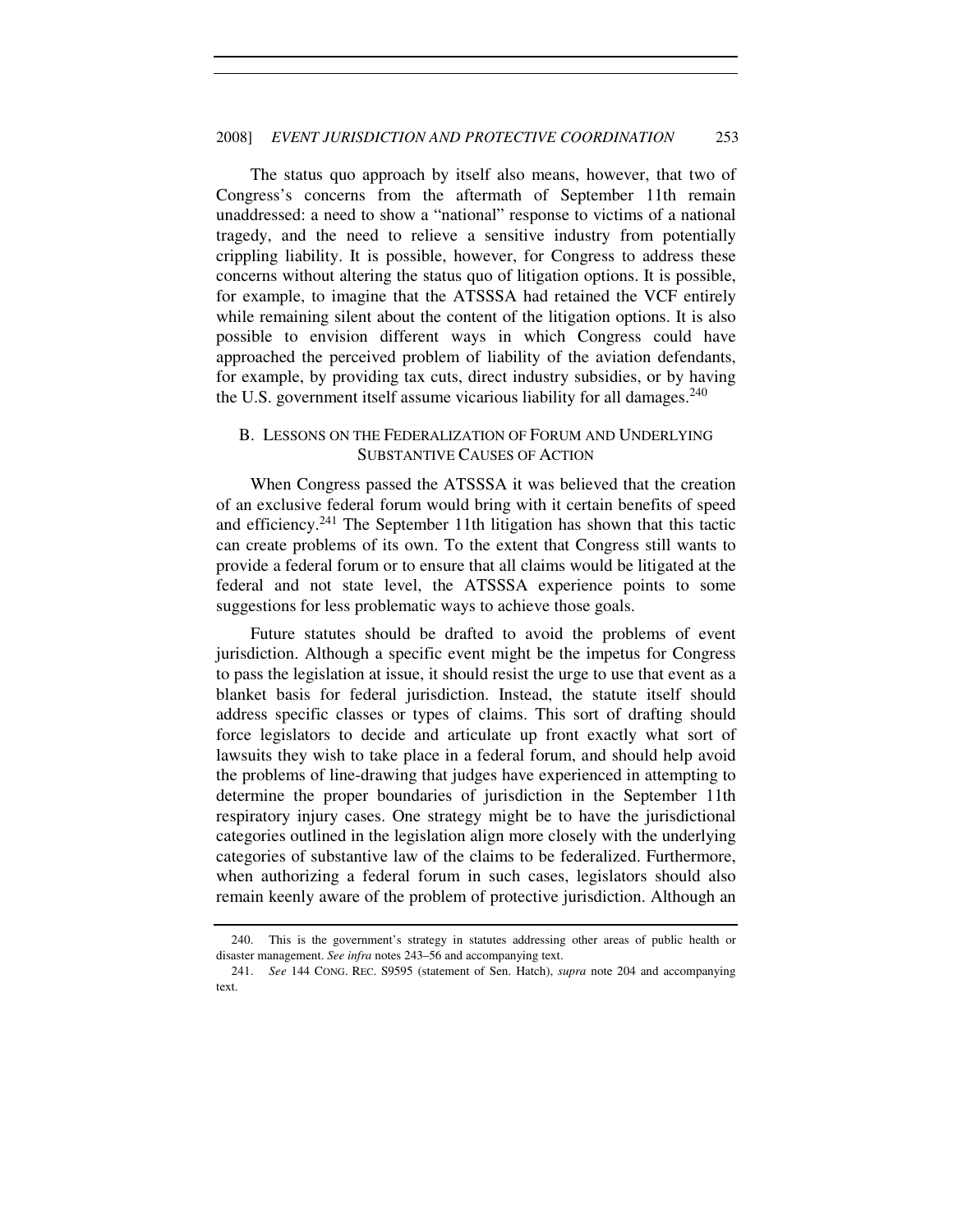The status quo approach by itself also means, however, that two of Congress's concerns from the aftermath of September 11th remain unaddressed: a need to show a "national" response to victims of a national tragedy, and the need to relieve a sensitive industry from potentially crippling liability. It is possible, however, for Congress to address these concerns without altering the status quo of litigation options. It is possible, for example, to imagine that the ATSSSA had retained the VCF entirely while remaining silent about the content of the litigation options. It is also possible to envision different ways in which Congress could have approached the perceived problem of liability of the aviation defendants, for example, by providing tax cuts, direct industry subsidies, or by having the U.S. government itself assume vicarious liability for all damages.[240]

### B. LESSONS ON THE FEDERALIZATION OF FORUM AND UNDERLYING SUBSTANTIVE CAUSES OF ACTION

When Congress passed the ATSSSA it was believed that the creation of an exclusive federal forum would bring with it certain benefits of speed and efficiency.[241] The September 11th litigation has shown that this tactic can create problems of its own. To the extent that Congress still wants to provide a federal forum or to ensure that all claims would be litigated at the federal and not state level, the ATSSSA experience points to some suggestions for less problematic ways to achieve those goals.

Future statutes should be drafted to avoid the problems of event jurisdiction. Although a specific event might be the impetus for Congress to pass the legislation at issue, it should resist the urge to use that event as a blanket basis for federal jurisdiction. Instead, the statute itself should address specific classes or types of claims. This sort of drafting should force legislators to decide and articulate up front exactly what sort of lawsuits they wish to take place in a federal forum, and should help avoid the problems of line-drawing that judges have experienced in attempting to determine the proper boundaries of jurisdiction in the September 11th respiratory injury cases. One strategy might be to have the jurisdictional categories outlined in the legislation align more closely with the underlying categories of substantive law of the claims to be federalized. Furthermore, when authorizing a federal forum in such cases, legislators should also remain keenly aware of the problem of protective jurisdiction. Although an

---

240. This is the government's strategy in statutes addressing other areas of public health or disaster management. *See infra* notes 243–56 and accompanying text.

241. *See* 144 CONG. REC. S9595 (statement of Sen. Hatch), *supra* note 204 and accompanying text.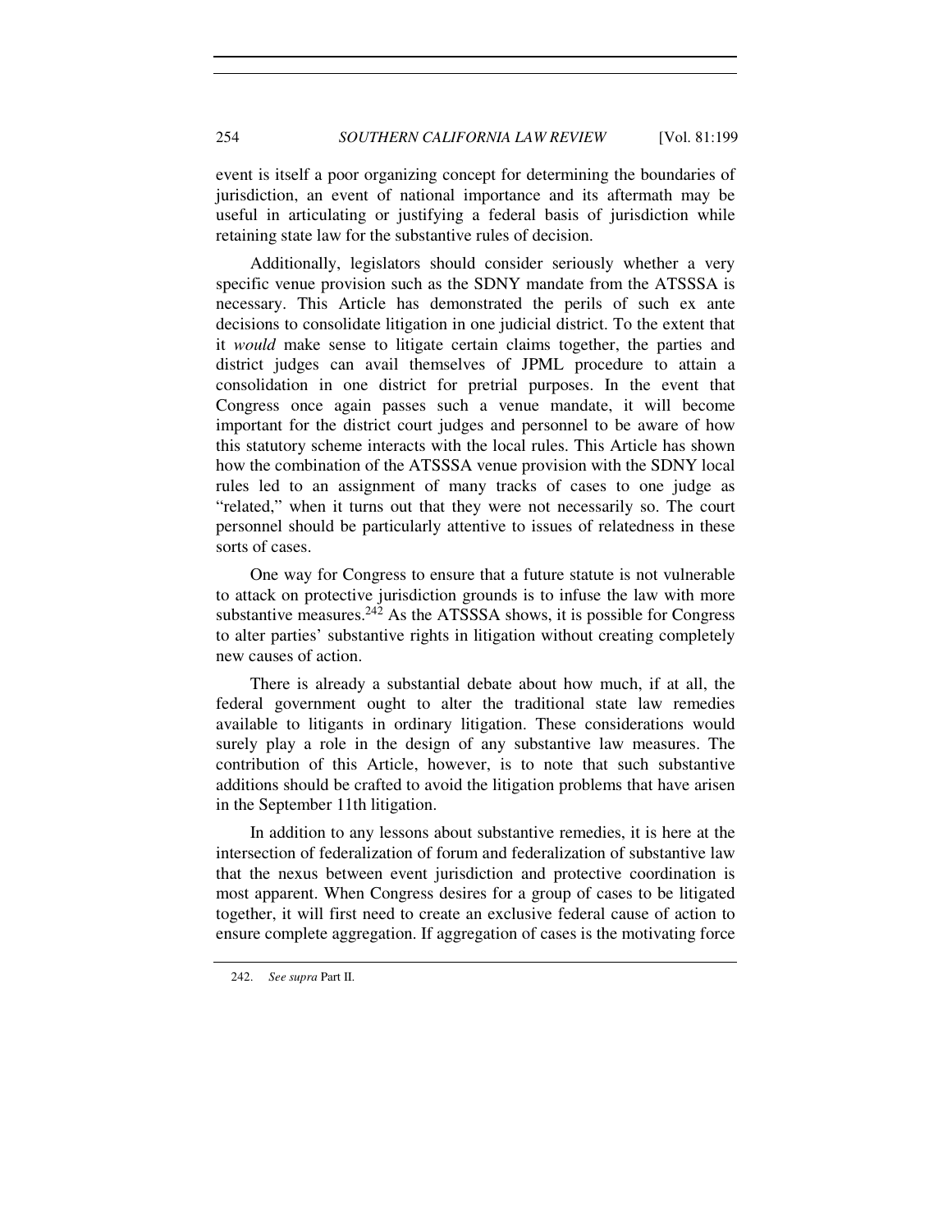event is itself a poor organizing concept for determining the boundaries of jurisdiction, an event of national importance and its aftermath may be useful in articulating or justifying a federal basis of jurisdiction while retaining state law for the substantive rules of decision.

Additionally, legislators should consider seriously whether a very specific venue provision such as the SDNY mandate from the ATSSSA is necessary. This Article has demonstrated the perils of such ex ante decisions to consolidate litigation in one judicial district. To the extent that it *would* make sense to litigate certain claims together, the parties and district judges can avail themselves of JPML procedure to attain a consolidation in one district for pretrial purposes. In the event that Congress once again passes such a venue mandate, it will become important for the district court judges and personnel to be aware of how this statutory scheme interacts with the local rules. This Article has shown how the combination of the ATSSSA venue provision with the SDNY local rules led to an assignment of many tracks of cases to one judge as "related," when it turns out that they were not necessarily so. The court personnel should be particularly attentive to issues of relatedness in these sorts of cases.

One way for Congress to ensure that a future statute is not vulnerable to attack on protective jurisdiction grounds is to infuse the law with more substantive measures.[242] As the ATSSSA shows, it is possible for Congress to alter parties' substantive rights in litigation without creating completely new causes of action.

There is already a substantial debate about how much, if at all, the federal government ought to alter the traditional state law remedies available to litigants in ordinary litigation. These considerations would surely play a role in the design of any substantive law measures. The contribution of this Article, however, is to note that such substantive additions should be crafted to avoid the litigation problems that have arisen in the September 11th litigation.

In addition to any lessons about substantive remedies, it is here at the intersection of federalization of forum and federalization of substantive law that the nexus between event jurisdiction and protective coordination is most apparent. When Congress desires for a group of cases to be litigated together, it will first need to create an exclusive federal cause of action to ensure complete aggregation. If aggregation of cases is the motivating force

242. *See supra* Part II.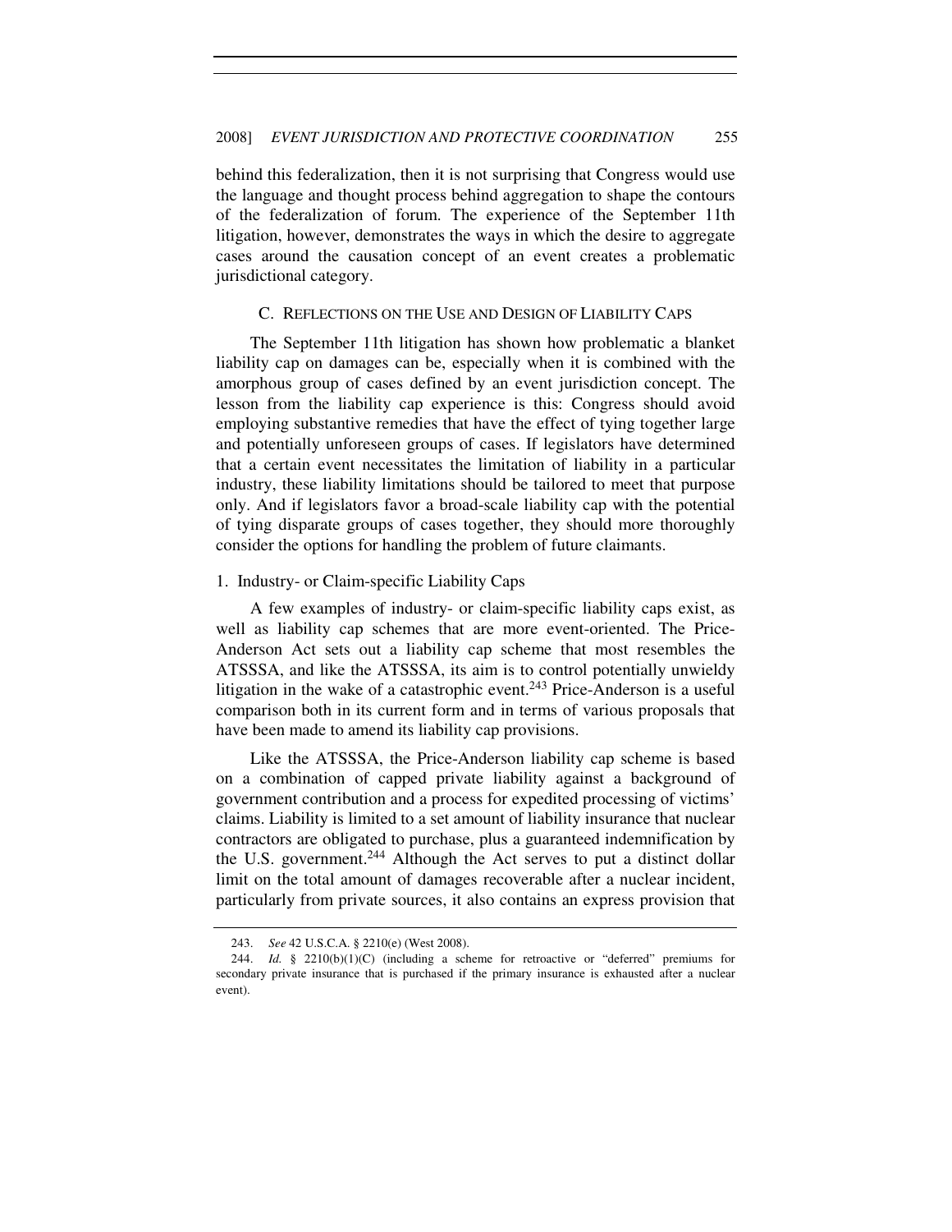behind this federalization, then it is not surprising that Congress would use the language and thought process behind aggregation to shape the contours of the federalization of forum. The experience of the September 11th litigation, however, demonstrates the ways in which the desire to aggregate cases around the causation concept of an event creates a problematic jurisdictional category.

### C. REFLECTIONS ON THE USE AND DESIGN OF LIABILITY CAPS

The September 11th litigation has shown how problematic a blanket liability cap on damages can be, especially when it is combined with the amorphous group of cases defined by an event jurisdiction concept. The lesson from the liability cap experience is this: Congress should avoid employing substantive remedies that have the effect of tying together large and potentially unforeseen groups of cases. If legislators have determined that a certain event necessitates the limitation of liability in a particular industry, these liability limitations should be tailored to meet that purpose only. And if legislators favor a broad-scale liability cap with the potential of tying disparate groups of cases together, they should more thoroughly consider the options for handling the problem of future claimants.

#### 1. Industry- or Claim-specific Liability Caps

A few examples of industry- or claim-specific liability caps exist, as well as liability cap schemes that are more event-oriented. The Price-Anderson Act sets out a liability cap scheme that most resembles the ATSSSA, and like the ATSSSA, its aim is to control potentially unwieldy litigation in the wake of a catastrophic event.[243] Price-Anderson is a useful comparison both in its current form and in terms of various proposals that have been made to amend its liability cap provisions.

Like the ATSSSA, the Price-Anderson liability cap scheme is based on a combination of capped private liability against a background of government contribution and a process for expedited processing of victims' claims. Liability is limited to a set amount of liability insurance that nuclear contractors are obligated to purchase, plus a guaranteed indemnification by the U.S. government.[244] Although the Act serves to put a distinct dollar limit on the total amount of damages recoverable after a nuclear incident, particularly from private sources, it also contains an express provision that

---

243. *See* 42 U.S.C.A. § 2210(e) (West 2008).

244. *Id.* § 2210(b)(1)(C) (including a scheme for retroactive or "deferred" premiums for secondary private insurance that is purchased if the primary insurance is exhausted after a nuclear event).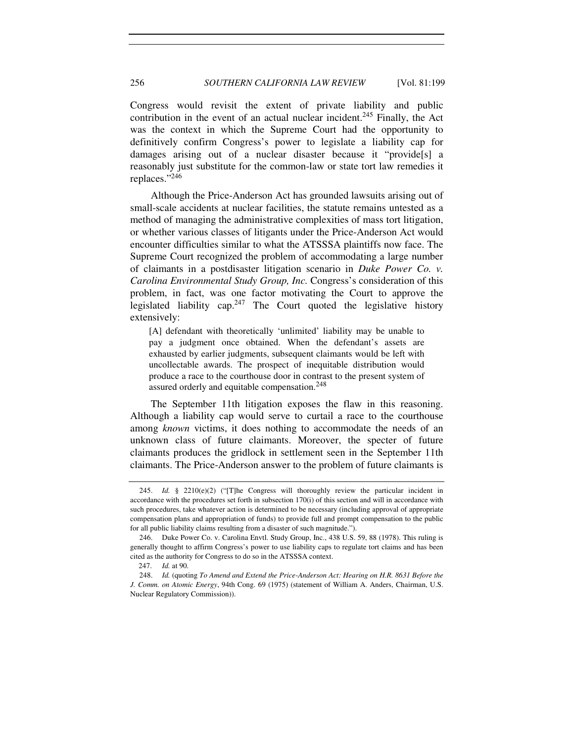Congress would revisit the extent of private liability and public contribution in the event of an actual nuclear incident.[245] Finally, the Act was the context in which the Supreme Court had the opportunity to definitively confirm Congress's power to legislate a liability cap for damages arising out of a nuclear disaster because it "provide[s] a reasonably just substitute for the common-law or state tort law remedies it replaces."[246]

Although the Price-Anderson Act has grounded lawsuits arising out of small-scale accidents at nuclear facilities, the statute remains untested as a method of managing the administrative complexities of mass tort litigation, or whether various classes of litigants under the Price-Anderson Act would encounter difficulties similar to what the ATSSSA plaintiffs now face. The Supreme Court recognized the problem of accommodating a large number of claimants in a postdisaster litigation scenario in *Duke Power Co. v. Carolina Environmental Study Group, Inc.* Congress's consideration of this problem, in fact, was one factor motivating the Court to approve the legislated liability cap.[247] The Court quoted the legislative history extensively:

> [A] defendant with theoretically 'unlimited' liability may be unable to pay a judgment once obtained. When the defendant's assets are exhausted by earlier judgments, subsequent claimants would be left with uncollectable awards. The prospect of inequitable distribution would produce a race to the courthouse door in contrast to the present system of assured orderly and equitable compensation.[248]

The September 11th litigation exposes the flaw in this reasoning. Although a liability cap would serve to curtail a race to the courthouse among *known* victims, it does nothing to accommodate the needs of an unknown class of future claimants. Moreover, the specter of future claimants produces the gridlock in settlement seen in the September 11th claimants. The Price-Anderson answer to the problem of future claimants is

---

245. *Id.* § 2210(e)(2) ("[T]he Congress will thoroughly review the particular incident in accordance with the procedures set forth in subsection 170(i) of this section and will in accordance with such procedures, take whatever action is determined to be necessary (including approval of appropriate compensation plans and appropriation of funds) to provide full and prompt compensation to the public for all public liability claims resulting from a disaster of such magnitude.").

246. Duke Power Co. v. Carolina Envtl. Study Group, Inc., 438 U.S. 59, 88 (1978). This ruling is generally thought to affirm Congress's power to use liability caps to regulate tort claims and has been cited as the authority for Congress to do so in the ATSSSA context.

247. *Id.* at 90.

248. *Id.* (quoting *To Amend and Extend the Price-Anderson Act: Hearing on H.R. 8631 Before the J. Comm. on Atomic Energy*, 94th Cong. 69 (1975) (statement of William A. Anders, Chairman, U.S. Nuclear Regulatory Commission)).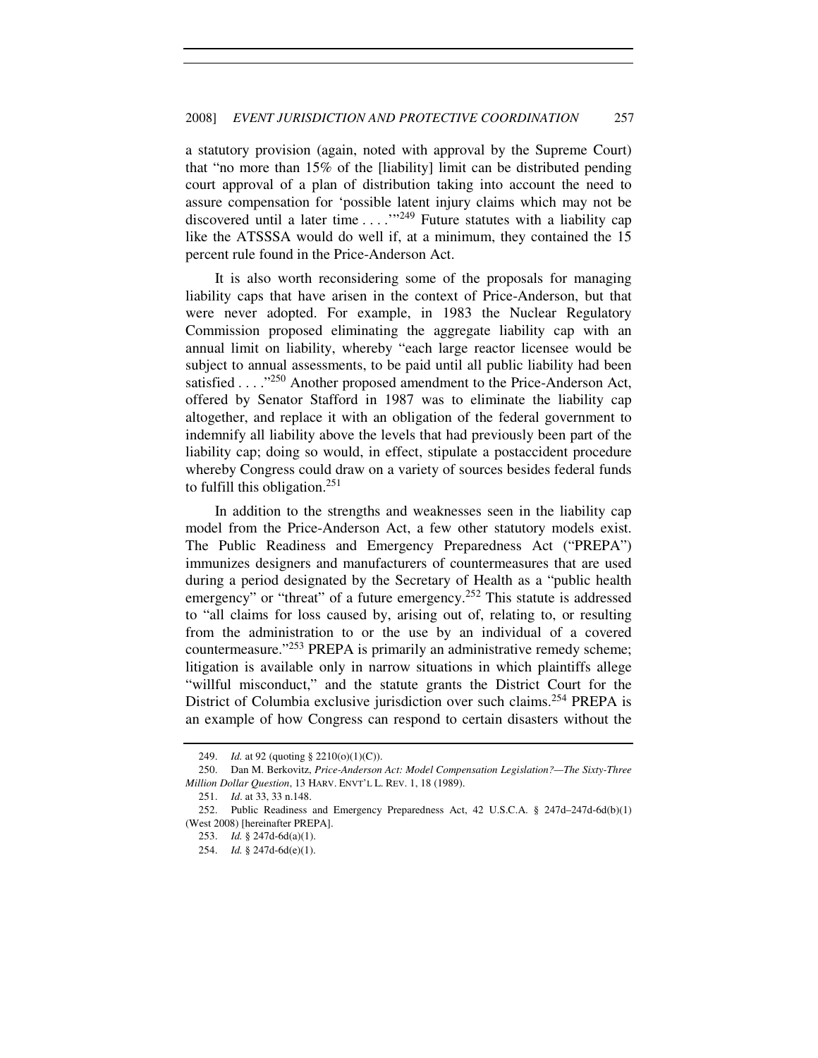a statutory provision (again, noted with approval by the Supreme Court) that "no more than 15% of the [liability] limit can be distributed pending court approval of a plan of distribution taking into account the need to assure compensation for 'possible latent injury claims which may not be discovered until a later time . . . .'"[249] Future statutes with a liability cap like the ATSSSA would do well if, at a minimum, they contained the 15 percent rule found in the Price-Anderson Act.

It is also worth reconsidering some of the proposals for managing liability caps that have arisen in the context of Price-Anderson, but that were never adopted. For example, in 1983 the Nuclear Regulatory Commission proposed eliminating the aggregate liability cap with an annual limit on liability, whereby "each large reactor licensee would be subject to annual assessments, to be paid until all public liability had been satisfied . . . ."[250] Another proposed amendment to the Price-Anderson Act, offered by Senator Stafford in 1987 was to eliminate the liability cap altogether, and replace it with an obligation of the federal government to indemnify all liability above the levels that had previously been part of the liability cap; doing so would, in effect, stipulate a postaccident procedure whereby Congress could draw on a variety of sources besides federal funds to fulfill this obligation.[251]

In addition to the strengths and weaknesses seen in the liability cap model from the Price-Anderson Act, a few other statutory models exist. The Public Readiness and Emergency Preparedness Act ("PREPA") immunizes designers and manufacturers of countermeasures that are used during a period designated by the Secretary of Health as a "public health emergency" or "threat" of a future emergency.[252] This statute is addressed to "all claims for loss caused by, arising out of, relating to, or resulting from the administration to or the use by an individual of a covered countermeasure."[253] PREPA is primarily an administrative remedy scheme; litigation is available only in narrow situations in which plaintiffs allege "willful misconduct," and the statute grants the District Court for the District of Columbia exclusive jurisdiction over such claims.[254] PREPA is an example of how Congress can respond to certain disasters without the

---

249. *Id.* at 92 (quoting § 2210(o)(1)(C)).

250. Dan M. Berkovitz, *Price-Anderson Act: Model Compensation Legislation?—The Sixty-Three Million Dollar Question*, 13 HARV. ENVT'L L. REV. 1, 18 (1989).

251. *Id.* at 33, 33 n.148.

252. Public Readiness and Emergency Preparedness Act, 42 U.S.C.A. § 247d–247d-6d(b)(1) (West 2008) [hereinafter PREPA].

253. *Id.* § 247d-6d(a)(1).

254. *Id.* § 247d-6d(e)(1).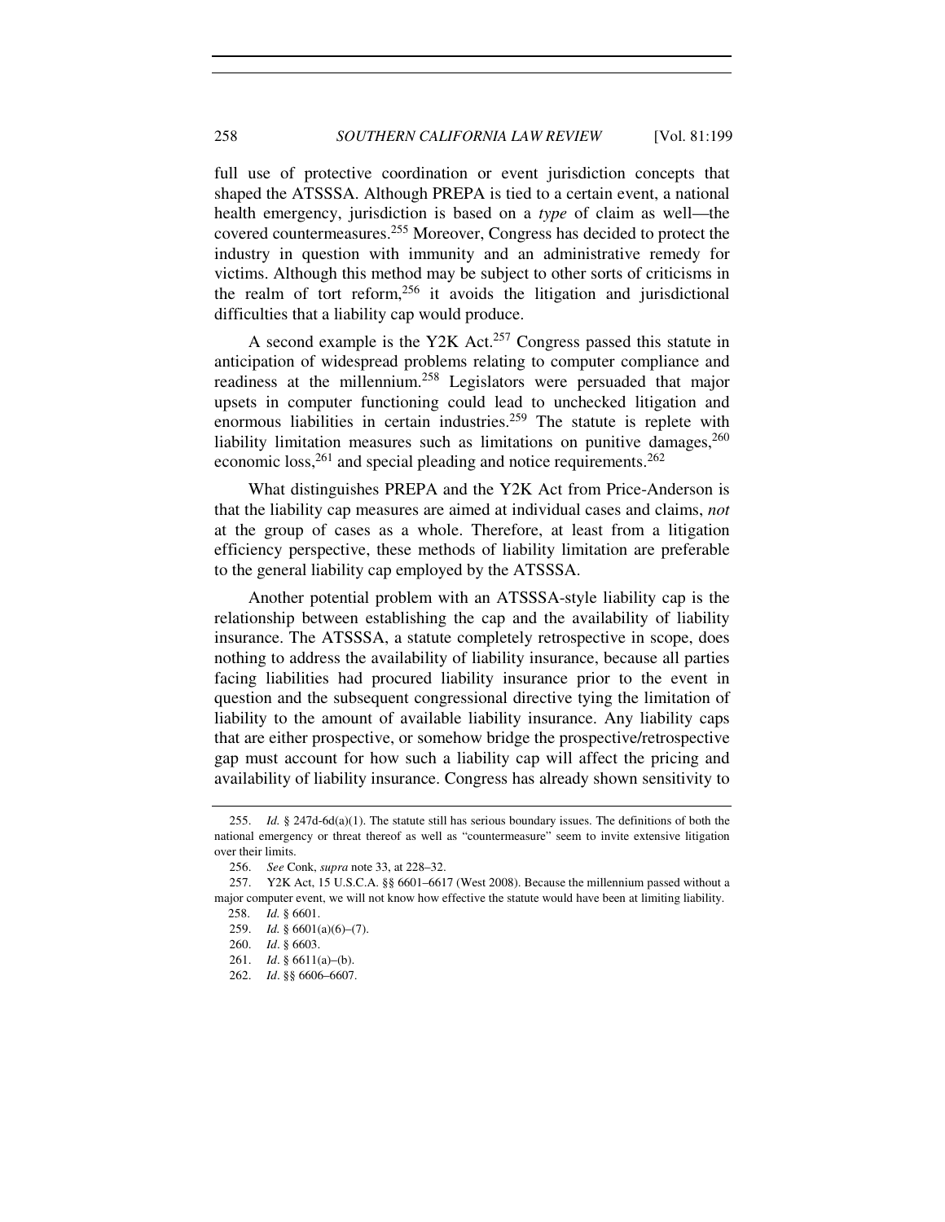full use of protective coordination or event jurisdiction concepts that shaped the ATSSSA. Although PREPA is tied to a certain event, a national health emergency, jurisdiction is based on a *type* of claim as well—the covered countermeasures.[255] Moreover, Congress has decided to protect the industry in question with immunity and an administrative remedy for victims. Although this method may be subject to other sorts of criticisms in the realm of tort reform,[256] it avoids the litigation and jurisdictional difficulties that a liability cap would produce.

A second example is the Y2K Act.[257] Congress passed this statute in anticipation of widespread problems relating to computer compliance and readiness at the millennium.[258] Legislators were persuaded that major upsets in computer functioning could lead to unchecked litigation and enormous liabilities in certain industries.[259] The statute is replete with liability limitation measures such as limitations on punitive damages,[260] economic loss,[261] and special pleading and notice requirements.[262]

What distinguishes PREPA and the Y2K Act from Price-Anderson is that the liability cap measures are aimed at individual cases and claims, *not* at the group of cases as a whole. Therefore, at least from a litigation efficiency perspective, these methods of liability limitation are preferable to the general liability cap employed by the ATSSSA.

Another potential problem with an ATSSSA-style liability cap is the relationship between establishing the cap and the availability of liability insurance. The ATSSSA, a statute completely retrospective in scope, does nothing to address the availability of liability insurance, because all parties facing liabilities had procured liability insurance prior to the event in question and the subsequent congressional directive tying the limitation of liability to the amount of available liability insurance. Any liability caps that are either prospective, or somehow bridge the prospective/retrospective gap must account for how such a liability cap will affect the pricing and availability of liability insurance. Congress has already shown sensitivity to

---

255. *Id.* § 247d-6d(a)(1). The statute still has serious boundary issues. The definitions of both the national emergency or threat thereof as well as "countermeasure" seem to invite extensive litigation over their limits.

256. *See* Conk, *supra* note 33, at 228–32.

257. Y2K Act, 15 U.S.C.A. §§ 6601–6617 (West 2008). Because the millennium passed without a major computer event, we will not know how effective the statute would have been at limiting liability.

258. *Id.* § 6601.

259. *Id.* § 6601(a)(6)–(7).

260. *Id*. § 6603.

261. *Id*. § 6611(a)–(b).

262. *Id*. §§ 6606–6607.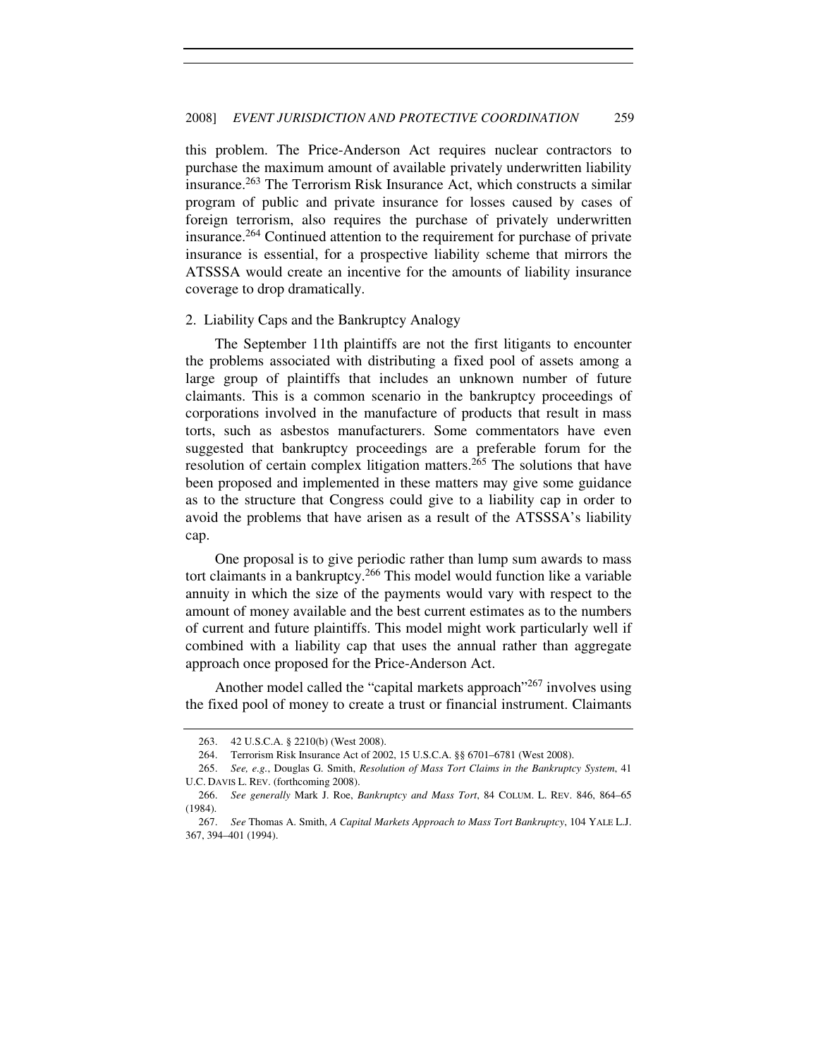this problem. The Price-Anderson Act requires nuclear contractors to purchase the maximum amount of available privately underwritten liability insurance.[263] The Terrorism Risk Insurance Act, which constructs a similar program of public and private insurance for losses caused by cases of foreign terrorism, also requires the purchase of privately underwritten insurance.[264] Continued attention to the requirement for purchase of private insurance is essential, for a prospective liability scheme that mirrors the ATSSSA would create an incentive for the amounts of liability insurance coverage to drop dramatically.

2. Liability Caps and the Bankruptcy Analogy

The September 11th plaintiffs are not the first litigants to encounter the problems associated with distributing a fixed pool of assets among a large group of plaintiffs that includes an unknown number of future claimants. This is a common scenario in the bankruptcy proceedings of corporations involved in the manufacture of products that result in mass torts, such as asbestos manufacturers. Some commentators have even suggested that bankruptcy proceedings are a preferable forum for the resolution of certain complex litigation matters.[265] The solutions that have been proposed and implemented in these matters may give some guidance as to the structure that Congress could give to a liability cap in order to avoid the problems that have arisen as a result of the ATSSSA's liability cap.

One proposal is to give periodic rather than lump sum awards to mass tort claimants in a bankruptcy.[266] This model would function like a variable annuity in which the size of the payments would vary with respect to the amount of money available and the best current estimates as to the numbers of current and future plaintiffs. This model might work particularly well if combined with a liability cap that uses the annual rather than aggregate approach once proposed for the Price-Anderson Act.

Another model called the "capital markets approach"[267] involves using the fixed pool of money to create a trust or financial instrument. Claimants

---

263. 42 U.S.C.A. § 2210(b) (West 2008).

264. Terrorism Risk Insurance Act of 2002, 15 U.S.C.A. §§ 6701–6781 (West 2008).

265. *See, e.g.*, Douglas G. Smith, *Resolution of Mass Tort Claims in the Bankruptcy System*, 41 U.C. DAVIS L. REV. (forthcoming 2008).

266. *See generally* Mark J. Roe, *Bankruptcy and Mass Tort*, 84 COLUM. L. REV. 846, 864–65 (1984).

267. *See* Thomas A. Smith, *A Capital Markets Approach to Mass Tort Bankruptcy*, 104 YALE L.J. 367, 394–401 (1994).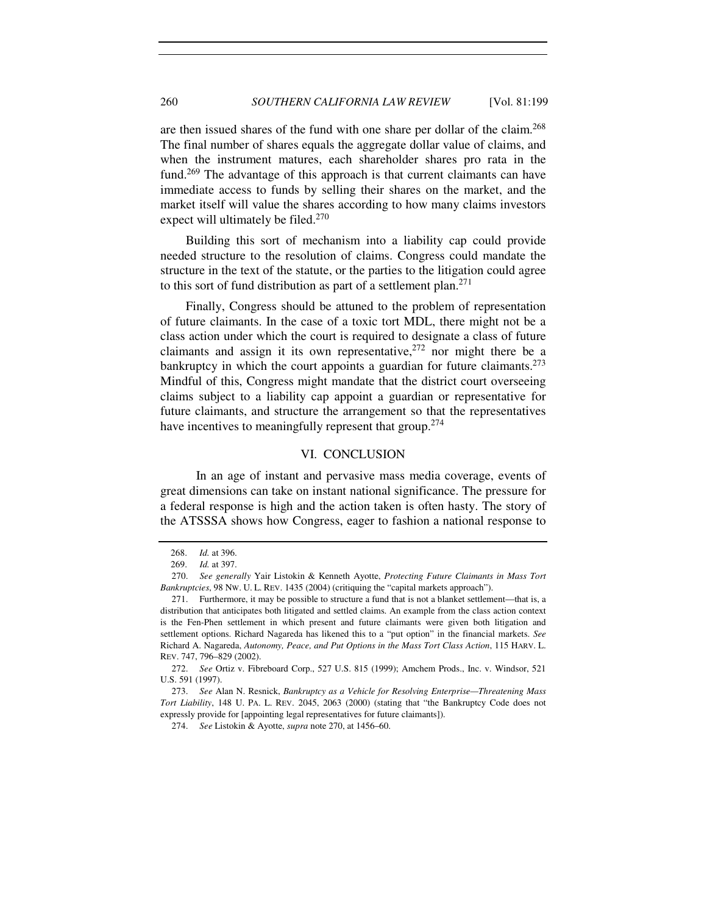are then issued shares of the fund with one share per dollar of the claim.[268] The final number of shares equals the aggregate dollar value of claims, and when the instrument matures, each shareholder shares pro rata in the fund.[269] The advantage of this approach is that current claimants can have immediate access to funds by selling their shares on the market, and the market itself will value the shares according to how many claims investors expect will ultimately be filed.[270]

Building this sort of mechanism into a liability cap could provide needed structure to the resolution of claims. Congress could mandate the structure in the text of the statute, or the parties to the litigation could agree to this sort of fund distribution as part of a settlement plan.[271]

Finally, Congress should be attuned to the problem of representation of future claimants. In the case of a toxic tort MDL, there might not be a class action under which the court is required to designate a class of future claimants and assign it its own representative,[272] nor might there be a bankruptcy in which the court appoints a guardian for future claimants.[273] Mindful of this, Congress might mandate that the district court overseeing claims subject to a liability cap appoint a guardian or representative for future claimants, and structure the arrangement so that the representatives have incentives to meaningfully represent that group.[274]

## VI. CONCLUSION

In an age of instant and pervasive mass media coverage, events of great dimensions can take on instant national significance. The pressure for a federal response is high and the action taken is often hasty. The story of the ATSSSA shows how Congress, eager to fashion a national response to

---

268. *Id.* at 396.

269. *Id.* at 397.

270. *See generally* Yair Listokin & Kenneth Ayotte, *Protecting Future Claimants in Mass Tort Bankruptcies*, 98 NW. U. L. REV. 1435 (2004) (critiquing the "capital markets approach").

271. Furthermore, it may be possible to structure a fund that is not a blanket settlement—that is, a distribution that anticipates both litigated and settled claims. An example from the class action context is the Fen-Phen settlement in which present and future claimants were given both litigation and settlement options. Richard Nagareda has likened this to a "put option" in the financial markets. *See* Richard A. Nagareda, *Autonomy, Peace, and Put Options in the Mass Tort Class Action*, 115 HARV. L. REV. 747, 796–829 (2002).

272. *See* Ortiz v. Fibreboard Corp., 527 U.S. 815 (1999); Amchem Prods., Inc. v. Windsor, 521 U.S. 591 (1997).

273. *See* Alan N. Resnick, *Bankruptcy as a Vehicle for Resolving Enterprise—Threatening Mass Tort Liability*, 148 U. PA. L. REV. 2045, 2063 (2000) (stating that "the Bankruptcy Code does not expressly provide for [appointing legal representatives for future claimants]).

274. *See* Listokin & Ayotte, *supra* note 270, at 1456–60.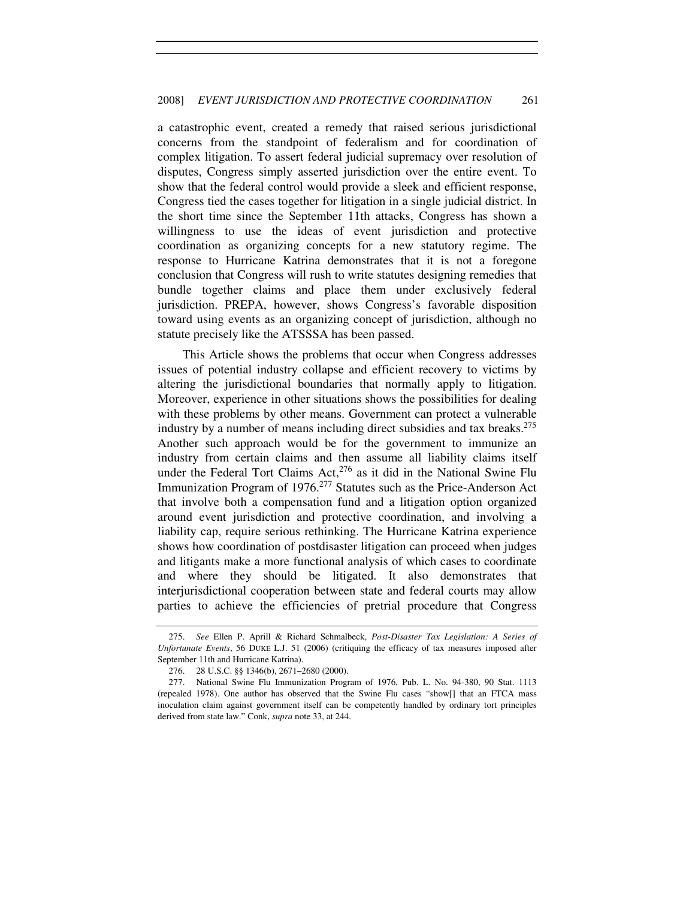a catastrophic event, created a remedy that raised serious jurisdictional concerns from the standpoint of federalism and for coordination of complex litigation. To assert federal judicial supremacy over resolution of disputes, Congress simply asserted jurisdiction over the entire event. To show that the federal control would provide a sleek and efficient response, Congress tied the cases together for litigation in a single judicial district. In the short time since the September 11th attacks, Congress has shown a willingness to use the ideas of event jurisdiction and protective coordination as organizing concepts for a new statutory regime. The response to Hurricane Katrina demonstrates that it is not a foregone conclusion that Congress will rush to write statutes designing remedies that bundle together claims and place them under exclusively federal jurisdiction. PREPA, however, shows Congress's favorable disposition toward using events as an organizing concept of jurisdiction, although no statute precisely like the ATSSSA has been passed.

This Article shows the problems that occur when Congress addresses issues of potential industry collapse and efficient recovery to victims by altering the jurisdictional boundaries that normally apply to litigation. Moreover, experience in other situations shows the possibilities for dealing with these problems by other means. Government can protect a vulnerable industry by a number of means including direct subsidies and tax breaks.[275] Another such approach would be for the government to immunize an industry from certain claims and then assume all liability claims itself under the Federal Tort Claims Act,[276] as it did in the National Swine Flu Immunization Program of 1976.[277] Statutes such as the Price-Anderson Act that involve both a compensation fund and a litigation option organized around event jurisdiction and protective coordination, and involving a liability cap, require serious rethinking. The Hurricane Katrina experience shows how coordination of postdisaster litigation can proceed when judges and litigants make a more functional analysis of which cases to coordinate and where they should be litigated. It also demonstrates that interjurisdictional cooperation between state and federal courts may allow parties to achieve the efficiencies of pretrial procedure that Congress

---

275. *See* Ellen P. Aprill & Richard Schmalbeck, *Post-Disaster Tax Legislation: A Series of Unfortunate Events*, 56 DUKE L.J. 51 (2006) (critiquing the efficacy of tax measures imposed after September 11th and Hurricane Katrina).

276. 28 U.S.C. §§ 1346(b), 2671–2680 (2000).

277. National Swine Flu Immunization Program of 1976, Pub. L. No. 94-380, 90 Stat. 1113 (repealed 1978). One author has observed that the Swine Flu cases "show[] that an FTCA mass inoculation claim against government itself can be competently handled by ordinary tort principles derived from state law." Conk, *supra* note 33, at 244.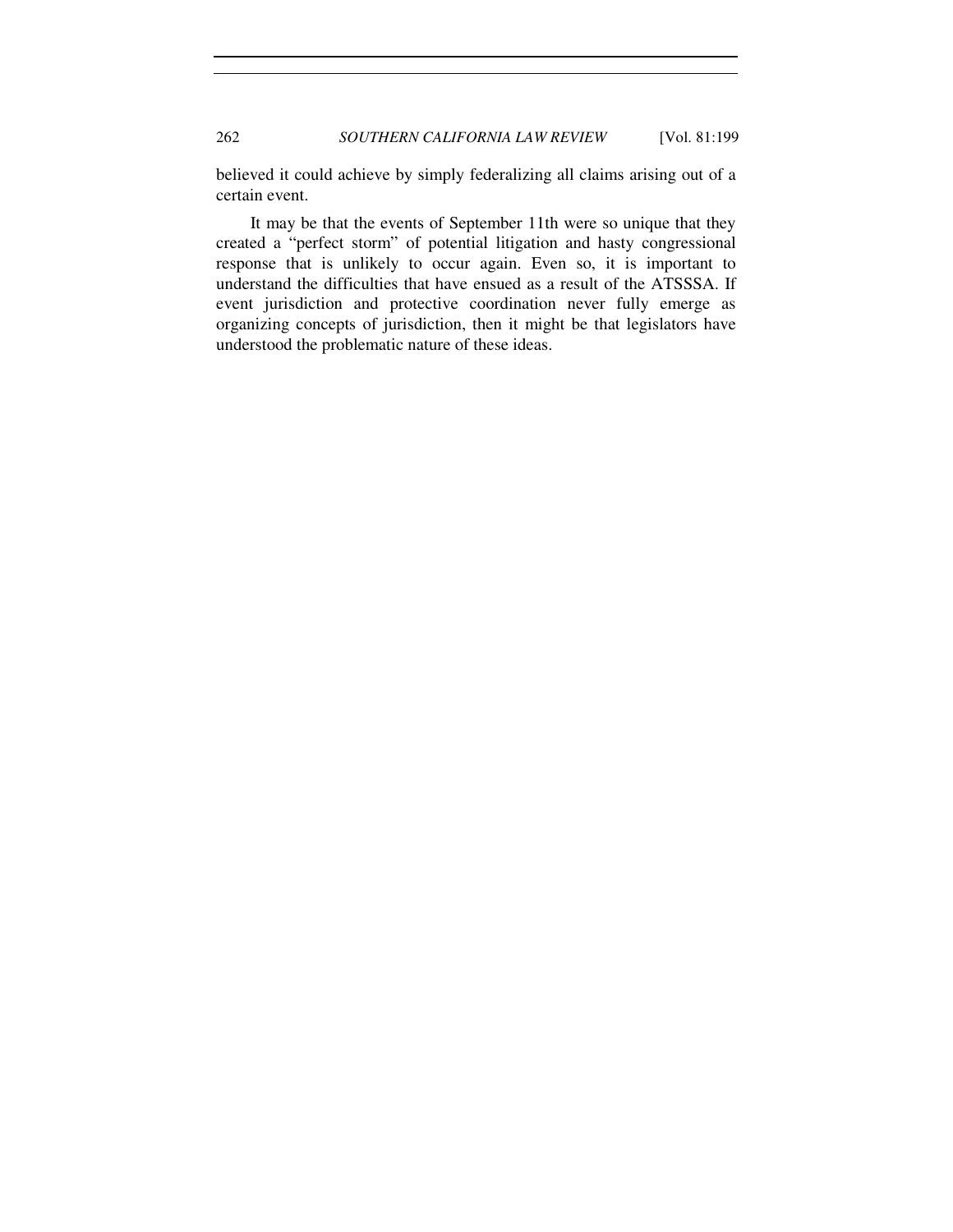believed it could achieve by simply federalizing all claims arising out of a certain event.

It may be that the events of September 11th were so unique that they created a "perfect storm" of potential litigation and hasty congressional response that is unlikely to occur again. Even so, it is important to understand the difficulties that have ensued as a result of the ATSSSA. If event jurisdiction and protective coordination never fully emerge as organizing concepts of jurisdiction, then it might be that legislators have understood the problematic nature of these ideas.